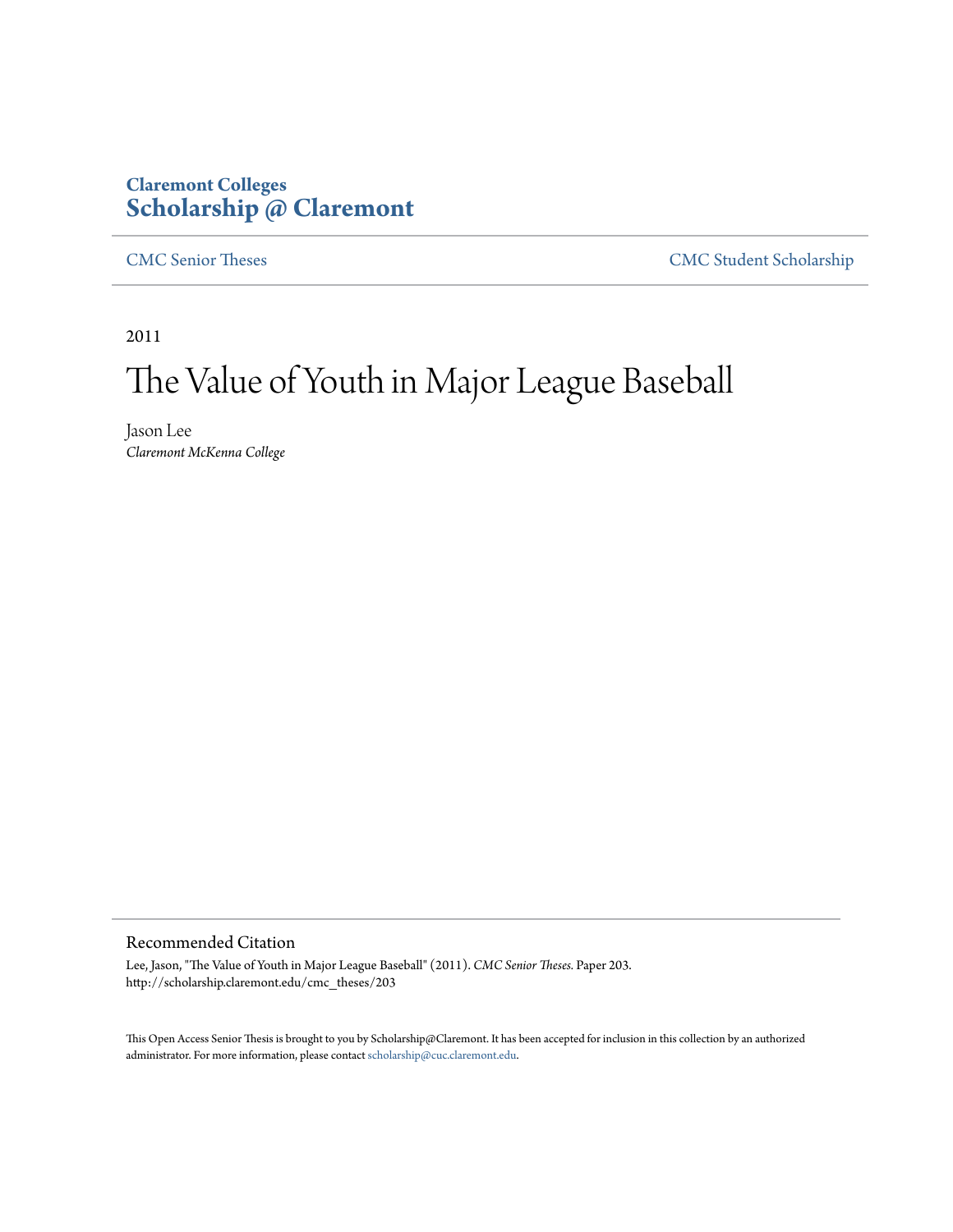Claremont Colleges
**Scholarship @ Claremont**

CMC Senior Theses | CMC Student Scholarship

2011

# The Value of Youth in Major League Baseball

Jason Lee
*Claremont McKenna College*

## Recommended Citation

Lee, Jason, "The Value of Youth in Major League Baseball" (2011). *CMC Senior Theses.* Paper 203.
http://scholarship.claremont.edu/cmc_theses/203

This Open Access Senior Thesis is brought to you by Scholarship@Claremont. It has been accepted for inclusion in this collection by an authorized administrator. For more information, please contact scholarship@cuc.claremont.edu.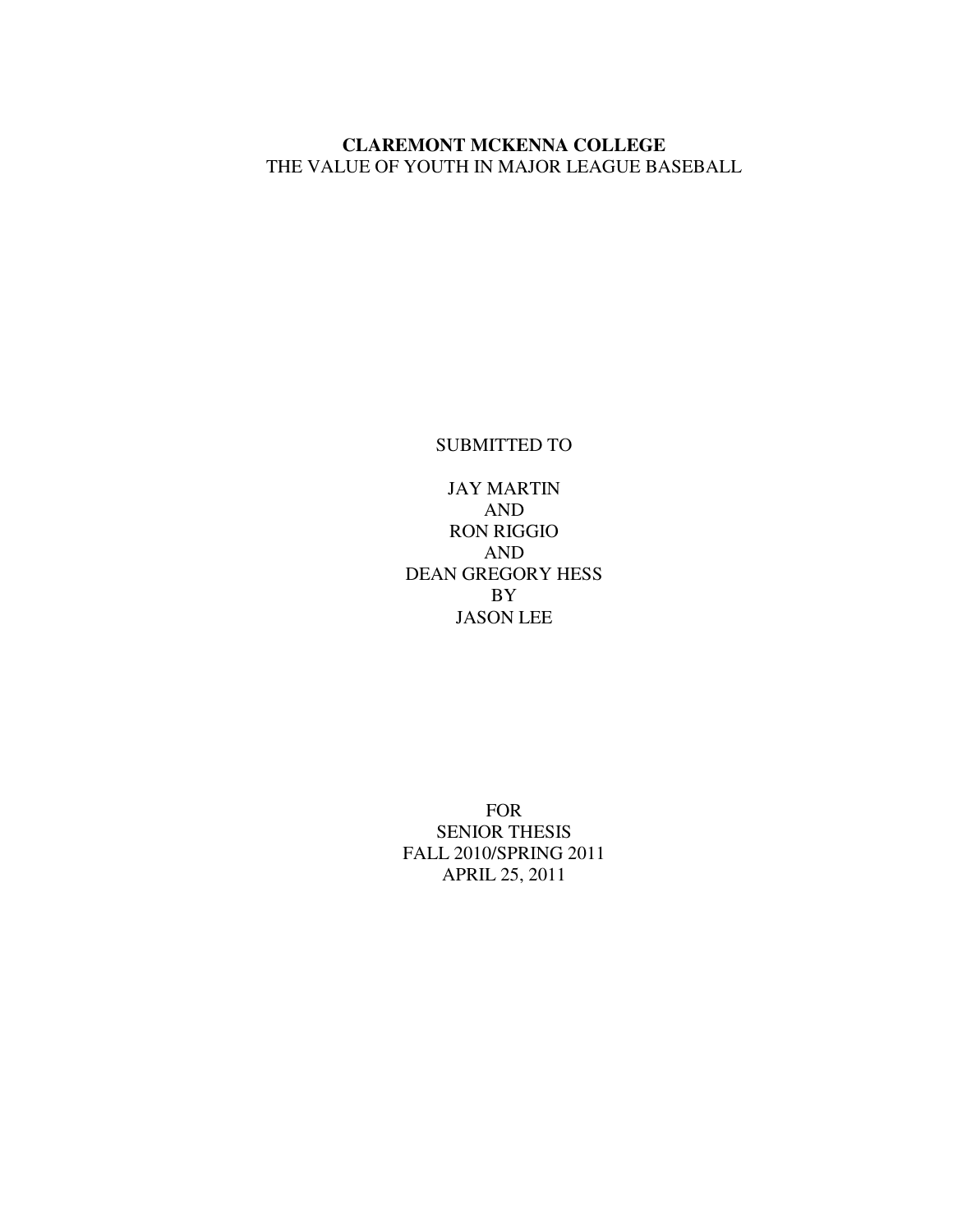**CLAREMONT MCKENNA COLLEGE**
THE VALUE OF YOUTH IN MAJOR LEAGUE BASEBALL

SUBMITTED TO

JAY MARTIN
AND
RON RIGGIO
AND
DEAN GREGORY HESS
BY
JASON LEE

FOR
SENIOR THESIS
FALL 2010/SPRING 2011
APRIL 25, 2011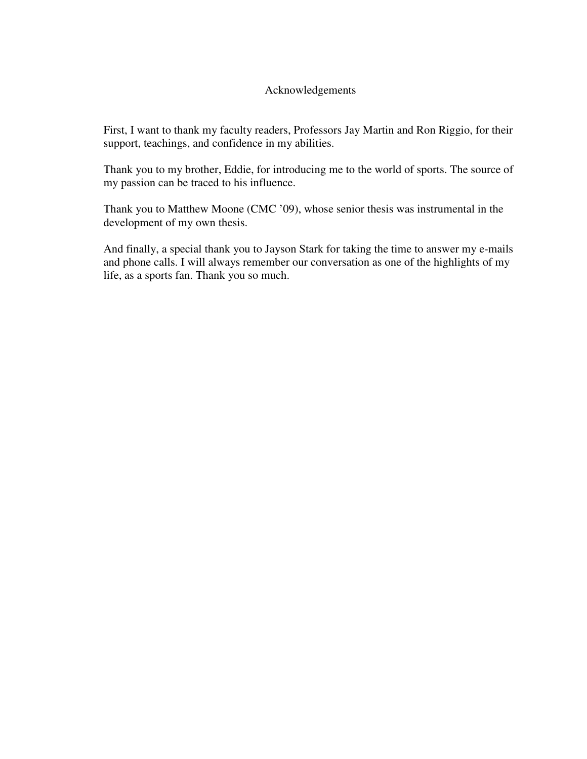# Acknowledgements

First, I want to thank my faculty readers, Professors Jay Martin and Ron Riggio, for their support, teachings, and confidence in my abilities.

Thank you to my brother, Eddie, for introducing me to the world of sports. The source of my passion can be traced to his influence.

Thank you to Matthew Moone (CMC '09), whose senior thesis was instrumental in the development of my own thesis.

And finally, a special thank you to Jayson Stark for taking the time to answer my e-mails and phone calls. I will always remember our conversation as one of the highlights of my life, as a sports fan. Thank you so much.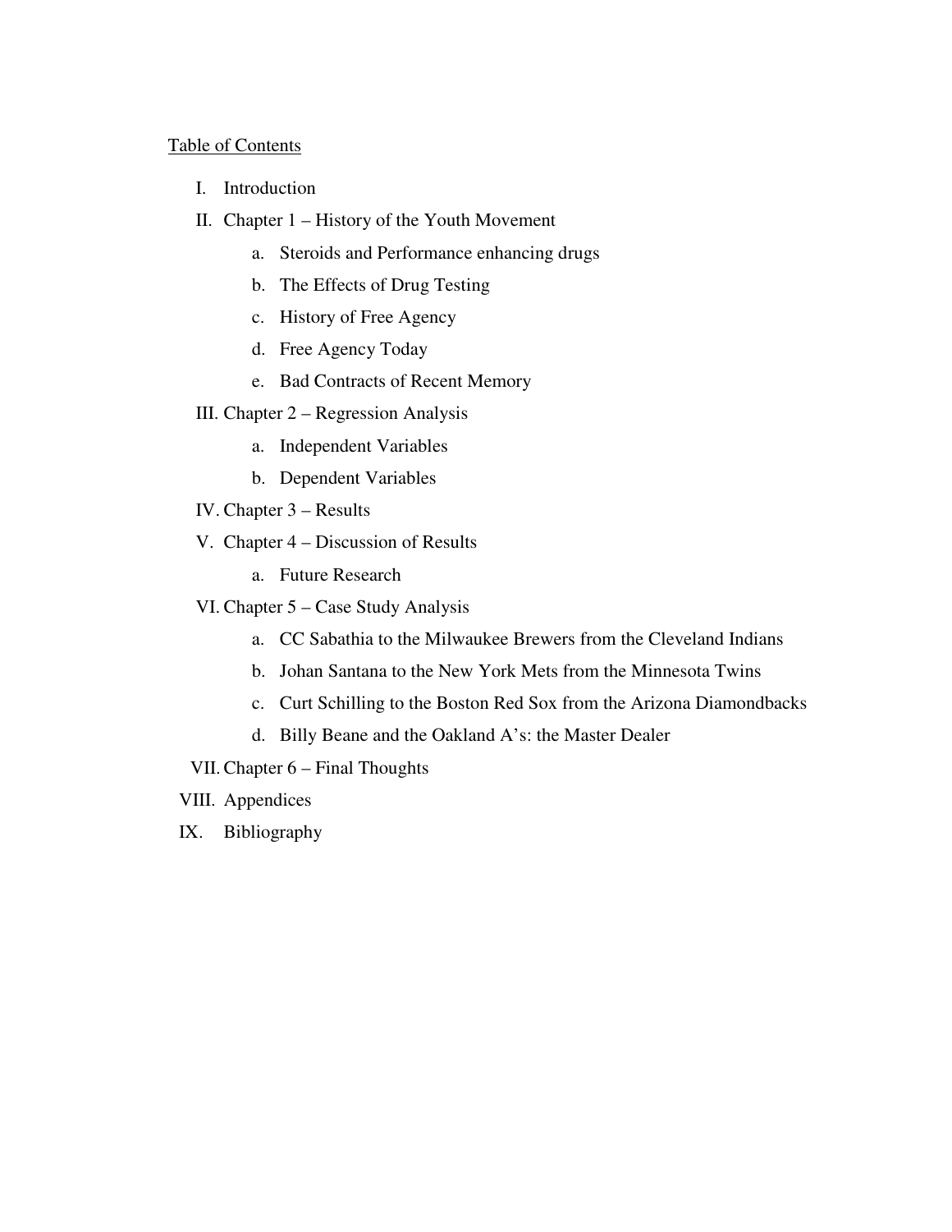Table of Contents

I. Introduction
II. Chapter 1 – History of the Youth Movement
    a. Steroids and Performance enhancing drugs
    b. The Effects of Drug Testing
    c. History of Free Agency
    d. Free Agency Today
    e. Bad Contracts of Recent Memory
III. Chapter 2 – Regression Analysis
    a. Independent Variables
    b. Dependent Variables
IV. Chapter 3 – Results
V. Chapter 4 – Discussion of Results
    a. Future Research
VI. Chapter 5 – Case Study Analysis
    a. CC Sabathia to the Milwaukee Brewers from the Cleveland Indians
    b. Johan Santana to the New York Mets from the Minnesota Twins
    c. Curt Schilling to the Boston Red Sox from the Arizona Diamondbacks
    d. Billy Beane and the Oakland A's: the Master Dealer
VII. Chapter 6 – Final Thoughts
VIII. Appendices
IX. Bibliography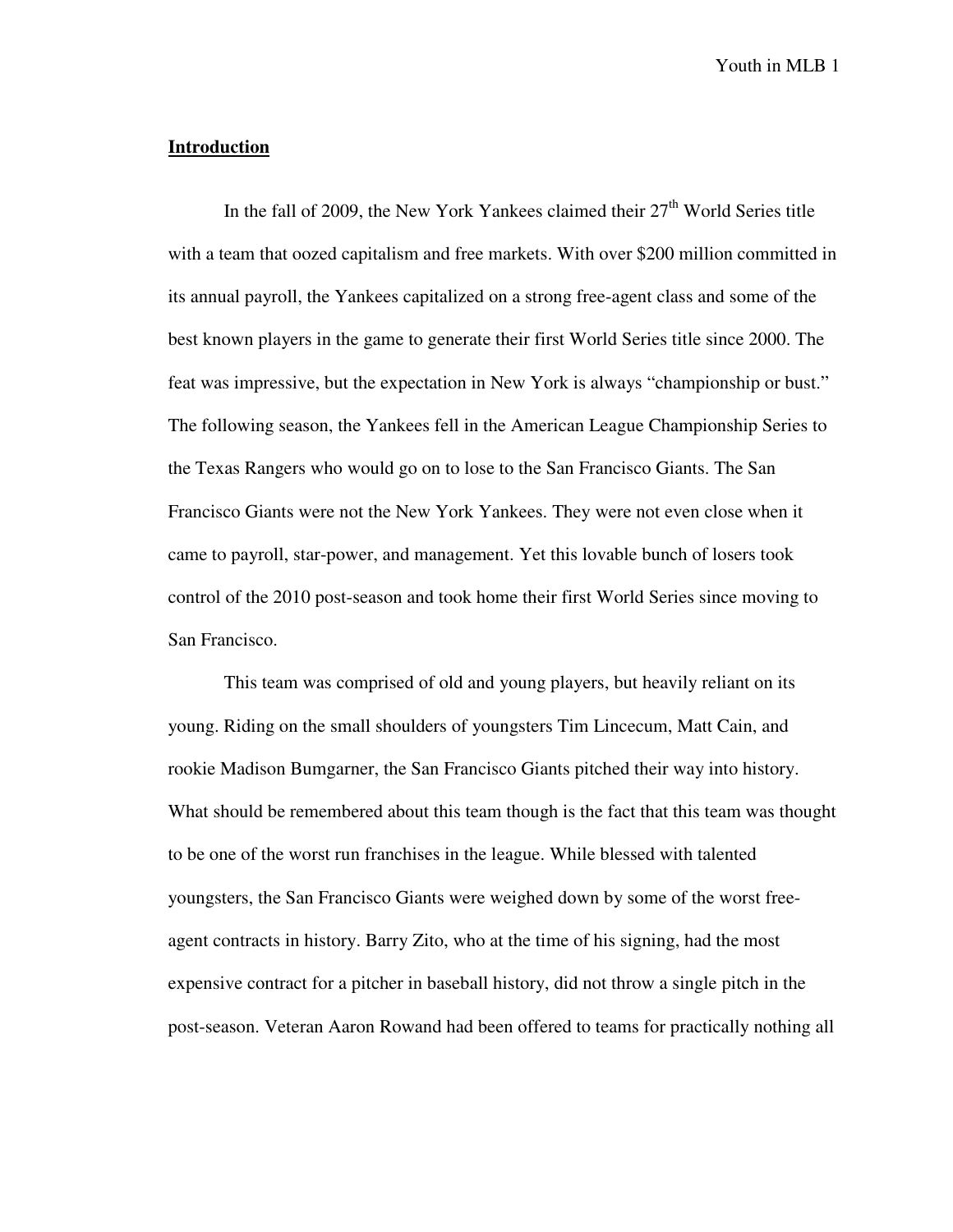## **Introduction**

In the fall of 2009, the New York Yankees claimed their 27th World Series title with a team that oozed capitalism and free markets. With over $200 million committed in its annual payroll, the Yankees capitalized on a strong free-agent class and some of the best known players in the game to generate their first World Series title since 2000. The feat was impressive, but the expectation in New York is always "championship or bust." The following season, the Yankees fell in the American League Championship Series to the Texas Rangers who would go on to lose to the San Francisco Giants. The San Francisco Giants were not the New York Yankees. They were not even close when it came to payroll, star-power, and management. Yet this lovable bunch of losers took control of the 2010 post-season and took home their first World Series since moving to San Francisco.

This team was comprised of old and young players, but heavily reliant on its young. Riding on the small shoulders of youngsters Tim Lincecum, Matt Cain, and rookie Madison Bumgarner, the San Francisco Giants pitched their way into history. What should be remembered about this team though is the fact that this team was thought to be one of the worst run franchises in the league. While blessed with talented youngsters, the San Francisco Giants were weighed down by some of the worst free-agent contracts in history. Barry Zito, who at the time of his signing, had the most expensive contract for a pitcher in baseball history, did not throw a single pitch in the post-season. Veteran Aaron Rowand had been offered to teams for practically nothing all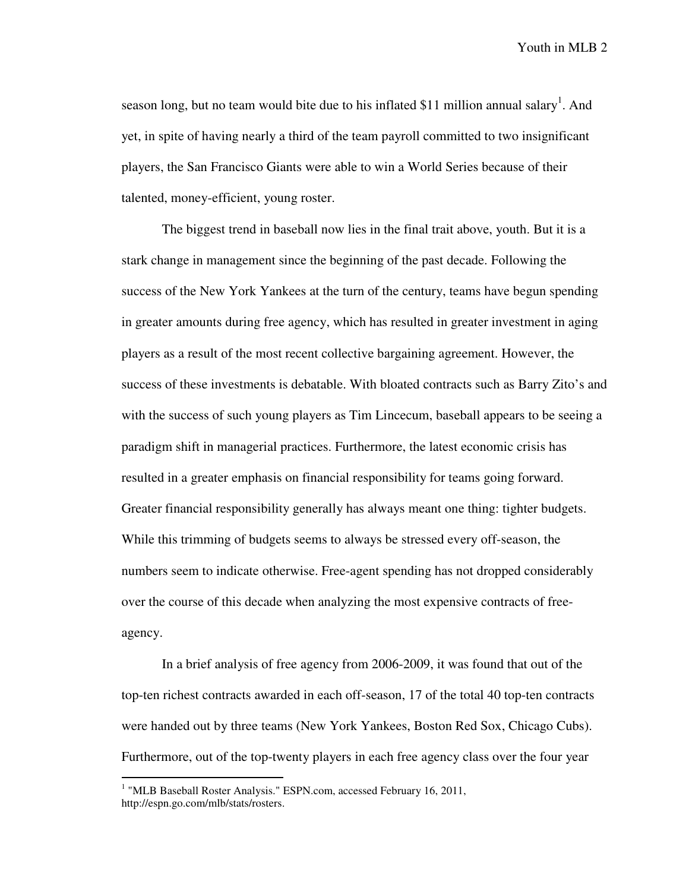season long, but no team would bite due to his inflated $11 million annual salary[1]. And yet, in spite of having nearly a third of the team payroll committed to two insignificant players, the San Francisco Giants were able to win a World Series because of their talented, money-efficient, young roster.

The biggest trend in baseball now lies in the final trait above, youth. But it is a stark change in management since the beginning of the past decade. Following the success of the New York Yankees at the turn of the century, teams have begun spending in greater amounts during free agency, which has resulted in greater investment in aging players as a result of the most recent collective bargaining agreement. However, the success of these investments is debatable. With bloated contracts such as Barry Zito's and with the success of such young players as Tim Lincecum, baseball appears to be seeing a paradigm shift in managerial practices. Furthermore, the latest economic crisis has resulted in a greater emphasis on financial responsibility for teams going forward. Greater financial responsibility generally has always meant one thing: tighter budgets. While this trimming of budgets seems to always be stressed every off-season, the numbers seem to indicate otherwise. Free-agent spending has not dropped considerably over the course of this decade when analyzing the most expensive contracts of free-agency.

In a brief analysis of free agency from 2006-2009, it was found that out of the top-ten richest contracts awarded in each off-season, 17 of the total 40 top-ten contracts were handed out by three teams (New York Yankees, Boston Red Sox, Chicago Cubs). Furthermore, out of the top-twenty players in each free agency class over the four year

---

[1] "MLB Baseball Roster Analysis." ESPN.com, accessed February 16, 2011, http://espn.go.com/mlb/stats/rosters.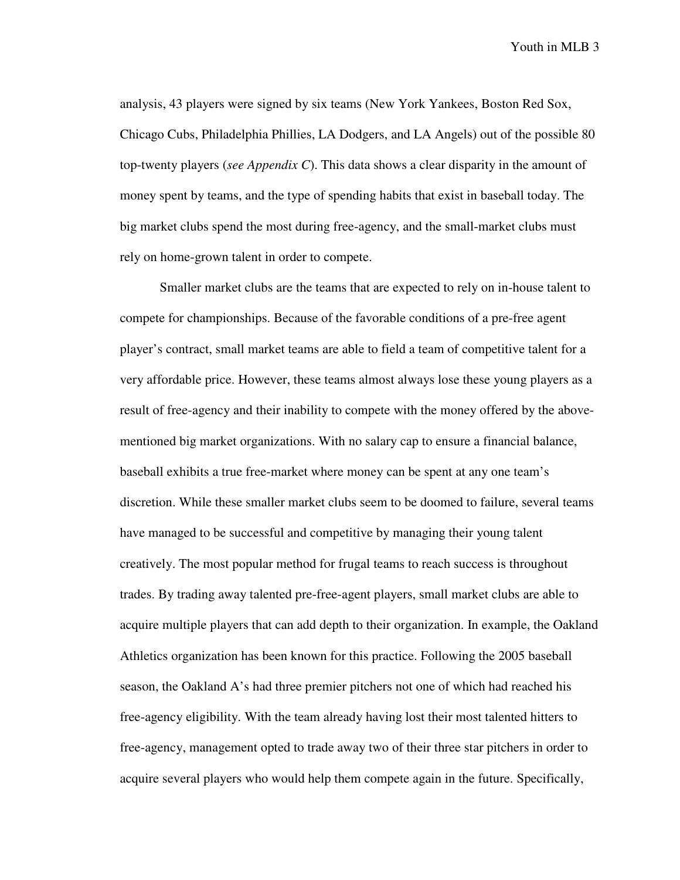analysis, 43 players were signed by six teams (New York Yankees, Boston Red Sox, Chicago Cubs, Philadelphia Phillies, LA Dodgers, and LA Angels) out of the possible 80 top-twenty players (*see Appendix C*). This data shows a clear disparity in the amount of money spent by teams, and the type of spending habits that exist in baseball today. The big market clubs spend the most during free-agency, and the small-market clubs must rely on home-grown talent in order to compete.

Smaller market clubs are the teams that are expected to rely on in-house talent to compete for championships. Because of the favorable conditions of a pre-free agent player's contract, small market teams are able to field a team of competitive talent for a very affordable price. However, these teams almost always lose these young players as a result of free-agency and their inability to compete with the money offered by the above-mentioned big market organizations. With no salary cap to ensure a financial balance, baseball exhibits a true free-market where money can be spent at any one team's discretion. While these smaller market clubs seem to be doomed to failure, several teams have managed to be successful and competitive by managing their young talent creatively. The most popular method for frugal teams to reach success is throughout trades. By trading away talented pre-free-agent players, small market clubs are able to acquire multiple players that can add depth to their organization. In example, the Oakland Athletics organization has been known for this practice. Following the 2005 baseball season, the Oakland A's had three premier pitchers not one of which had reached his free-agency eligibility. With the team already having lost their most talented hitters to free-agency, management opted to trade away two of their three star pitchers in order to acquire several players who would help them compete again in the future. Specifically,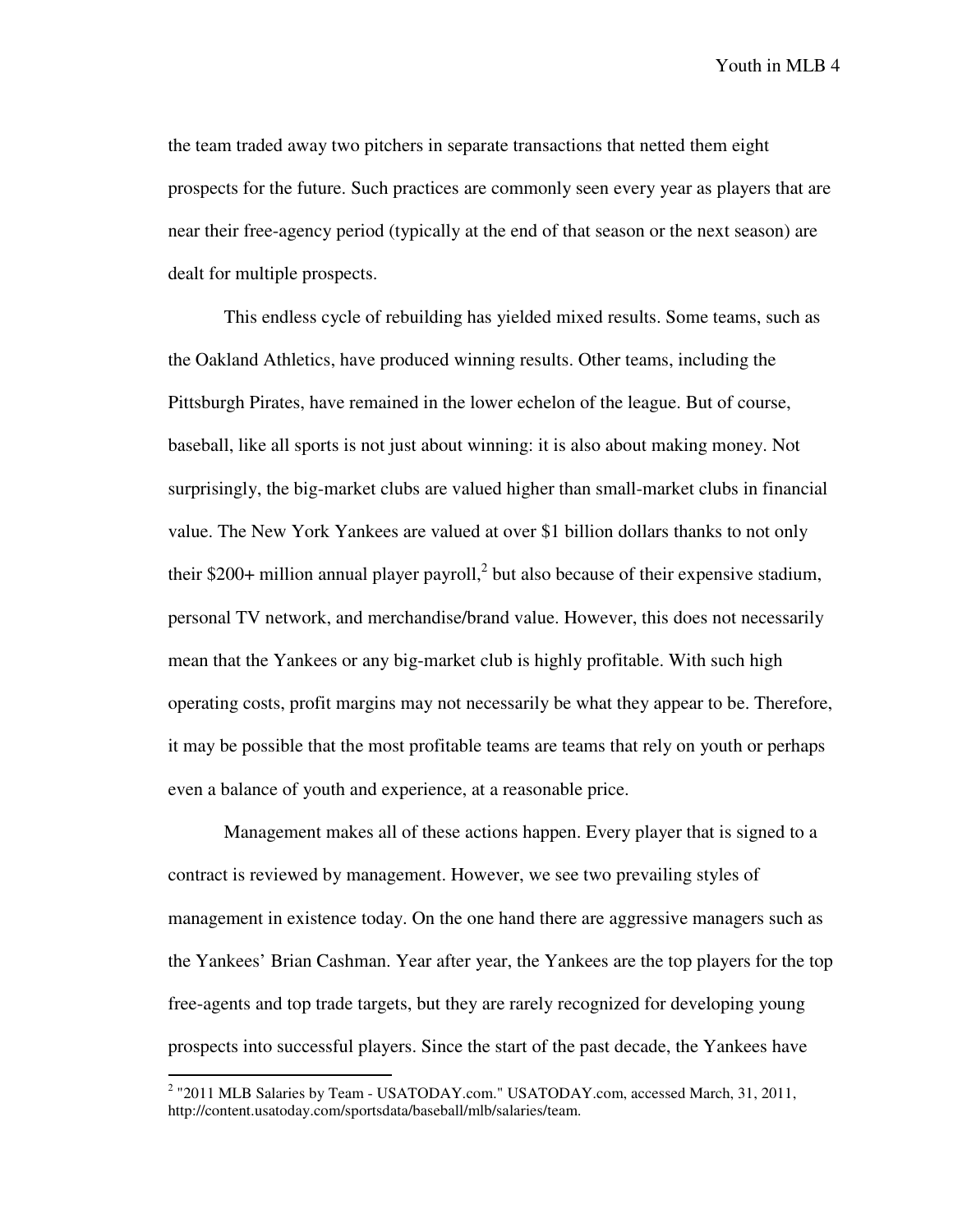the team traded away two pitchers in separate transactions that netted them eight prospects for the future. Such practices are commonly seen every year as players that are near their free-agency period (typically at the end of that season or the next season) are dealt for multiple prospects.

This endless cycle of rebuilding has yielded mixed results. Some teams, such as the Oakland Athletics, have produced winning results. Other teams, including the Pittsburgh Pirates, have remained in the lower echelon of the league. But of course, baseball, like all sports is not just about winning: it is also about making money. Not surprisingly, the big-market clubs are valued higher than small-market clubs in financial value. The New York Yankees are valued at over $1 billion dollars thanks to not only their $200+ million annual player payroll,[2] but also because of their expensive stadium, personal TV network, and merchandise/brand value. However, this does not necessarily mean that the Yankees or any big-market club is highly profitable. With such high operating costs, profit margins may not necessarily be what they appear to be. Therefore, it may be possible that the most profitable teams are teams that rely on youth or perhaps even a balance of youth and experience, at a reasonable price.

Management makes all of these actions happen. Every player that is signed to a contract is reviewed by management. However, we see two prevailing styles of management in existence today. On the one hand there are aggressive managers such as the Yankees' Brian Cashman. Year after year, the Yankees are the top players for the top free-agents and top trade targets, but they are rarely recognized for developing young prospects into successful players. Since the start of the past decade, the Yankees have

[2] "2011 MLB Salaries by Team - USATODAY.com." USATODAY.com, accessed March, 31, 2011, http://content.usatoday.com/sportsdata/baseball/mlb/salaries/team.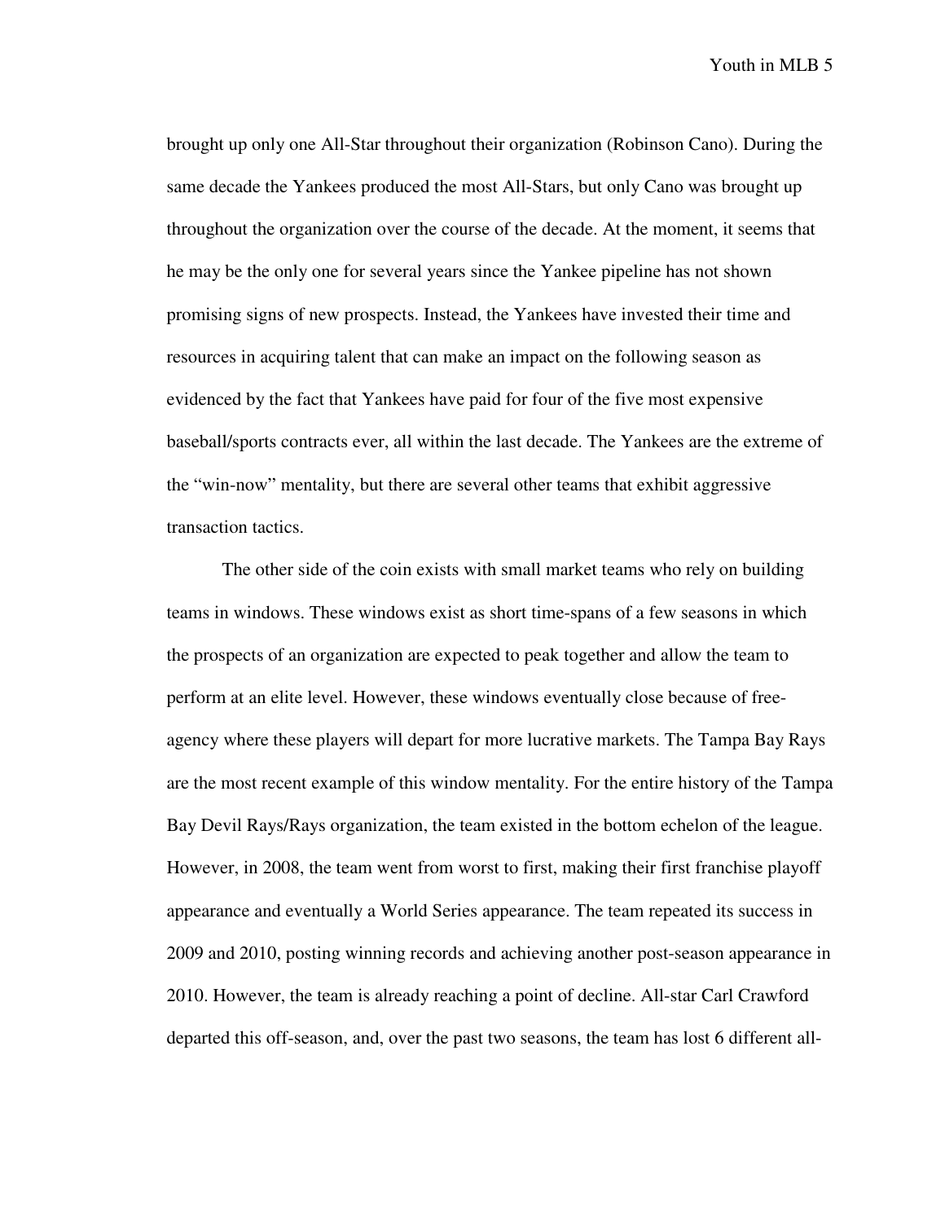brought up only one All-Star throughout their organization (Robinson Cano). During the same decade the Yankees produced the most All-Stars, but only Cano was brought up throughout the organization over the course of the decade. At the moment, it seems that he may be the only one for several years since the Yankee pipeline has not shown promising signs of new prospects. Instead, the Yankees have invested their time and resources in acquiring talent that can make an impact on the following season as evidenced by the fact that Yankees have paid for four of the five most expensive baseball/sports contracts ever, all within the last decade. The Yankees are the extreme of the "win-now" mentality, but there are several other teams that exhibit aggressive transaction tactics.

The other side of the coin exists with small market teams who rely on building teams in windows. These windows exist as short time-spans of a few seasons in which the prospects of an organization are expected to peak together and allow the team to perform at an elite level. However, these windows eventually close because of free-agency where these players will depart for more lucrative markets. The Tampa Bay Rays are the most recent example of this window mentality. For the entire history of the Tampa Bay Devil Rays/Rays organization, the team existed in the bottom echelon of the league. However, in 2008, the team went from worst to first, making their first franchise playoff appearance and eventually a World Series appearance. The team repeated its success in 2009 and 2010, posting winning records and achieving another post-season appearance in 2010. However, the team is already reaching a point of decline. All-star Carl Crawford departed this off-season, and, over the past two seasons, the team has lost 6 different all-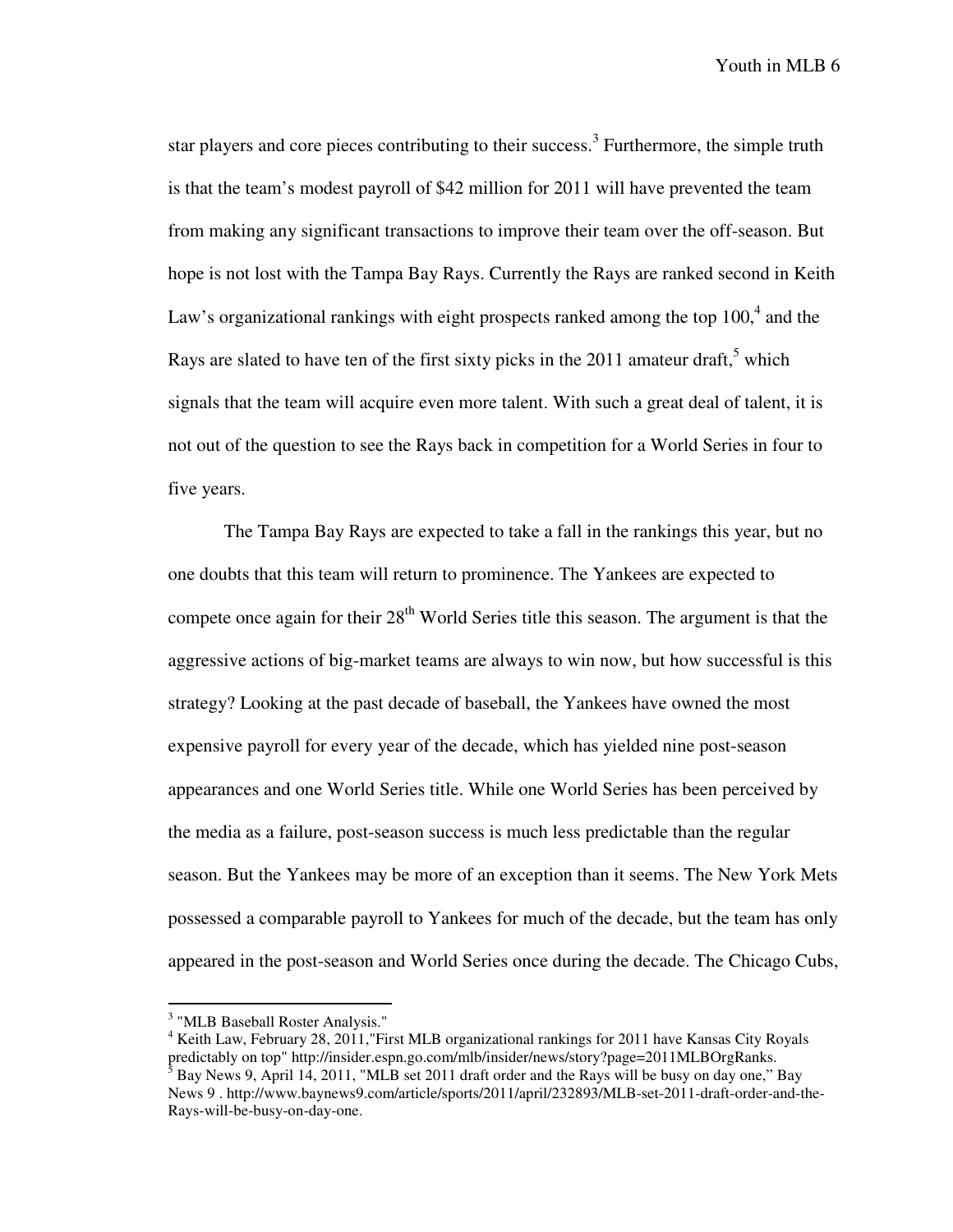star players and core pieces contributing to their success.[3] Furthermore, the simple truth is that the team's modest payroll of $42 million for 2011 will have prevented the team from making any significant transactions to improve their team over the off-season. But hope is not lost with the Tampa Bay Rays. Currently the Rays are ranked second in Keith Law's organizational rankings with eight prospects ranked among the top 100,[4] and the Rays are slated to have ten of the first sixty picks in the 2011 amateur draft,[5] which signals that the team will acquire even more talent. With such a great deal of talent, it is not out of the question to see the Rays back in competition for a World Series in four to five years.

The Tampa Bay Rays are expected to take a fall in the rankings this year, but no one doubts that this team will return to prominence. The Yankees are expected to compete once again for their 28th World Series title this season. The argument is that the aggressive actions of big-market teams are always to win now, but how successful is this strategy? Looking at the past decade of baseball, the Yankees have owned the most expensive payroll for every year of the decade, which has yielded nine post-season appearances and one World Series title. While one World Series has been perceived by the media as a failure, post-season success is much less predictable than the regular season. But the Yankees may be more of an exception than it seems. The New York Mets possessed a comparable payroll to Yankees for much of the decade, but the team has only appeared in the post-season and World Series once during the decade. The Chicago Cubs,

---

[3] "MLB Baseball Roster Analysis."

[4] Keith Law, February 28, 2011,"First MLB organizational rankings for 2011 have Kansas City Royals predictably on top" http://insider.espn.go.com/mlb/insider/news/story?page=2011MLBOrgRanks.

[5] Bay News 9, April 14, 2011, "MLB set 2011 draft order and the Rays will be busy on day one," Bay News 9 . http://www.baynews9.com/article/sports/2011/april/232893/MLB-set-2011-draft-order-and-the-Rays-will-be-busy-on-day-one.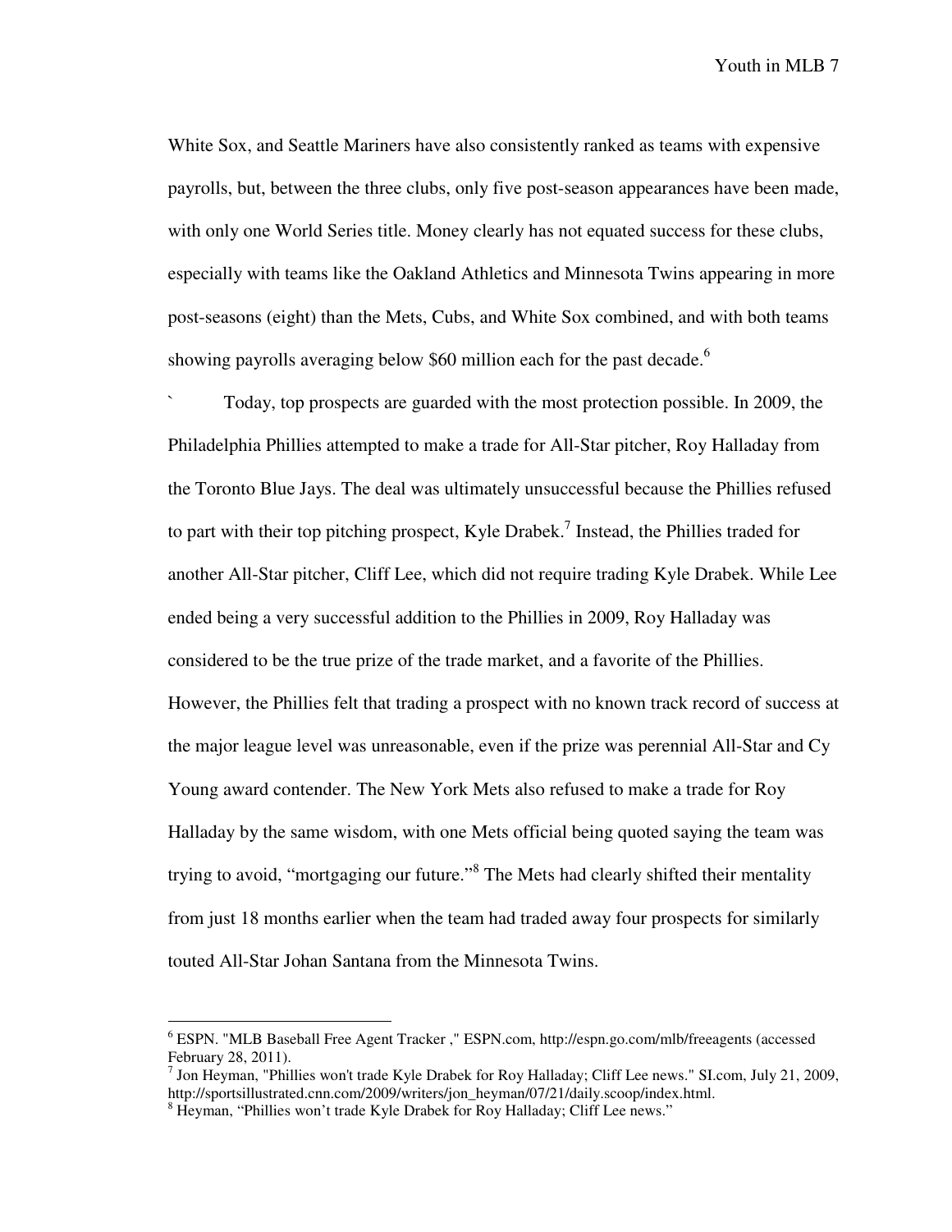White Sox, and Seattle Mariners have also consistently ranked as teams with expensive payrolls, but, between the three clubs, only five post-season appearances have been made, with only one World Series title. Money clearly has not equated success for these clubs, especially with teams like the Oakland Athletics and Minnesota Twins appearing in more post-seasons (eight) than the Mets, Cubs, and White Sox combined, and with both teams showing payrolls averaging below $60 million each for the past decade.[6]

` Today, top prospects are guarded with the most protection possible. In 2009, the Philadelphia Phillies attempted to make a trade for All-Star pitcher, Roy Halladay from the Toronto Blue Jays. The deal was ultimately unsuccessful because the Phillies refused to part with their top pitching prospect, Kyle Drabek.[7] Instead, the Phillies traded for another All-Star pitcher, Cliff Lee, which did not require trading Kyle Drabek. While Lee ended being a very successful addition to the Phillies in 2009, Roy Halladay was considered to be the true prize of the trade market, and a favorite of the Phillies. However, the Phillies felt that trading a prospect with no known track record of success at the major league level was unreasonable, even if the prize was perennial All-Star and Cy Young award contender. The New York Mets also refused to make a trade for Roy Halladay by the same wisdom, with one Mets official being quoted saying the team was trying to avoid, "mortgaging our future."[8] The Mets had clearly shifted their mentality from just 18 months earlier when the team had traded away four prospects for similarly touted All-Star Johan Santana from the Minnesota Twins.

---

[6] ESPN. "MLB Baseball Free Agent Tracker ," ESPN.com, http://espn.go.com/mlb/freeagents (accessed February 28, 2011).

[7] Jon Heyman, "Phillies won't trade Kyle Drabek for Roy Halladay; Cliff Lee news." SI.com, July 21, 2009, http://sportsillustrated.cnn.com/2009/writers/jon_heyman/07/21/daily.scoop/index.html.

[8] Heyman, "Phillies won't trade Kyle Drabek for Roy Halladay; Cliff Lee news."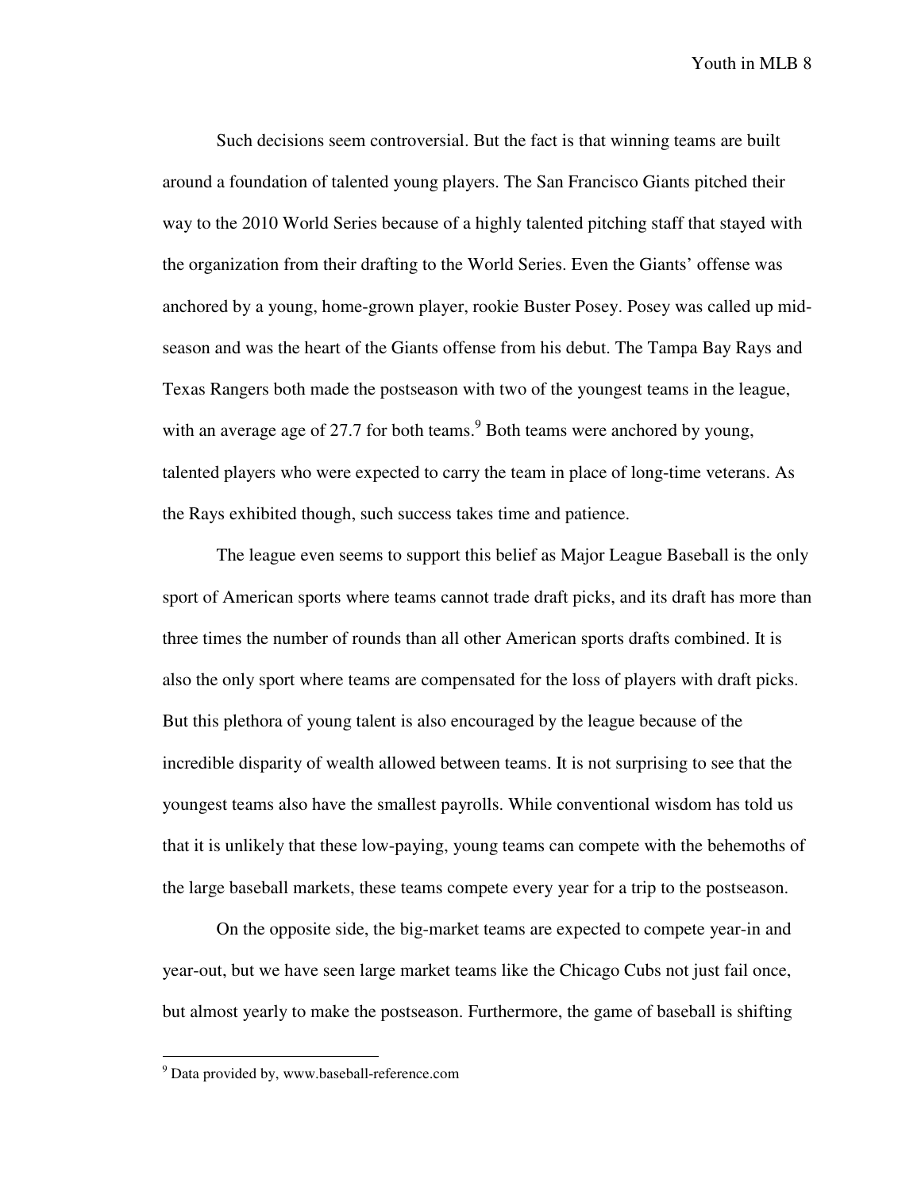Such decisions seem controversial. But the fact is that winning teams are built around a foundation of talented young players. The San Francisco Giants pitched their way to the 2010 World Series because of a highly talented pitching staff that stayed with the organization from their drafting to the World Series. Even the Giants' offense was anchored by a young, home-grown player, rookie Buster Posey. Posey was called up mid-season and was the heart of the Giants offense from his debut. The Tampa Bay Rays and Texas Rangers both made the postseason with two of the youngest teams in the league, with an average age of 27.7 for both teams.[9] Both teams were anchored by young, talented players who were expected to carry the team in place of long-time veterans. As the Rays exhibited though, such success takes time and patience.

The league even seems to support this belief as Major League Baseball is the only sport of American sports where teams cannot trade draft picks, and its draft has more than three times the number of rounds than all other American sports drafts combined. It is also the only sport where teams are compensated for the loss of players with draft picks. But this plethora of young talent is also encouraged by the league because of the incredible disparity of wealth allowed between teams. It is not surprising to see that the youngest teams also have the smallest payrolls. While conventional wisdom has told us that it is unlikely that these low-paying, young teams can compete with the behemoths of the large baseball markets, these teams compete every year for a trip to the postseason.

On the opposite side, the big-market teams are expected to compete year-in and year-out, but we have seen large market teams like the Chicago Cubs not just fail once, but almost yearly to make the postseason. Furthermore, the game of baseball is shifting

---

[9] Data provided by, www.baseball-reference.com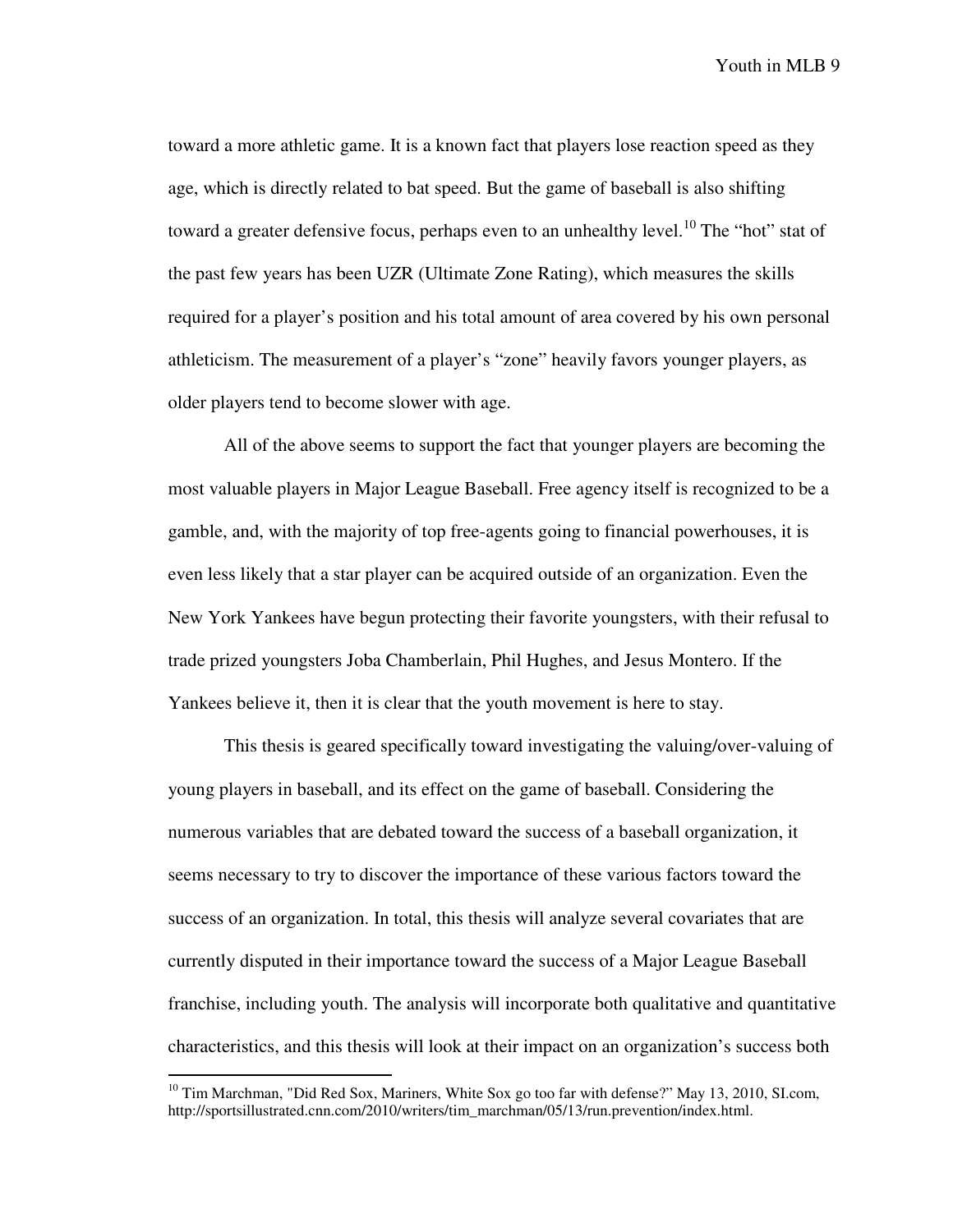toward a more athletic game. It is a known fact that players lose reaction speed as they age, which is directly related to bat speed. But the game of baseball is also shifting toward a greater defensive focus, perhaps even to an unhealthy level.[10] The "hot" stat of the past few years has been UZR (Ultimate Zone Rating), which measures the skills required for a player's position and his total amount of area covered by his own personal athleticism. The measurement of a player's "zone" heavily favors younger players, as older players tend to become slower with age.

All of the above seems to support the fact that younger players are becoming the most valuable players in Major League Baseball. Free agency itself is recognized to be a gamble, and, with the majority of top free-agents going to financial powerhouses, it is even less likely that a star player can be acquired outside of an organization. Even the New York Yankees have begun protecting their favorite youngsters, with their refusal to trade prized youngsters Joba Chamberlain, Phil Hughes, and Jesus Montero. If the Yankees believe it, then it is clear that the youth movement is here to stay.

This thesis is geared specifically toward investigating the valuing/over-valuing of young players in baseball, and its effect on the game of baseball. Considering the numerous variables that are debated toward the success of a baseball organization, it seems necessary to try to discover the importance of these various factors toward the success of an organization. In total, this thesis will analyze several covariates that are currently disputed in their importance toward the success of a Major League Baseball franchise, including youth. The analysis will incorporate both qualitative and quantitative characteristics, and this thesis will look at their impact on an organization's success both

[10] Tim Marchman, "Did Red Sox, Mariners, White Sox go too far with defense?" May 13, 2010, SI.com, http://sportsillustrated.cnn.com/2010/writers/tim_marchman/05/13/run.prevention/index.html.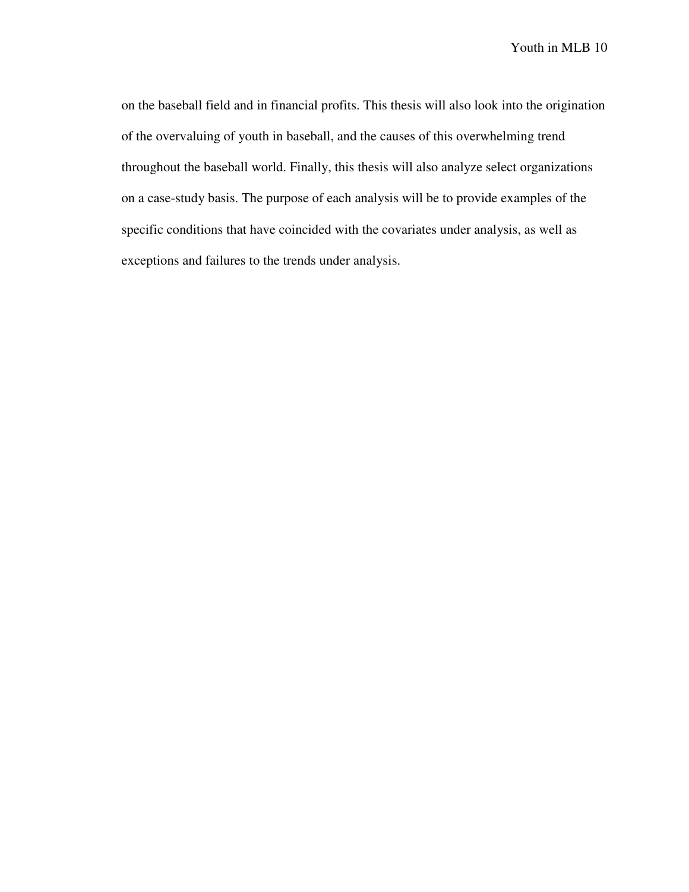on the baseball field and in financial profits. This thesis will also look into the origination of the overvaluing of youth in baseball, and the causes of this overwhelming trend throughout the baseball world. Finally, this thesis will also analyze select organizations on a case-study basis. The purpose of each analysis will be to provide examples of the specific conditions that have coincided with the covariates under analysis, as well as exceptions and failures to the trends under analysis.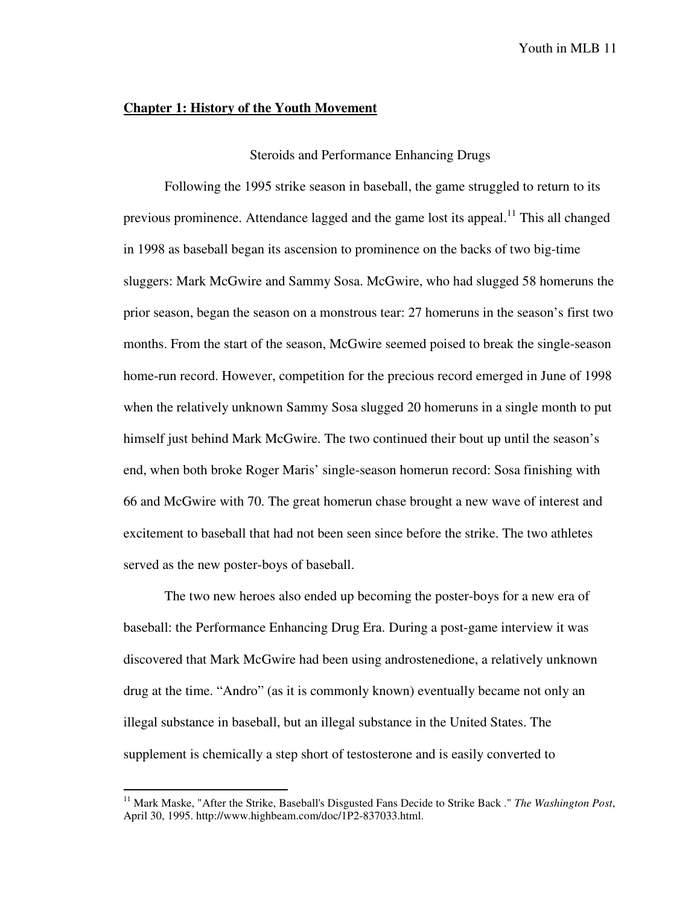## **Chapter 1: History of the Youth Movement**

### Steroids and Performance Enhancing Drugs

Following the 1995 strike season in baseball, the game struggled to return to its previous prominence. Attendance lagged and the game lost its appeal.[11] This all changed in 1998 as baseball began its ascension to prominence on the backs of two big-time sluggers: Mark McGwire and Sammy Sosa. McGwire, who had slugged 58 homeruns the prior season, began the season on a monstrous tear: 27 homeruns in the season's first two months. From the start of the season, McGwire seemed poised to break the single-season home-run record. However, competition for the precious record emerged in June of 1998 when the relatively unknown Sammy Sosa slugged 20 homeruns in a single month to put himself just behind Mark McGwire. The two continued their bout up until the season's end, when both broke Roger Maris' single-season homerun record: Sosa finishing with 66 and McGwire with 70. The great homerun chase brought a new wave of interest and excitement to baseball that had not been seen since before the strike. The two athletes served as the new poster-boys of baseball.

The two new heroes also ended up becoming the poster-boys for a new era of baseball: the Performance Enhancing Drug Era. During a post-game interview it was discovered that Mark McGwire had been using androstenedione, a relatively unknown drug at the time. "Andro" (as it is commonly known) eventually became not only an illegal substance in baseball, but an illegal substance in the United States. The supplement is chemically a step short of testosterone and is easily converted to

---

[11] Mark Maske, "After the Strike, Baseball's Disgusted Fans Decide to Strike Back ." *The Washington Post*, April 30, 1995. http://www.highbeam.com/doc/1P2-837033.html.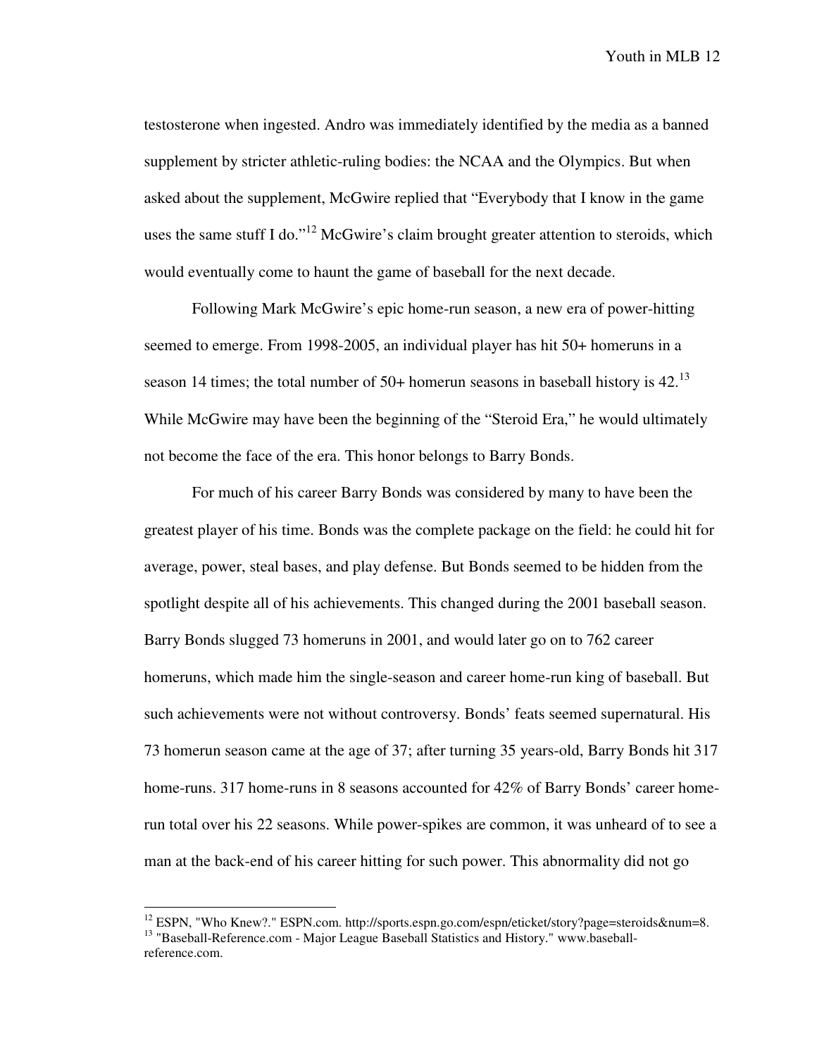testosterone when ingested. Andro was immediately identified by the media as a banned supplement by stricter athletic-ruling bodies: the NCAA and the Olympics. But when asked about the supplement, McGwire replied that "Everybody that I know in the game uses the same stuff I do."[12] McGwire's claim brought greater attention to steroids, which would eventually come to haunt the game of baseball for the next decade.

Following Mark McGwire's epic home-run season, a new era of power-hitting seemed to emerge. From 1998-2005, an individual player has hit 50+ homeruns in a season 14 times; the total number of 50+ homerun seasons in baseball history is 42.[13] While McGwire may have been the beginning of the "Steroid Era," he would ultimately not become the face of the era. This honor belongs to Barry Bonds.

For much of his career Barry Bonds was considered by many to have been the greatest player of his time. Bonds was the complete package on the field: he could hit for average, power, steal bases, and play defense. But Bonds seemed to be hidden from the spotlight despite all of his achievements. This changed during the 2001 baseball season. Barry Bonds slugged 73 homeruns in 2001, and would later go on to 762 career homeruns, which made him the single-season and career home-run king of baseball. But such achievements were not without controversy. Bonds' feats seemed supernatural. His 73 homerun season came at the age of 37; after turning 35 years-old, Barry Bonds hit 317 home-runs. 317 home-runs in 8 seasons accounted for 42% of Barry Bonds' career home-run total over his 22 seasons. While power-spikes are common, it was unheard of to see a man at the back-end of his career hitting for such power. This abnormality did not go

---

[12] ESPN, "Who Knew?." ESPN.com. http://sports.espn.go.com/espn/eticket/story?page=steroids&num=8.

[13] "Baseball-Reference.com - Major League Baseball Statistics and History." www.baseball-reference.com.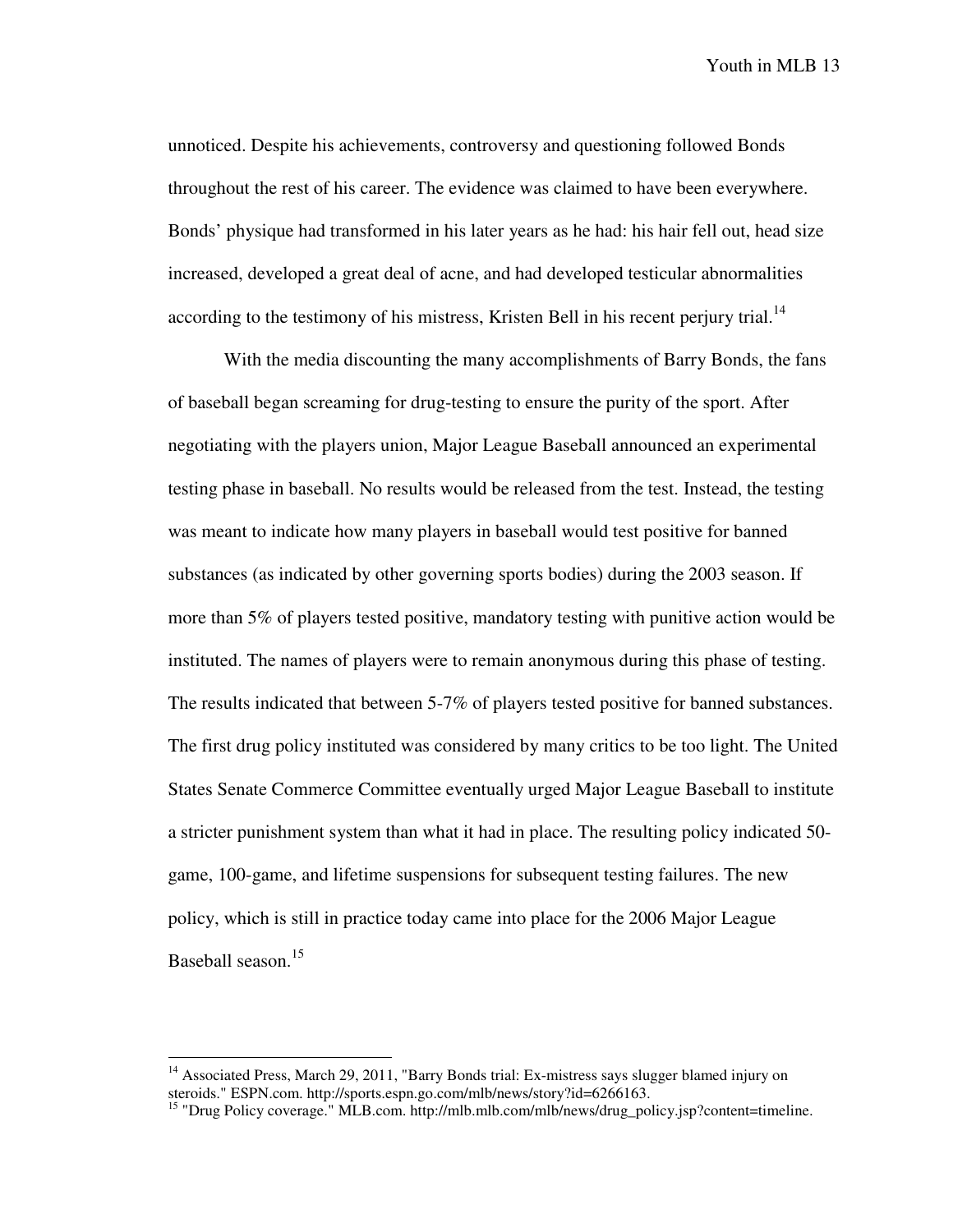unnoticed. Despite his achievements, controversy and questioning followed Bonds throughout the rest of his career. The evidence was claimed to have been everywhere. Bonds' physique had transformed in his later years as he had: his hair fell out, head size increased, developed a great deal of acne, and had developed testicular abnormalities according to the testimony of his mistress, Kristen Bell in his recent perjury trial.[14]

With the media discounting the many accomplishments of Barry Bonds, the fans of baseball began screaming for drug-testing to ensure the purity of the sport. After negotiating with the players union, Major League Baseball announced an experimental testing phase in baseball. No results would be released from the test. Instead, the testing was meant to indicate how many players in baseball would test positive for banned substances (as indicated by other governing sports bodies) during the 2003 season. If more than 5% of players tested positive, mandatory testing with punitive action would be instituted. The names of players were to remain anonymous during this phase of testing. The results indicated that between 5-7% of players tested positive for banned substances. The first drug policy instituted was considered by many critics to be too light. The United States Senate Commerce Committee eventually urged Major League Baseball to institute a stricter punishment system than what it had in place. The resulting policy indicated 50-game, 100-game, and lifetime suspensions for subsequent testing failures. The new policy, which is still in practice today came into place for the 2006 Major League Baseball season.[15]

---

[14] Associated Press, March 29, 2011, "Barry Bonds trial: Ex-mistress says slugger blamed injury on steroids." ESPN.com. http://sports.espn.go.com/mlb/news/story?id=6266163.

[15] "Drug Policy coverage." MLB.com. http://mlb.mlb.com/mlb/news/drug_policy.jsp?content=timeline.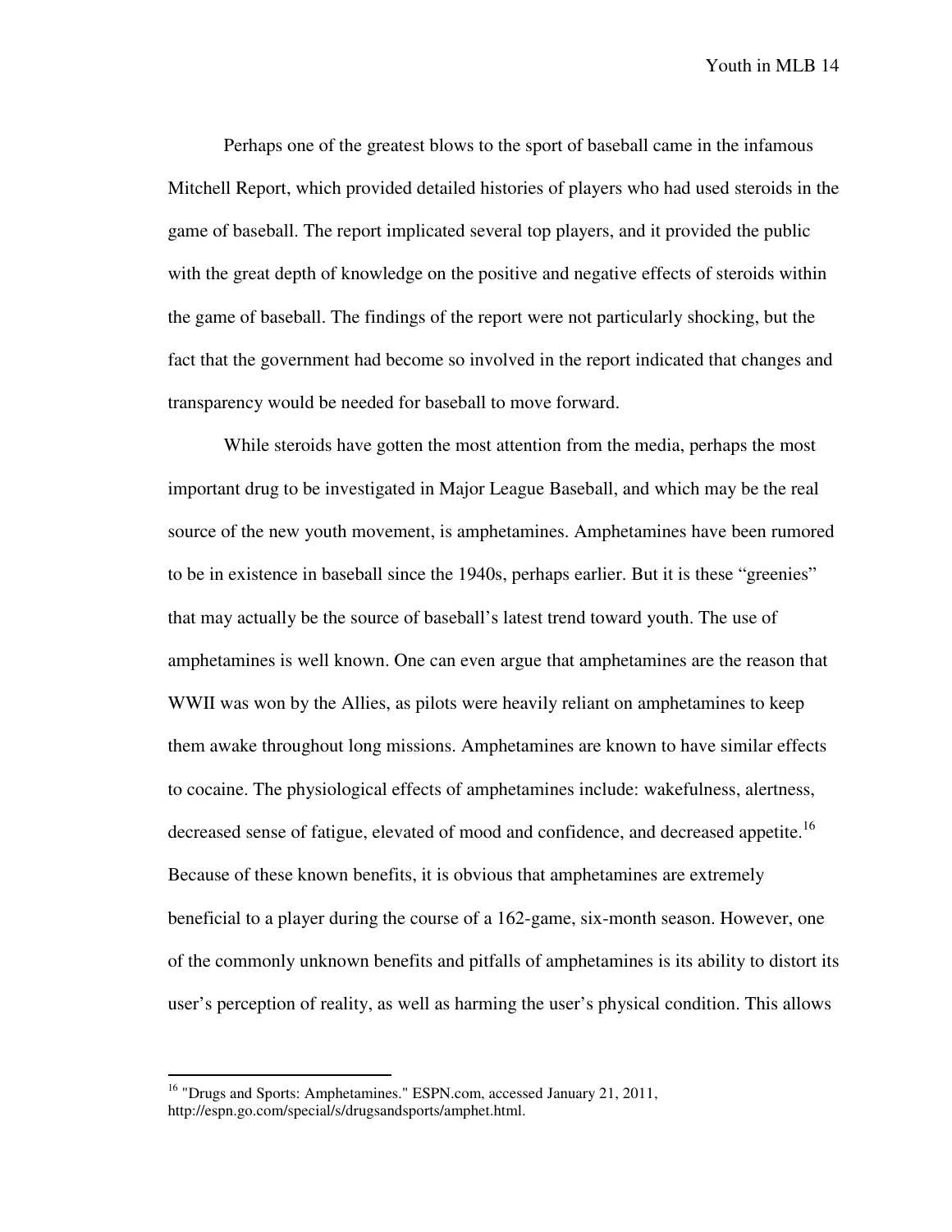Perhaps one of the greatest blows to the sport of baseball came in the infamous Mitchell Report, which provided detailed histories of players who had used steroids in the game of baseball. The report implicated several top players, and it provided the public with the great depth of knowledge on the positive and negative effects of steroids within the game of baseball. The findings of the report were not particularly shocking, but the fact that the government had become so involved in the report indicated that changes and transparency would be needed for baseball to move forward.

While steroids have gotten the most attention from the media, perhaps the most important drug to be investigated in Major League Baseball, and which may be the real source of the new youth movement, is amphetamines. Amphetamines have been rumored to be in existence in baseball since the 1940s, perhaps earlier. But it is these "greenies" that may actually be the source of baseball's latest trend toward youth. The use of amphetamines is well known. One can even argue that amphetamines are the reason that WWII was won by the Allies, as pilots were heavily reliant on amphetamines to keep them awake throughout long missions. Amphetamines are known to have similar effects to cocaine. The physiological effects of amphetamines include: wakefulness, alertness, decreased sense of fatigue, elevated of mood and confidence, and decreased appetite.[16] Because of these known benefits, it is obvious that amphetamines are extremely beneficial to a player during the course of a 162-game, six-month season. However, one of the commonly unknown benefits and pitfalls of amphetamines is its ability to distort its user's perception of reality, as well as harming the user's physical condition. This allows

---

[16] "Drugs and Sports: Amphetamines." ESPN.com, accessed January 21, 2011, http://espn.go.com/special/s/drugsandsports/amphet.html.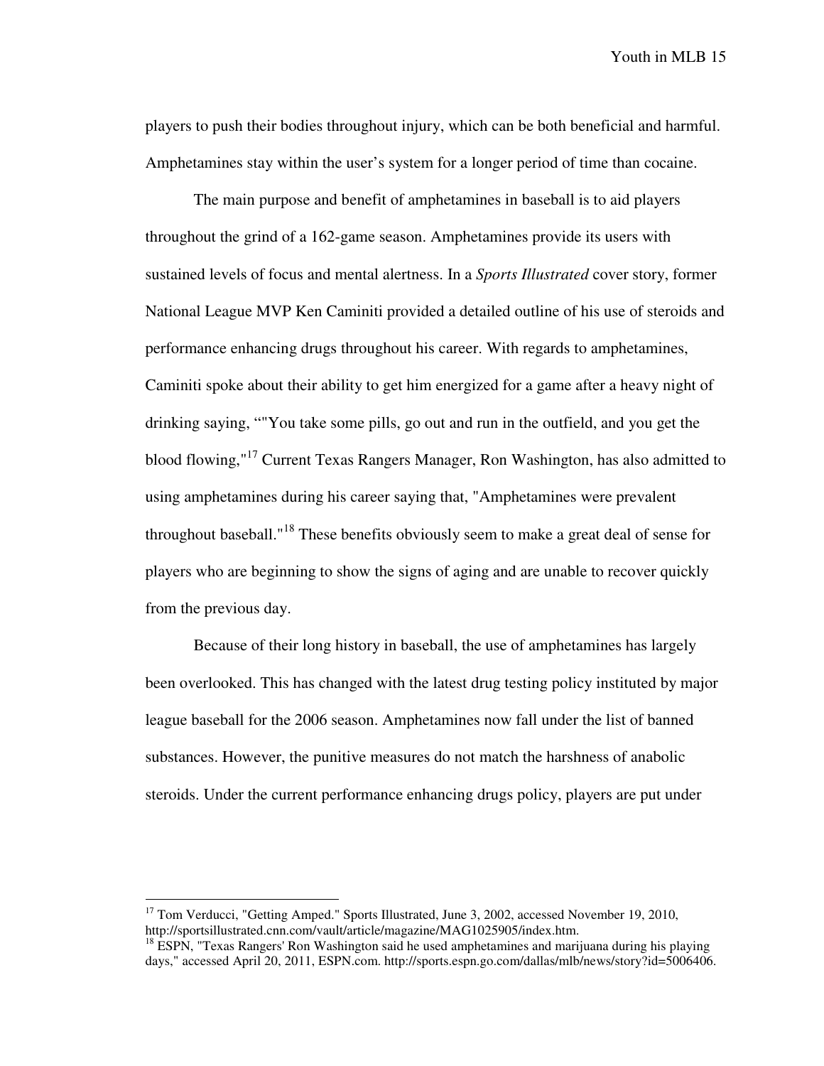players to push their bodies throughout injury, which can be both beneficial and harmful. Amphetamines stay within the user's system for a longer period of time than cocaine.

The main purpose and benefit of amphetamines in baseball is to aid players throughout the grind of a 162-game season. Amphetamines provide its users with sustained levels of focus and mental alertness. In a *Sports Illustrated* cover story, former National League MVP Ken Caminiti provided a detailed outline of his use of steroids and performance enhancing drugs throughout his career. With regards to amphetamines, Caminiti spoke about their ability to get him energized for a game after a heavy night of drinking saying, ""You take some pills, go out and run in the outfield, and you get the blood flowing,"[17] Current Texas Rangers Manager, Ron Washington, has also admitted to using amphetamines during his career saying that, "Amphetamines were prevalent throughout baseball."[18] These benefits obviously seem to make a great deal of sense for players who are beginning to show the signs of aging and are unable to recover quickly from the previous day.

Because of their long history in baseball, the use of amphetamines has largely been overlooked. This has changed with the latest drug testing policy instituted by major league baseball for the 2006 season. Amphetamines now fall under the list of banned substances. However, the punitive measures do not match the harshness of anabolic steroids. Under the current performance enhancing drugs policy, players are put under

---

[17] Tom Verducci, "Getting Amped." Sports Illustrated, June 3, 2002, accessed November 19, 2010, http://sportsillustrated.cnn.com/vault/article/magazine/MAG1025905/index.htm.

[18] ESPN, "Texas Rangers' Ron Washington said he used amphetamines and marijuana during his playing days," accessed April 20, 2011, ESPN.com. http://sports.espn.go.com/dallas/mlb/news/story?id=5006406.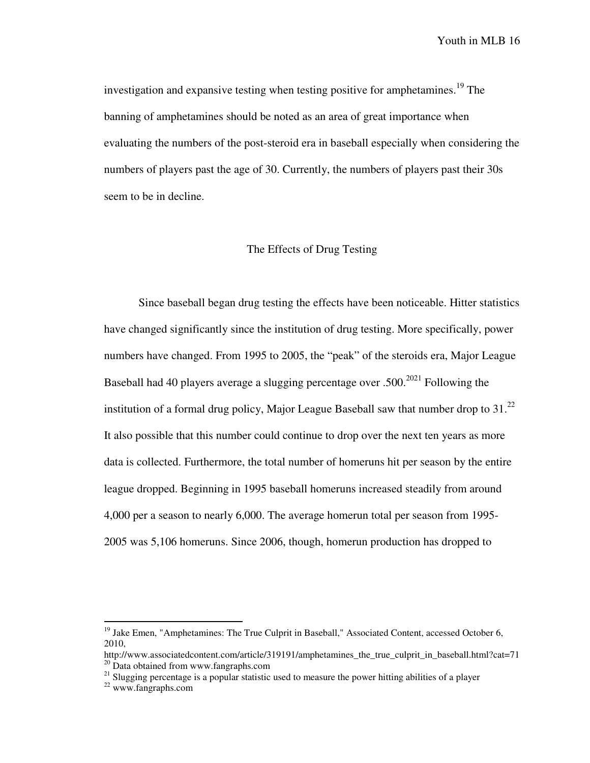investigation and expansive testing when testing positive for amphetamines.[19] The banning of amphetamines should be noted as an area of great importance when evaluating the numbers of the post-steroid era in baseball especially when considering the numbers of players past the age of 30. Currently, the numbers of players past their 30s seem to be in decline.

## The Effects of Drug Testing

Since baseball began drug testing the effects have been noticeable. Hitter statistics have changed significantly since the institution of drug testing. More specifically, power numbers have changed. From 1995 to 2005, the "peak" of the steroids era, Major League Baseball had 40 players average a slugging percentage over .500.[20][21] Following the institution of a formal drug policy, Major League Baseball saw that number drop to 31.[22] It also possible that this number could continue to drop over the next ten years as more data is collected. Furthermore, the total number of homeruns hit per season by the entire league dropped. Beginning in 1995 baseball homeruns increased steadily from around 4,000 per a season to nearly 6,000. The average homerun total per season from 1995-2005 was 5,106 homeruns. Since 2006, though, homerun production has dropped to

---

[19] Jake Emen, "Amphetamines: The True Culprit in Baseball," Associated Content, accessed October 6, 2010, http://www.associatedcontent.com/article/319191/amphetamines_the_true_culprit_in_baseball.html?cat=71

[20] Data obtained from www.fangraphs.com

[21] Slugging percentage is a popular statistic used to measure the power hitting abilities of a player

[22] www.fangraphs.com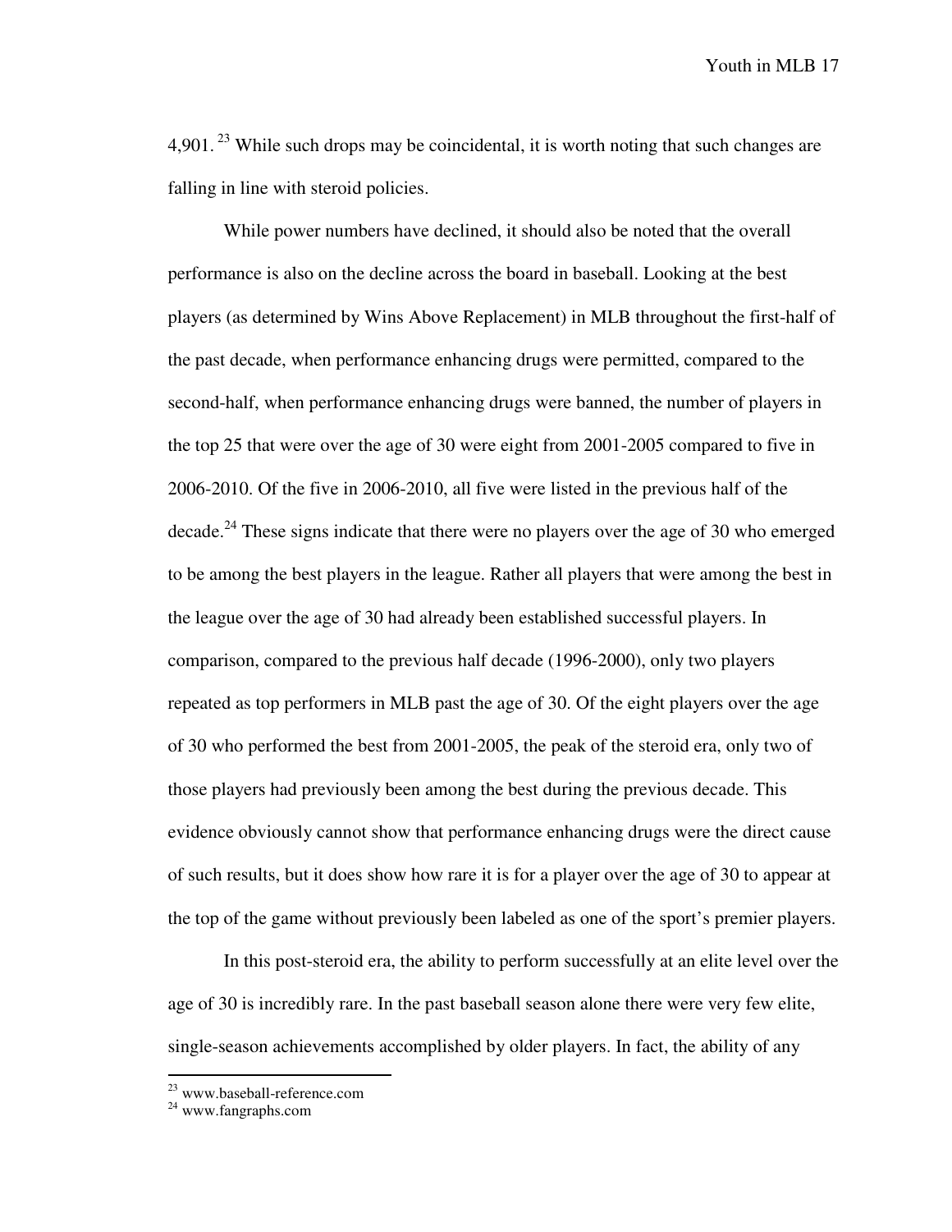4,901. [23] While such drops may be coincidental, it is worth noting that such changes are falling in line with steroid policies.

While power numbers have declined, it should also be noted that the overall performance is also on the decline across the board in baseball. Looking at the best players (as determined by Wins Above Replacement) in MLB throughout the first-half of the past decade, when performance enhancing drugs were permitted, compared to the second-half, when performance enhancing drugs were banned, the number of players in the top 25 that were over the age of 30 were eight from 2001-2005 compared to five in 2006-2010. Of the five in 2006-2010, all five were listed in the previous half of the decade.[24] These signs indicate that there were no players over the age of 30 who emerged to be among the best players in the league. Rather all players that were among the best in the league over the age of 30 had already been established successful players. In comparison, compared to the previous half decade (1996-2000), only two players repeated as top performers in MLB past the age of 30. Of the eight players over the age of 30 who performed the best from 2001-2005, the peak of the steroid era, only two of those players had previously been among the best during the previous decade. This evidence obviously cannot show that performance enhancing drugs were the direct cause of such results, but it does show how rare it is for a player over the age of 30 to appear at the top of the game without previously been labeled as one of the sport's premier players.

In this post-steroid era, the ability to perform successfully at an elite level over the age of 30 is incredibly rare. In the past baseball season alone there were very few elite, single-season achievements accomplished by older players. In fact, the ability of any

---

[23] www.baseball-reference.com

[24] www.fangraphs.com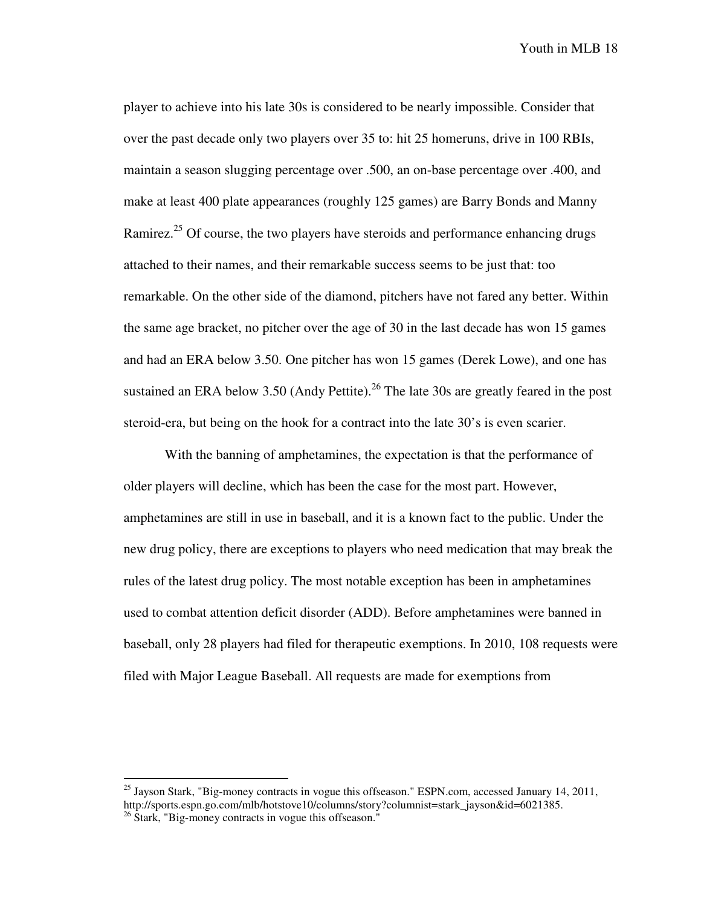player to achieve into his late 30s is considered to be nearly impossible. Consider that over the past decade only two players over 35 to: hit 25 homeruns, drive in 100 RBIs, maintain a season slugging percentage over .500, an on-base percentage over .400, and make at least 400 plate appearances (roughly 125 games) are Barry Bonds and Manny Ramirez.[25] Of course, the two players have steroids and performance enhancing drugs attached to their names, and their remarkable success seems to be just that: too remarkable. On the other side of the diamond, pitchers have not fared any better. Within the same age bracket, no pitcher over the age of 30 in the last decade has won 15 games and had an ERA below 3.50. One pitcher has won 15 games (Derek Lowe), and one has sustained an ERA below 3.50 (Andy Pettite).[26] The late 30s are greatly feared in the post steroid-era, but being on the hook for a contract into the late 30's is even scarier.

With the banning of amphetamines, the expectation is that the performance of older players will decline, which has been the case for the most part. However, amphetamines are still in use in baseball, and it is a known fact to the public. Under the new drug policy, there are exceptions to players who need medication that may break the rules of the latest drug policy. The most notable exception has been in amphetamines used to combat attention deficit disorder (ADD). Before amphetamines were banned in baseball, only 28 players had filed for therapeutic exemptions. In 2010, 108 requests were filed with Major League Baseball. All requests are made for exemptions from

---

[25] Jayson Stark, "Big-money contracts in vogue this offseason." ESPN.com, accessed January 14, 2011, http://sports.espn.go.com/mlb/hotstove10/columns/story?columnist=stark_jayson&id=6021385.

[26] Stark, "Big-money contracts in vogue this offseason."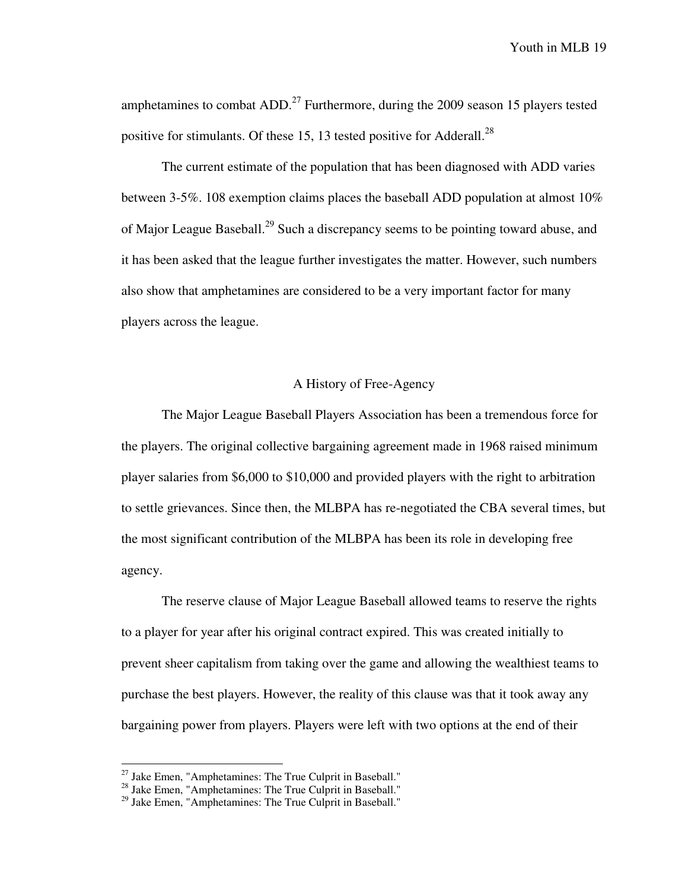amphetamines to combat ADD.[27] Furthermore, during the 2009 season 15 players tested positive for stimulants. Of these 15, 13 tested positive for Adderall.[28]

The current estimate of the population that has been diagnosed with ADD varies between 3-5%. 108 exemption claims places the baseball ADD population at almost 10% of Major League Baseball.[29] Such a discrepancy seems to be pointing toward abuse, and it has been asked that the league further investigates the matter. However, such numbers also show that amphetamines are considered to be a very important factor for many players across the league.

## A History of Free-Agency

The Major League Baseball Players Association has been a tremendous force for the players. The original collective bargaining agreement made in 1968 raised minimum player salaries from $6,000 to $10,000 and provided players with the right to arbitration to settle grievances. Since then, the MLBPA has re-negotiated the CBA several times, but the most significant contribution of the MLBPA has been its role in developing free agency.

The reserve clause of Major League Baseball allowed teams to reserve the rights to a player for year after his original contract expired. This was created initially to prevent sheer capitalism from taking over the game and allowing the wealthiest teams to purchase the best players. However, the reality of this clause was that it took away any bargaining power from players. Players were left with two options at the end of their

---

[27] Jake Emen, "Amphetamines: The True Culprit in Baseball."
[28] Jake Emen, "Amphetamines: The True Culprit in Baseball."
[29] Jake Emen, "Amphetamines: The True Culprit in Baseball."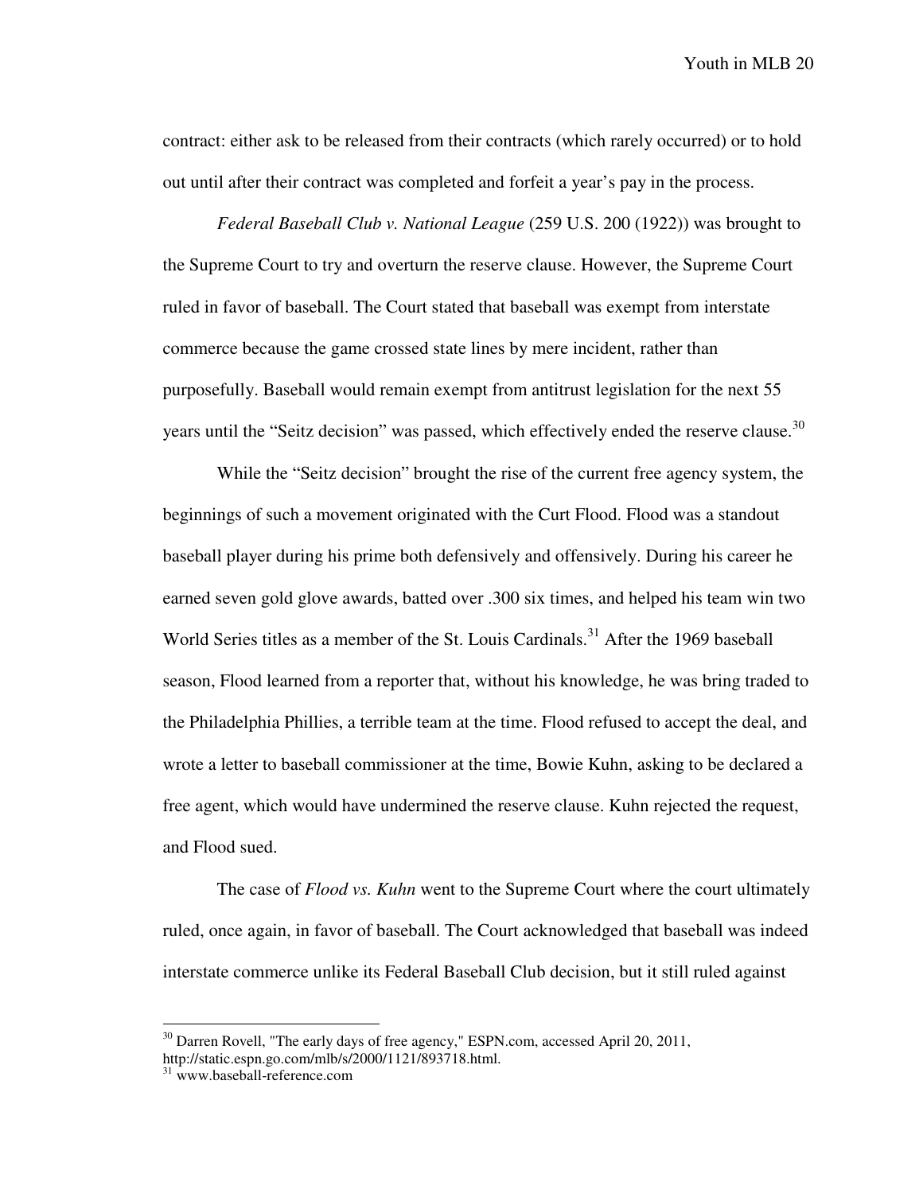contract: either ask to be released from their contracts (which rarely occurred) or to hold out until after their contract was completed and forfeit a year's pay in the process.

*Federal Baseball Club v. National League* (259 U.S. 200 (1922)) was brought to the Supreme Court to try and overturn the reserve clause. However, the Supreme Court ruled in favor of baseball. The Court stated that baseball was exempt from interstate commerce because the game crossed state lines by mere incident, rather than purposefully. Baseball would remain exempt from antitrust legislation for the next 55 years until the "Seitz decision" was passed, which effectively ended the reserve clause.[30]

While the "Seitz decision" brought the rise of the current free agency system, the beginnings of such a movement originated with the Curt Flood. Flood was a standout baseball player during his prime both defensively and offensively. During his career he earned seven gold glove awards, batted over .300 six times, and helped his team win two World Series titles as a member of the St. Louis Cardinals.[31] After the 1969 baseball season, Flood learned from a reporter that, without his knowledge, he was bring traded to the Philadelphia Phillies, a terrible team at the time. Flood refused to accept the deal, and wrote a letter to baseball commissioner at the time, Bowie Kuhn, asking to be declared a free agent, which would have undermined the reserve clause. Kuhn rejected the request, and Flood sued.

The case of *Flood vs. Kuhn* went to the Supreme Court where the court ultimately ruled, once again, in favor of baseball. The Court acknowledged that baseball was indeed interstate commerce unlike its Federal Baseball Club decision, but it still ruled against

---

[30] Darren Rovell, "The early days of free agency," ESPN.com, accessed April 20, 2011, http://static.espn.go.com/mlb/s/2000/1121/893718.html.

[31] www.baseball-reference.com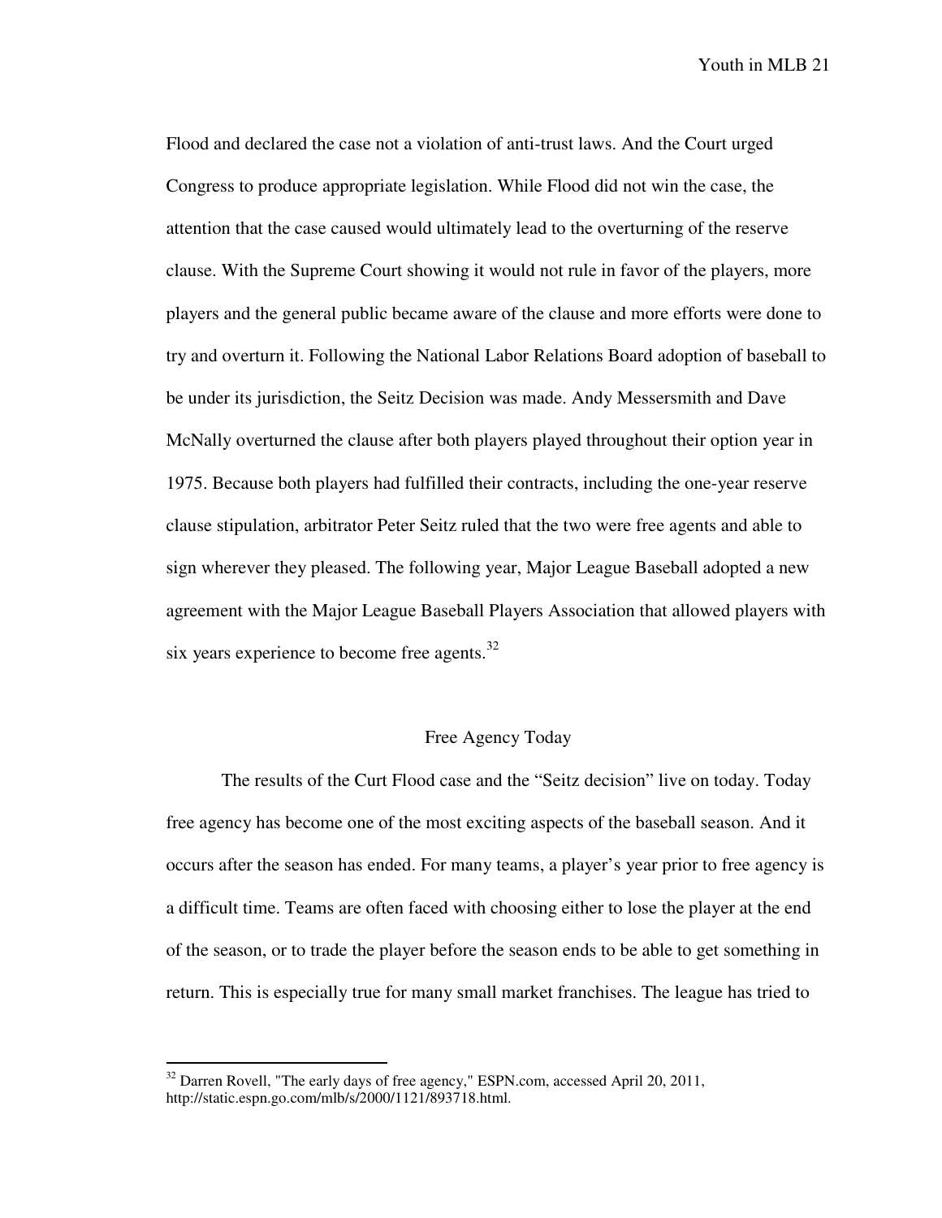Flood and declared the case not a violation of anti-trust laws. And the Court urged Congress to produce appropriate legislation. While Flood did not win the case, the attention that the case caused would ultimately lead to the overturning of the reserve clause. With the Supreme Court showing it would not rule in favor of the players, more players and the general public became aware of the clause and more efforts were done to try and overturn it. Following the National Labor Relations Board adoption of baseball to be under its jurisdiction, the Seitz Decision was made. Andy Messersmith and Dave McNally overturned the clause after both players played throughout their option year in 1975. Because both players had fulfilled their contracts, including the one-year reserve clause stipulation, arbitrator Peter Seitz ruled that the two were free agents and able to sign wherever they pleased. The following year, Major League Baseball adopted a new agreement with the Major League Baseball Players Association that allowed players with six years experience to become free agents.[32]

## Free Agency Today

The results of the Curt Flood case and the "Seitz decision" live on today. Today free agency has become one of the most exciting aspects of the baseball season. And it occurs after the season has ended. For many teams, a player's year prior to free agency is a difficult time. Teams are often faced with choosing either to lose the player at the end of the season, or to trade the player before the season ends to be able to get something in return. This is especially true for many small market franchises. The league has tried to

---

[32] Darren Rovell, "The early days of free agency," ESPN.com, accessed April 20, 2011, http://static.espn.go.com/mlb/s/2000/1121/893718.html.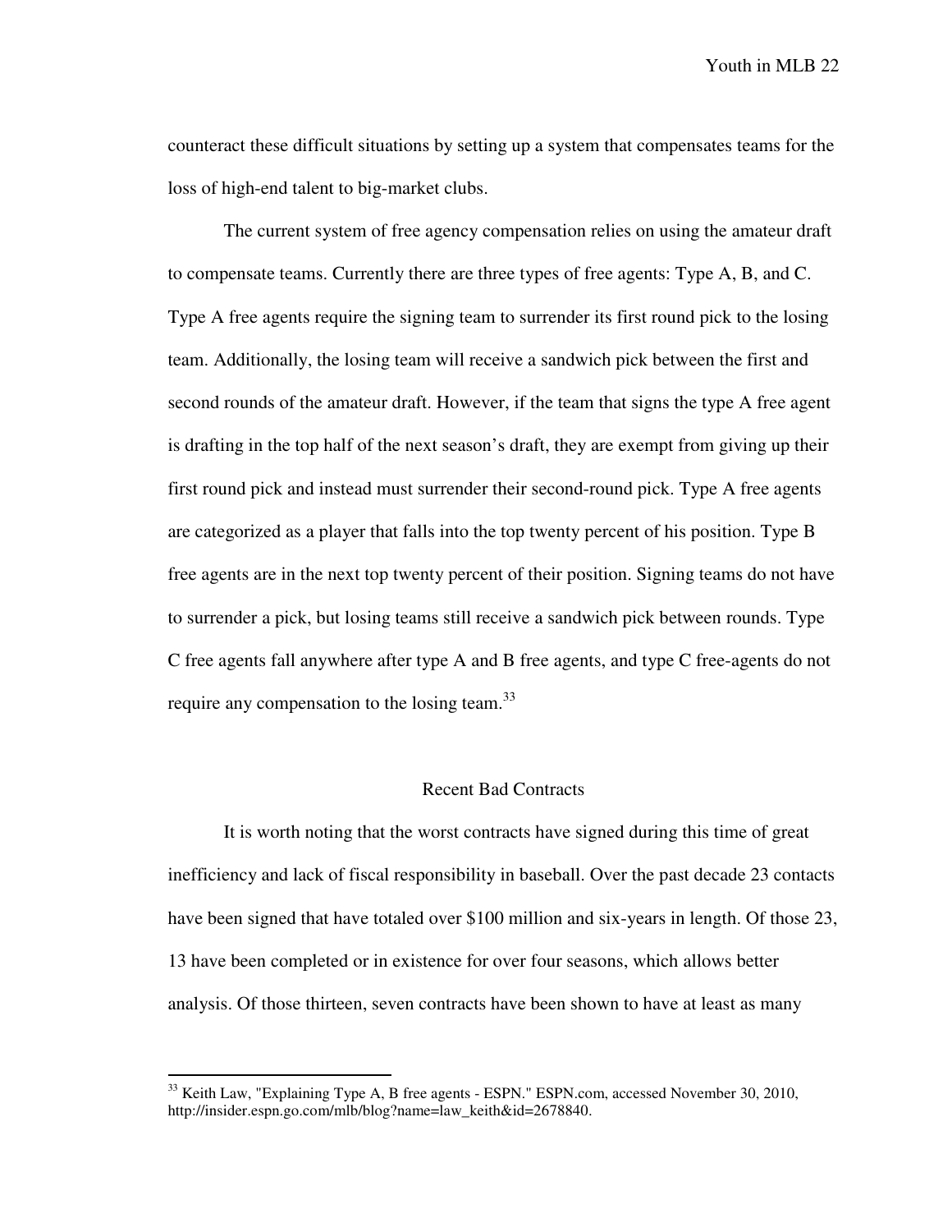counteract these difficult situations by setting up a system that compensates teams for the loss of high-end talent to big-market clubs.

The current system of free agency compensation relies on using the amateur draft to compensate teams. Currently there are three types of free agents: Type A, B, and C. Type A free agents require the signing team to surrender its first round pick to the losing team. Additionally, the losing team will receive a sandwich pick between the first and second rounds of the amateur draft. However, if the team that signs the type A free agent is drafting in the top half of the next season's draft, they are exempt from giving up their first round pick and instead must surrender their second-round pick. Type A free agents are categorized as a player that falls into the top twenty percent of his position. Type B free agents are in the next top twenty percent of their position. Signing teams do not have to surrender a pick, but losing teams still receive a sandwich pick between rounds. Type C free agents fall anywhere after type A and B free agents, and type C free-agents do not require any compensation to the losing team.[33]

## Recent Bad Contracts

It is worth noting that the worst contracts have signed during this time of great inefficiency and lack of fiscal responsibility in baseball. Over the past decade 23 contacts have been signed that have totaled over $100 million and six-years in length. Of those 23, 13 have been completed or in existence for over four seasons, which allows better analysis. Of those thirteen, seven contracts have been shown to have at least as many

[33] Keith Law, "Explaining Type A, B free agents - ESPN." ESPN.com, accessed November 30, 2010, http://insider.espn.go.com/mlb/blog?name=law_keith&id=2678840.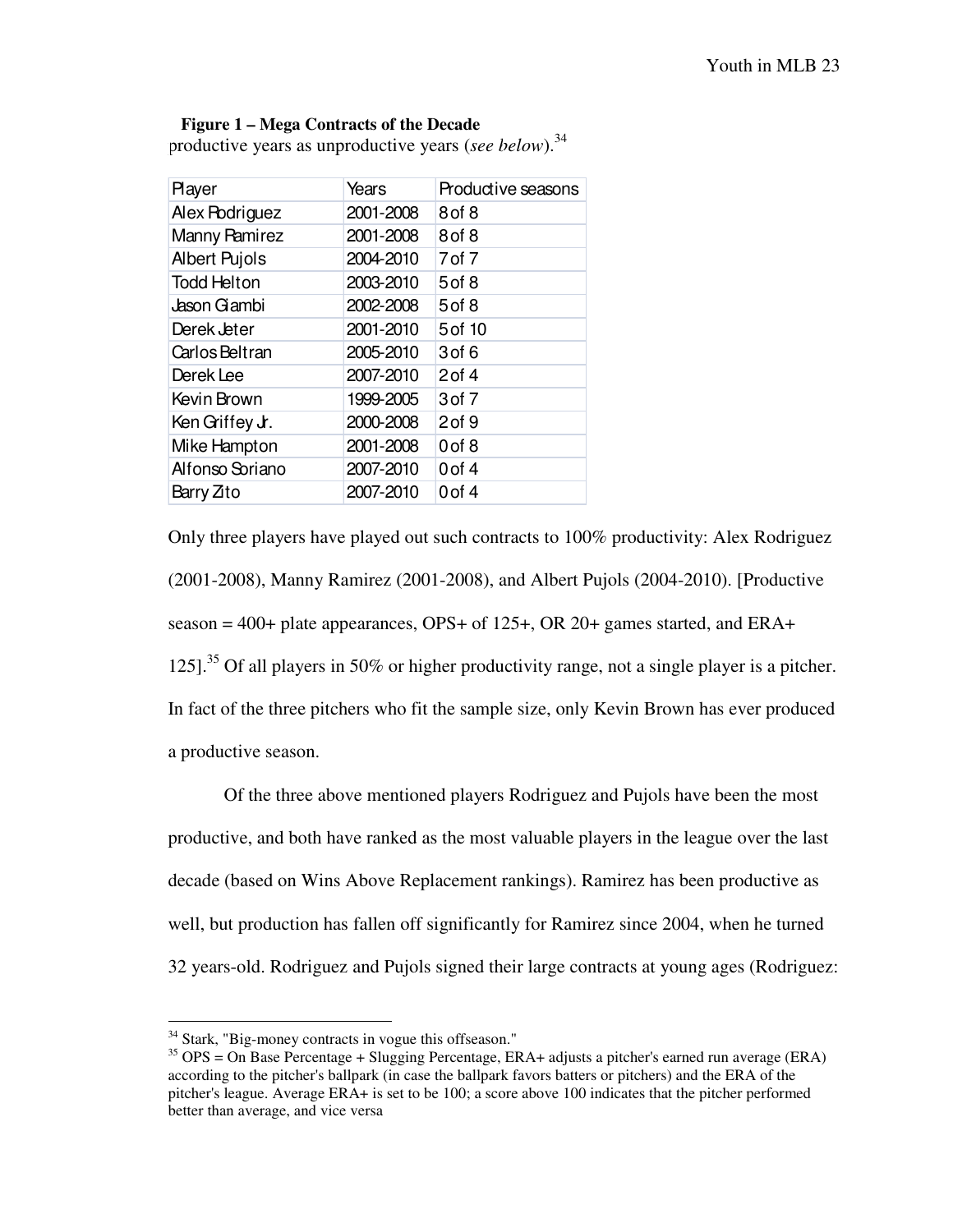**Figure 1 – Mega Contracts of the Decade**

productive years as unproductive years (*see below*).[34]

| Player | Years | Productive seasons |
|---|---|---|
| Alex Rodriguez | 2001-2008 | 8 of 8 |
| Manny Ramirez | 2001-2008 | 8 of 8 |
| Albert Pujols | 2004-2010 | 7 of 7 |
| Todd Helton | 2003-2010 | 5 of 8 |
| Jason Giambi | 2002-2008 | 5 of 8 |
| Derek Jeter | 2001-2010 | 5 of 10 |
| Carlos Beltran | 2005-2010 | 3 of 6 |
| Derek Lee | 2007-2010 | 2 of 4 |
| Kevin Brown | 1999-2005 | 3 of 7 |
| Ken Griffey Jr. | 2000-2008 | 2 of 9 |
| Mike Hampton | 2001-2008 | 0 of 8 |
| Alfonso Soriano | 2007-2010 | 0 of 4 |
| Barry Zito | 2007-2010 | 0 of 4 |

Only three players have played out such contracts to 100% productivity: Alex Rodriguez (2001-2008), Manny Ramirez (2001-2008), and Albert Pujols (2004-2010). [Productive season = 400+ plate appearances, OPS+ of 125+, OR 20+ games started, and ERA+ 125].[35] Of all players in 50% or higher productivity range, not a single player is a pitcher. In fact of the three pitchers who fit the sample size, only Kevin Brown has ever produced a productive season.

Of the three above mentioned players Rodriguez and Pujols have been the most productive, and both have ranked as the most valuable players in the league over the last decade (based on Wins Above Replacement rankings). Ramirez has been productive as well, but production has fallen off significantly for Ramirez since 2004, when he turned 32 years-old. Rodriguez and Pujols signed their large contracts at young ages (Rodriguez:

---

[34] Stark, "Big-money contracts in vogue this offseason."

[35] OPS = On Base Percentage + Slugging Percentage, ERA+ adjusts a pitcher's earned run average (ERA) according to the pitcher's ballpark (in case the ballpark favors batters or pitchers) and the ERA of the pitcher's league. Average ERA+ is set to be 100; a score above 100 indicates that the pitcher performed better than average, and vice versa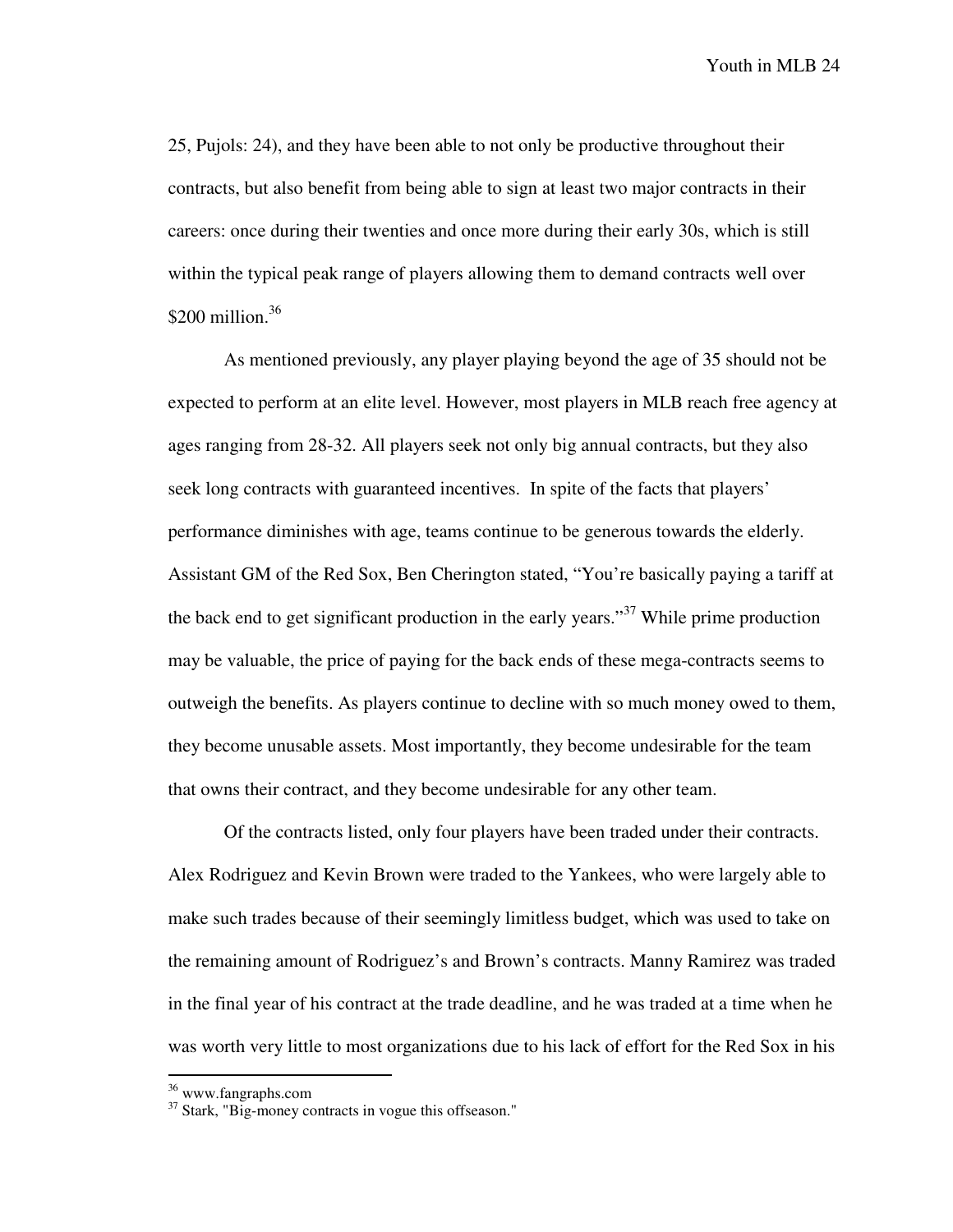25, Pujols: 24), and they have been able to not only be productive throughout their contracts, but also benefit from being able to sign at least two major contracts in their careers: once during their twenties and once more during their early 30s, which is still within the typical peak range of players allowing them to demand contracts well over $200 million.[36]

As mentioned previously, any player playing beyond the age of 35 should not be expected to perform at an elite level. However, most players in MLB reach free agency at ages ranging from 28-32. All players seek not only big annual contracts, but they also seek long contracts with guaranteed incentives. In spite of the facts that players' performance diminishes with age, teams continue to be generous towards the elderly. Assistant GM of the Red Sox, Ben Cherington stated, "You're basically paying a tariff at the back end to get significant production in the early years."[37] While prime production may be valuable, the price of paying for the back ends of these mega-contracts seems to outweigh the benefits. As players continue to decline with so much money owed to them, they become unusable assets. Most importantly, they become undesirable for the team that owns their contract, and they become undesirable for any other team.

Of the contracts listed, only four players have been traded under their contracts. Alex Rodriguez and Kevin Brown were traded to the Yankees, who were largely able to make such trades because of their seemingly limitless budget, which was used to take on the remaining amount of Rodriguez's and Brown's contracts. Manny Ramirez was traded in the final year of his contract at the trade deadline, and he was traded at a time when he was worth very little to most organizations due to his lack of effort for the Red Sox in his

[36] www.fangraphs.com
[37] Stark, "Big-money contracts in vogue this offseason."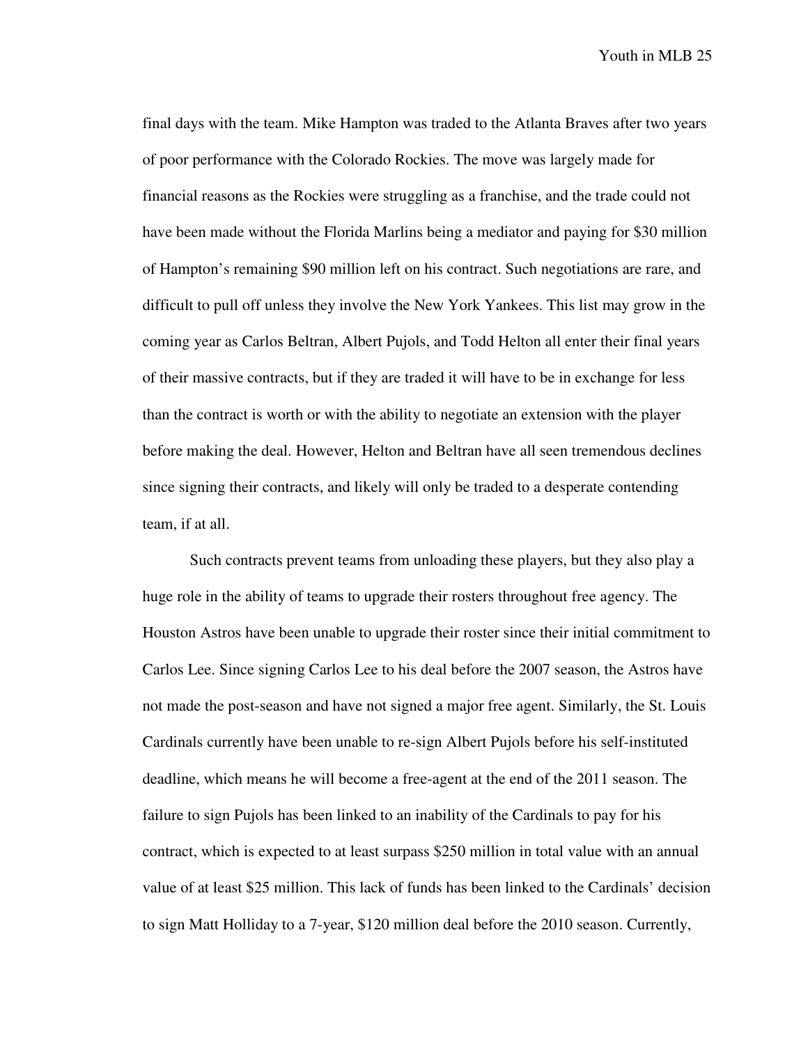final days with the team. Mike Hampton was traded to the Atlanta Braves after two years of poor performance with the Colorado Rockies. The move was largely made for financial reasons as the Rockies were struggling as a franchise, and the trade could not have been made without the Florida Marlins being a mediator and paying for $30 million of Hampton's remaining $90 million left on his contract. Such negotiations are rare, and difficult to pull off unless they involve the New York Yankees. This list may grow in the coming year as Carlos Beltran, Albert Pujols, and Todd Helton all enter their final years of their massive contracts, but if they are traded it will have to be in exchange for less than the contract is worth or with the ability to negotiate an extension with the player before making the deal. However, Helton and Beltran have all seen tremendous declines since signing their contracts, and likely will only be traded to a desperate contending team, if at all.

Such contracts prevent teams from unloading these players, but they also play a huge role in the ability of teams to upgrade their rosters throughout free agency. The Houston Astros have been unable to upgrade their roster since their initial commitment to Carlos Lee. Since signing Carlos Lee to his deal before the 2007 season, the Astros have not made the post-season and have not signed a major free agent. Similarly, the St. Louis Cardinals currently have been unable to re-sign Albert Pujols before his self-instituted deadline, which means he will become a free-agent at the end of the 2011 season. The failure to sign Pujols has been linked to an inability of the Cardinals to pay for his contract, which is expected to at least surpass $250 million in total value with an annual value of at least $25 million. This lack of funds has been linked to the Cardinals' decision to sign Matt Holliday to a 7-year, $120 million deal before the 2010 season. Currently,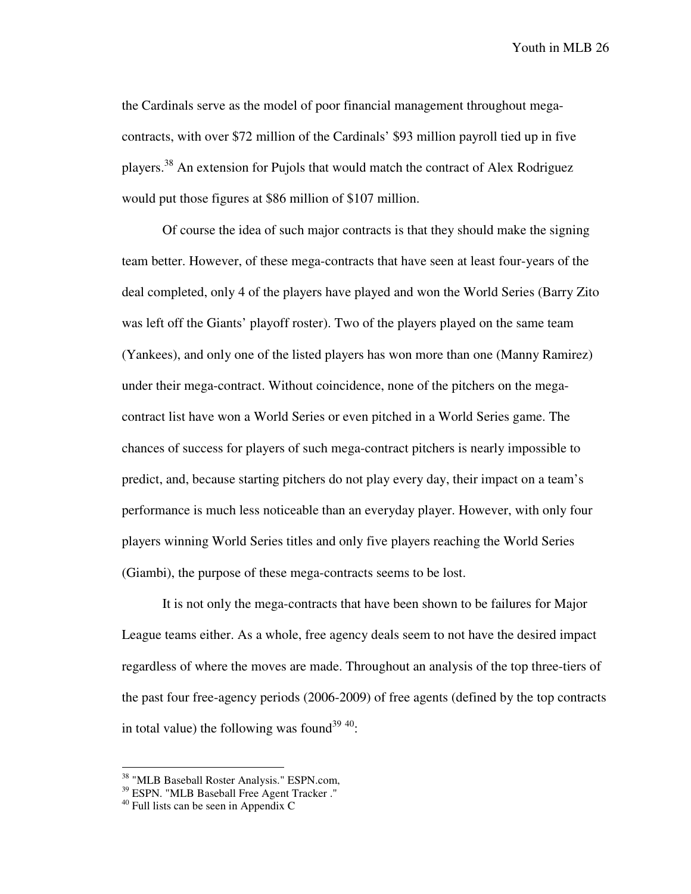the Cardinals serve as the model of poor financial management throughout mega-contracts, with over $72 million of the Cardinals' $93 million payroll tied up in five players.[38] An extension for Pujols that would match the contract of Alex Rodriguez would put those figures at $86 million of $107 million.

Of course the idea of such major contracts is that they should make the signing team better. However, of these mega-contracts that have seen at least four-years of the deal completed, only 4 of the players have played and won the World Series (Barry Zito was left off the Giants' playoff roster). Two of the players played on the same team (Yankees), and only one of the listed players has won more than one (Manny Ramirez) under their mega-contract. Without coincidence, none of the pitchers on the mega-contract list have won a World Series or even pitched in a World Series game. The chances of success for players of such mega-contract pitchers is nearly impossible to predict, and, because starting pitchers do not play every day, their impact on a team's performance is much less noticeable than an everyday player. However, with only four players winning World Series titles and only five players reaching the World Series (Giambi), the purpose of these mega-contracts seems to be lost.

It is not only the mega-contracts that have been shown to be failures for Major League teams either. As a whole, free agency deals seem to not have the desired impact regardless of where the moves are made. Throughout an analysis of the top three-tiers of the past four free-agency periods (2006-2009) of free agents (defined by the top contracts in total value) the following was found[39] [40]:

[38] "MLB Baseball Roster Analysis." ESPN.com,

[39] ESPN. "MLB Baseball Free Agent Tracker ."

[40] Full lists can be seen in Appendix C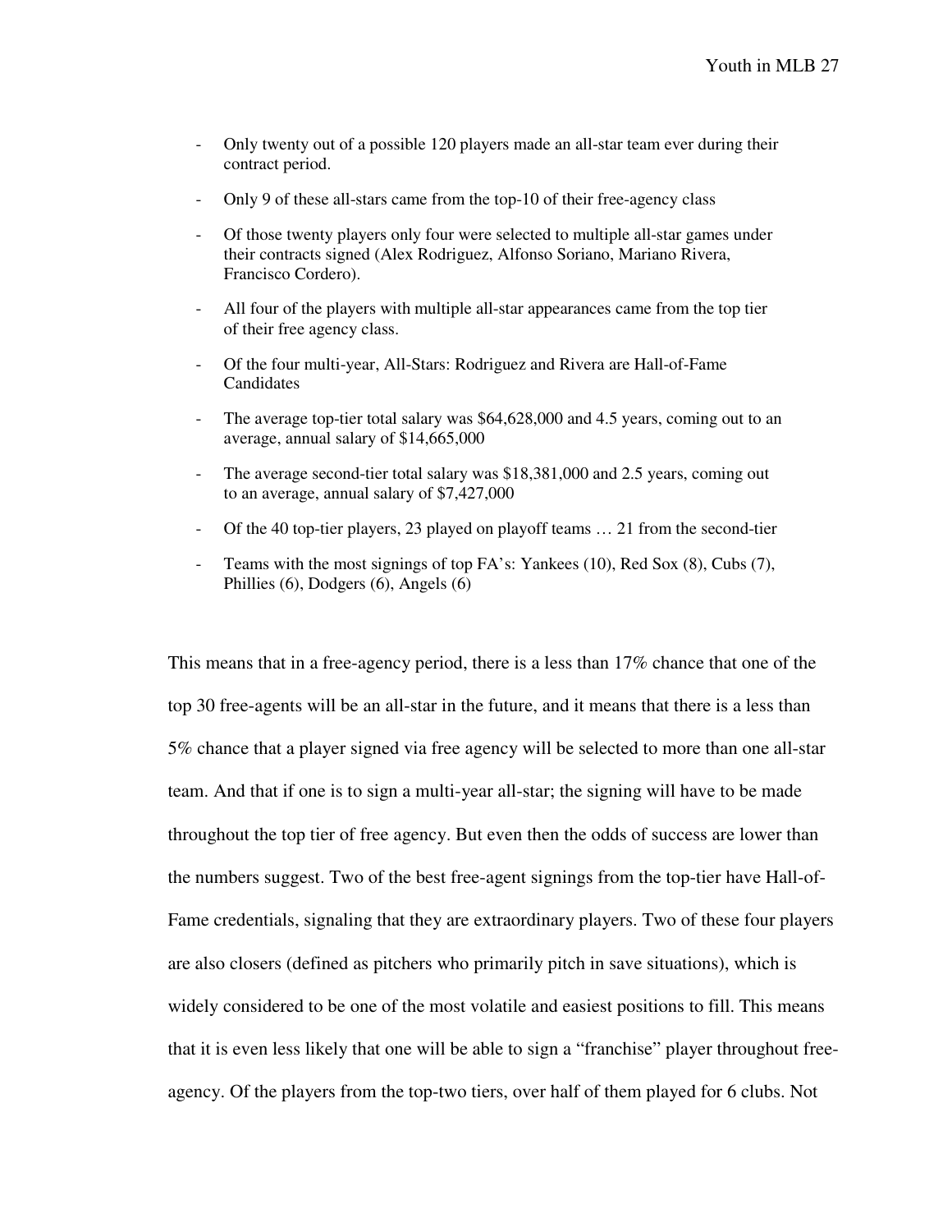- Only twenty out of a possible 120 players made an all-star team ever during their contract period.
- Only 9 of these all-stars came from the top-10 of their free-agency class
- Of those twenty players only four were selected to multiple all-star games under their contracts signed (Alex Rodriguez, Alfonso Soriano, Mariano Rivera, Francisco Cordero).
- All four of the players with multiple all-star appearances came from the top tier of their free agency class.
- Of the four multi-year, All-Stars: Rodriguez and Rivera are Hall-of-Fame Candidates
- The average top-tier total salary was $64,628,000 and 4.5 years, coming out to an average, annual salary of $14,665,000
- The average second-tier total salary was $18,381,000 and 2.5 years, coming out to an average, annual salary of $7,427,000
- Of the 40 top-tier players, 23 played on playoff teams … 21 from the second-tier
- Teams with the most signings of top FA's: Yankees (10), Red Sox (8), Cubs (7), Phillies (6), Dodgers (6), Angels (6)

This means that in a free-agency period, there is a less than 17% chance that one of the top 30 free-agents will be an all-star in the future, and it means that there is a less than 5% chance that a player signed via free agency will be selected to more than one all-star team. And that if one is to sign a multi-year all-star; the signing will have to be made throughout the top tier of free agency. But even then the odds of success are lower than the numbers suggest. Two of the best free-agent signings from the top-tier have Hall-of-Fame credentials, signaling that they are extraordinary players. Two of these four players are also closers (defined as pitchers who primarily pitch in save situations), which is widely considered to be one of the most volatile and easiest positions to fill. This means that it is even less likely that one will be able to sign a "franchise" player throughout free-agency. Of the players from the top-two tiers, over half of them played for 6 clubs. Not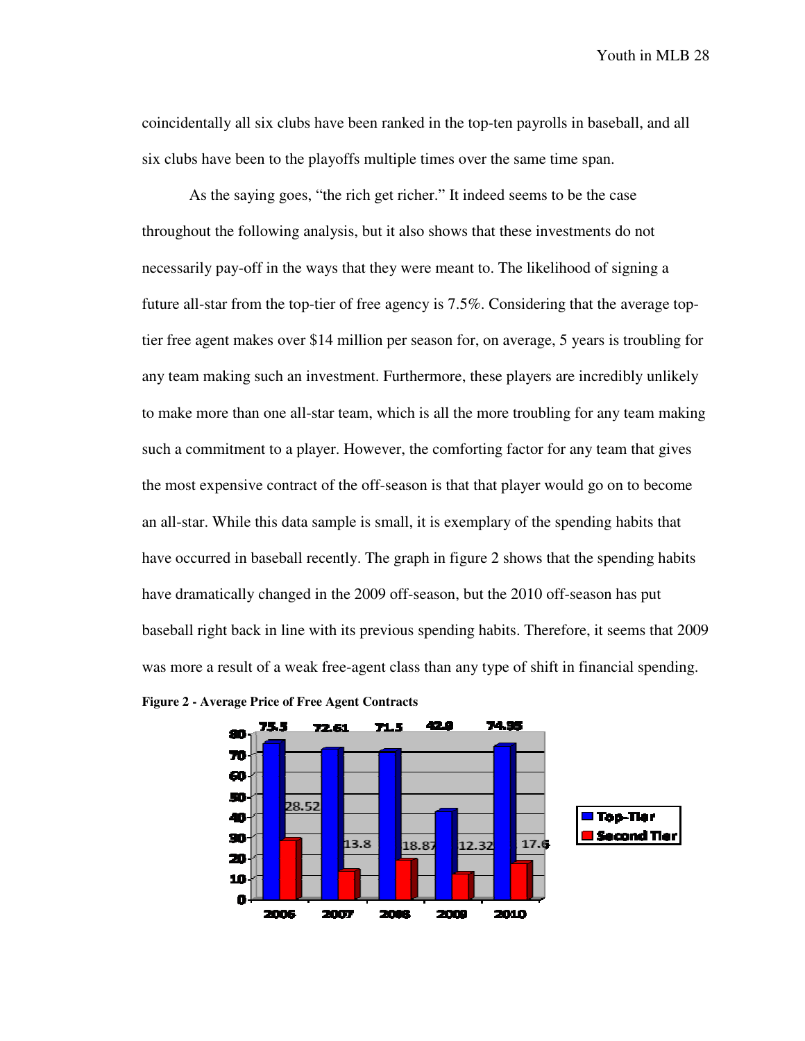coincidentally all six clubs have been ranked in the top-ten payrolls in baseball, and all six clubs have been to the playoffs multiple times over the same time span.

As the saying goes, "the rich get richer." It indeed seems to be the case throughout the following analysis, but it also shows that these investments do not necessarily pay-off in the ways that they were meant to. The likelihood of signing a future all-star from the top-tier of free agency is 7.5%. Considering that the average top-tier free agent makes over $14 million per season for, on average, 5 years is troubling for any team making such an investment. Furthermore, these players are incredibly unlikely to make more than one all-star team, which is all the more troubling for any team making such a commitment to a player. However, the comforting factor for any team that gives the most expensive contract of the off-season is that that player would go on to become an all-star. While this data sample is small, it is exemplary of the spending habits that have occurred in baseball recently. The graph in figure 2 shows that the spending habits have dramatically changed in the 2009 off-season, but the 2010 off-season has put baseball right back in line with its previous spending habits. Therefore, it seems that 2009 was more a result of a weak free-agent class than any type of shift in financial spending.

**Figure 2 - Average Price of Free Agent Contracts**

| Year | Top-Tier | Second Tier |
|---|---|---|
| 2006 | 75.5 | 28.52 |
| 2007 | 72.61 | 13.8 |
| 2008 | 71.5 | 18.87 |
| 2009 | 42.9 | 12.32 |
| 2010 | 74.95 | 17.6 |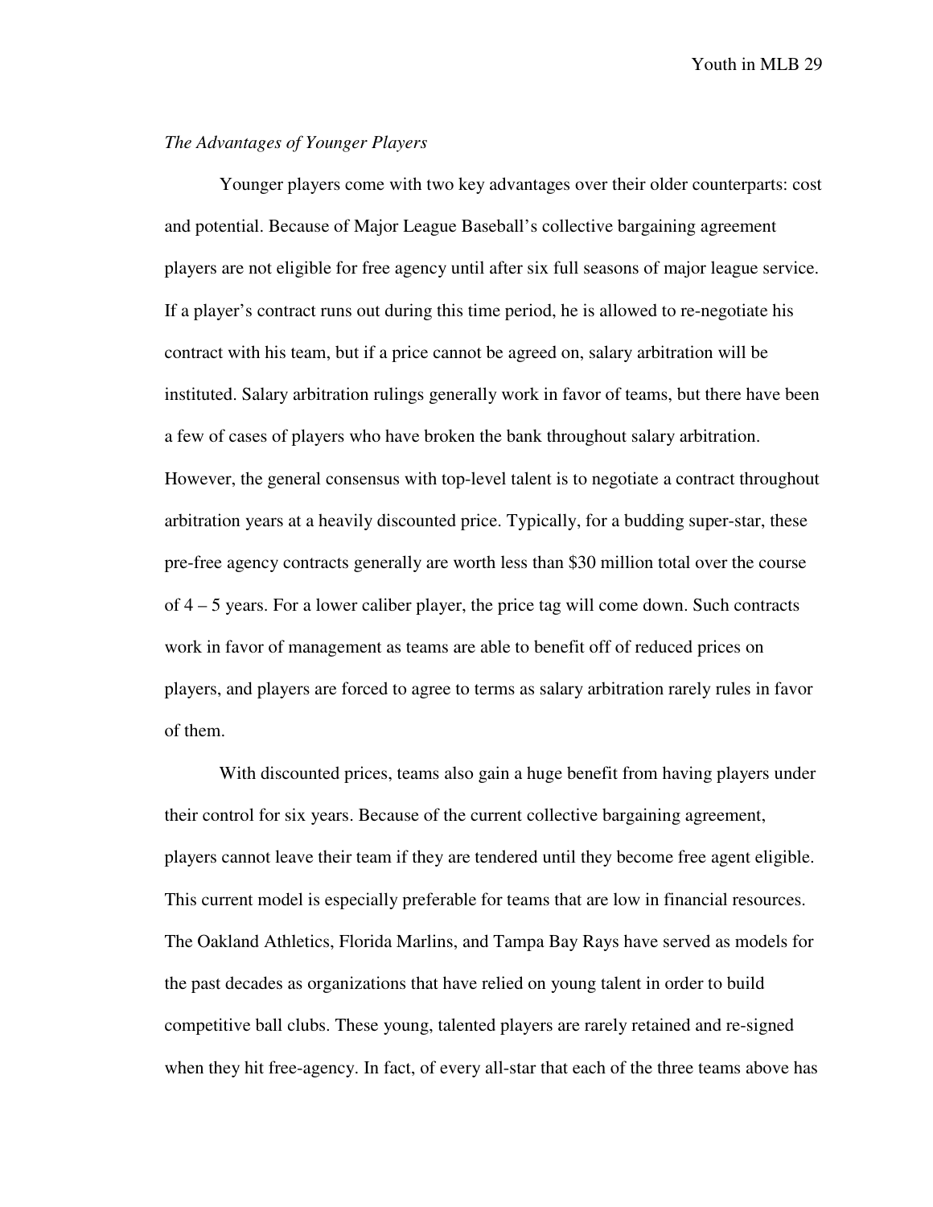*The Advantages of Younger Players*

Younger players come with two key advantages over their older counterparts: cost and potential. Because of Major League Baseball's collective bargaining agreement players are not eligible for free agency until after six full seasons of major league service. If a player's contract runs out during this time period, he is allowed to re-negotiate his contract with his team, but if a price cannot be agreed on, salary arbitration will be instituted. Salary arbitration rulings generally work in favor of teams, but there have been a few of cases of players who have broken the bank throughout salary arbitration. However, the general consensus with top-level talent is to negotiate a contract throughout arbitration years at a heavily discounted price. Typically, for a budding super-star, these pre-free agency contracts generally are worth less than $30 million total over the course of 4 – 5 years. For a lower caliber player, the price tag will come down. Such contracts work in favor of management as teams are able to benefit off of reduced prices on players, and players are forced to agree to terms as salary arbitration rarely rules in favor of them.

With discounted prices, teams also gain a huge benefit from having players under their control for six years. Because of the current collective bargaining agreement, players cannot leave their team if they are tendered until they become free agent eligible. This current model is especially preferable for teams that are low in financial resources. The Oakland Athletics, Florida Marlins, and Tampa Bay Rays have served as models for the past decades as organizations that have relied on young talent in order to build competitive ball clubs. These young, talented players are rarely retained and re-signed when they hit free-agency. In fact, of every all-star that each of the three teams above has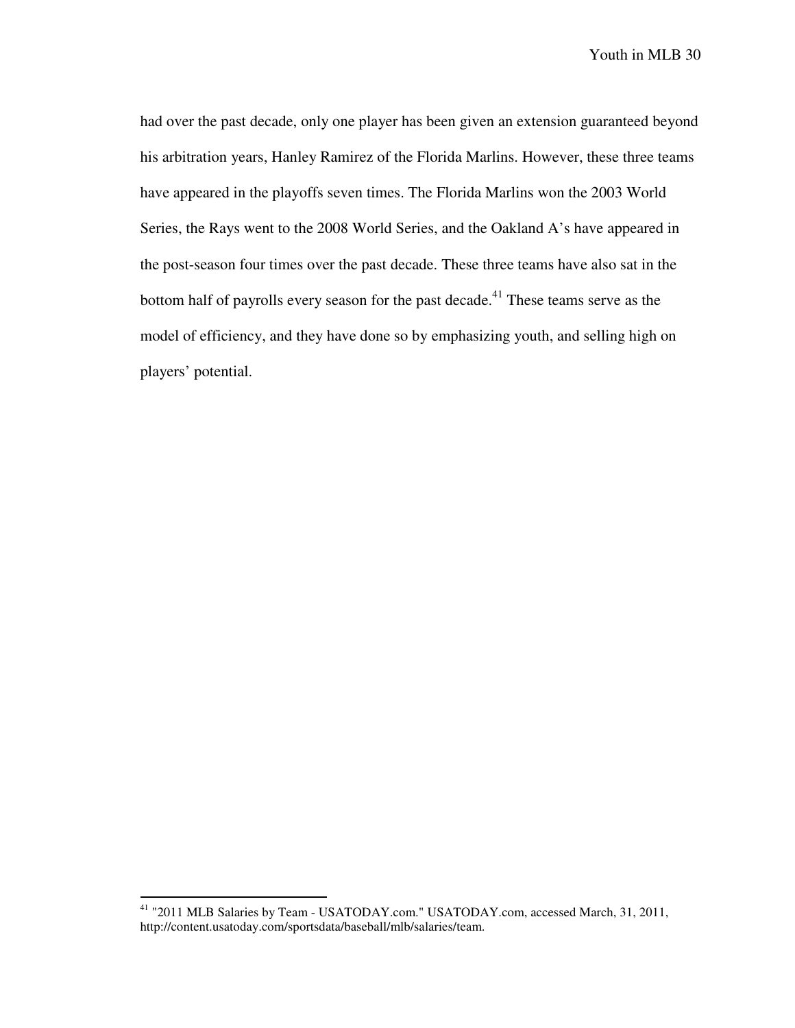had over the past decade, only one player has been given an extension guaranteed beyond his arbitration years, Hanley Ramirez of the Florida Marlins. However, these three teams have appeared in the playoffs seven times. The Florida Marlins won the 2003 World Series, the Rays went to the 2008 World Series, and the Oakland A's have appeared in the post-season four times over the past decade. These three teams have also sat in the bottom half of payrolls every season for the past decade.[41] These teams serve as the model of efficiency, and they have done so by emphasizing youth, and selling high on players' potential.

---

[41] "2011 MLB Salaries by Team - USATODAY.com." USATODAY.com, accessed March, 31, 2011, http://content.usatoday.com/sportsdata/baseball/mlb/salaries/team.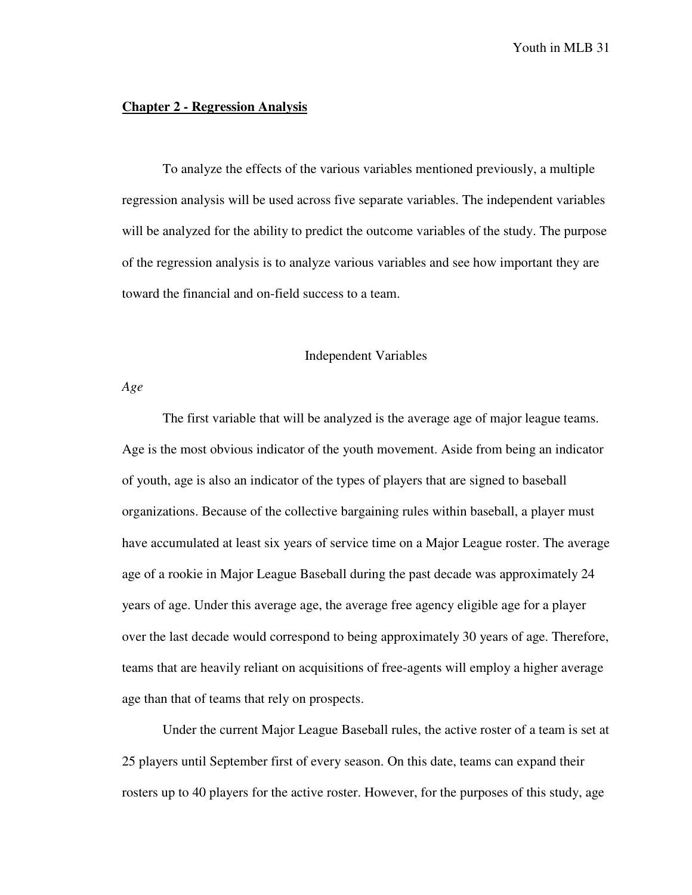## **Chapter 2 - Regression Analysis**

To analyze the effects of the various variables mentioned previously, a multiple regression analysis will be used across five separate variables. The independent variables will be analyzed for the ability to predict the outcome variables of the study. The purpose of the regression analysis is to analyze various variables and see how important they are toward the financial and on-field success to a team.

### Independent Variables

*Age*

The first variable that will be analyzed is the average age of major league teams. Age is the most obvious indicator of the youth movement. Aside from being an indicator of youth, age is also an indicator of the types of players that are signed to baseball organizations. Because of the collective bargaining rules within baseball, a player must have accumulated at least six years of service time on a Major League roster. The average age of a rookie in Major League Baseball during the past decade was approximately 24 years of age. Under this average age, the average free agency eligible age for a player over the last decade would correspond to being approximately 30 years of age. Therefore, teams that are heavily reliant on acquisitions of free-agents will employ a higher average age than that of teams that rely on prospects.

Under the current Major League Baseball rules, the active roster of a team is set at 25 players until September first of every season. On this date, teams can expand their rosters up to 40 players for the active roster. However, for the purposes of this study, age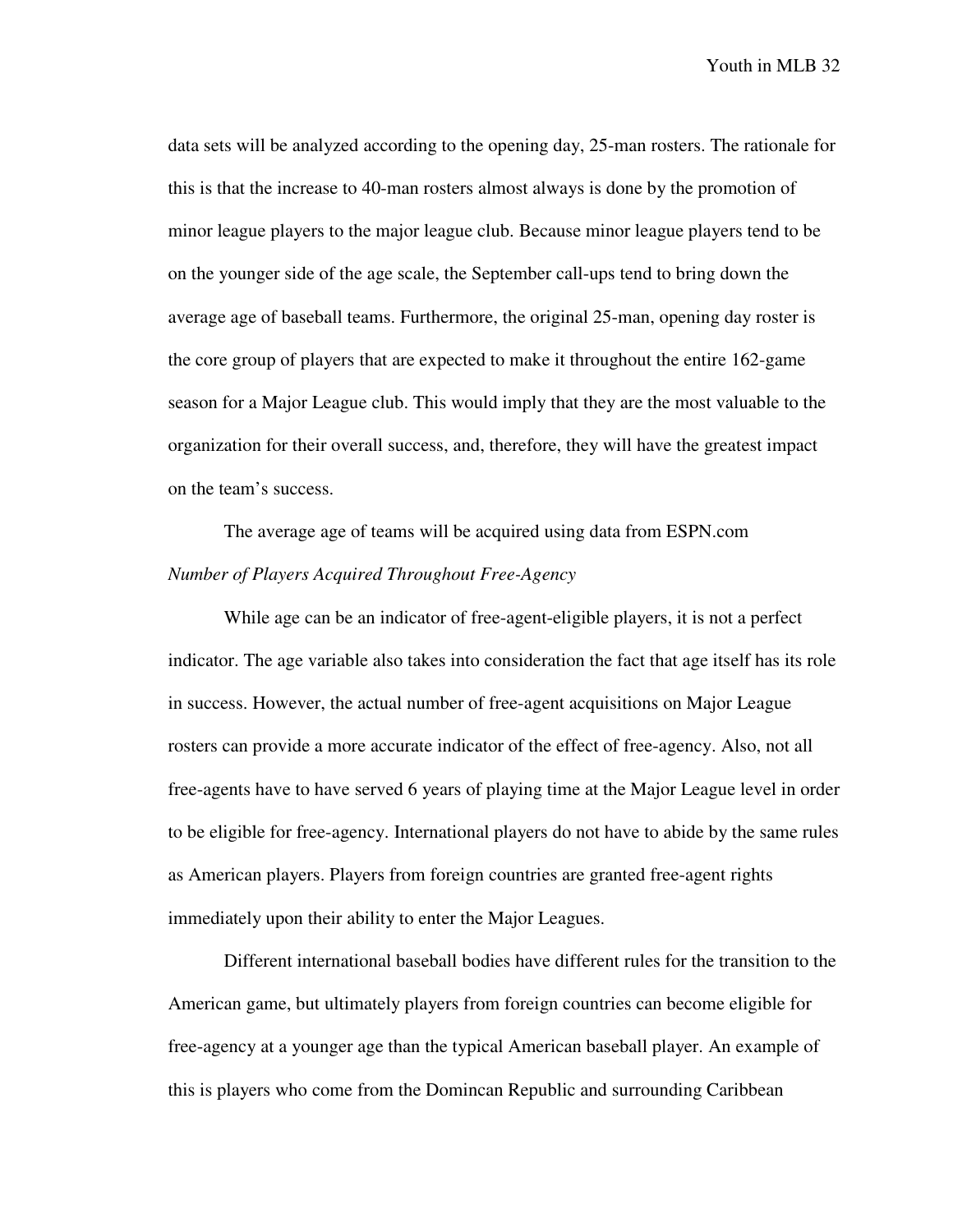data sets will be analyzed according to the opening day, 25-man rosters. The rationale for this is that the increase to 40-man rosters almost always is done by the promotion of minor league players to the major league club. Because minor league players tend to be on the younger side of the age scale, the September call-ups tend to bring down the average age of baseball teams. Furthermore, the original 25-man, opening day roster is the core group of players that are expected to make it throughout the entire 162-game season for a Major League club. This would imply that they are the most valuable to the organization for their overall success, and, therefore, they will have the greatest impact on the team's success.

The average age of teams will be acquired using data from ESPN.com

*Number of Players Acquired Throughout Free-Agency*

While age can be an indicator of free-agent-eligible players, it is not a perfect indicator. The age variable also takes into consideration the fact that age itself has its role in success. However, the actual number of free-agent acquisitions on Major League rosters can provide a more accurate indicator of the effect of free-agency. Also, not all free-agents have to have served 6 years of playing time at the Major League level in order to be eligible for free-agency. International players do not have to abide by the same rules as American players. Players from foreign countries are granted free-agent rights immediately upon their ability to enter the Major Leagues.

Different international baseball bodies have different rules for the transition to the American game, but ultimately players from foreign countries can become eligible for free-agency at a younger age than the typical American baseball player. An example of this is players who come from the Domincan Republic and surrounding Caribbean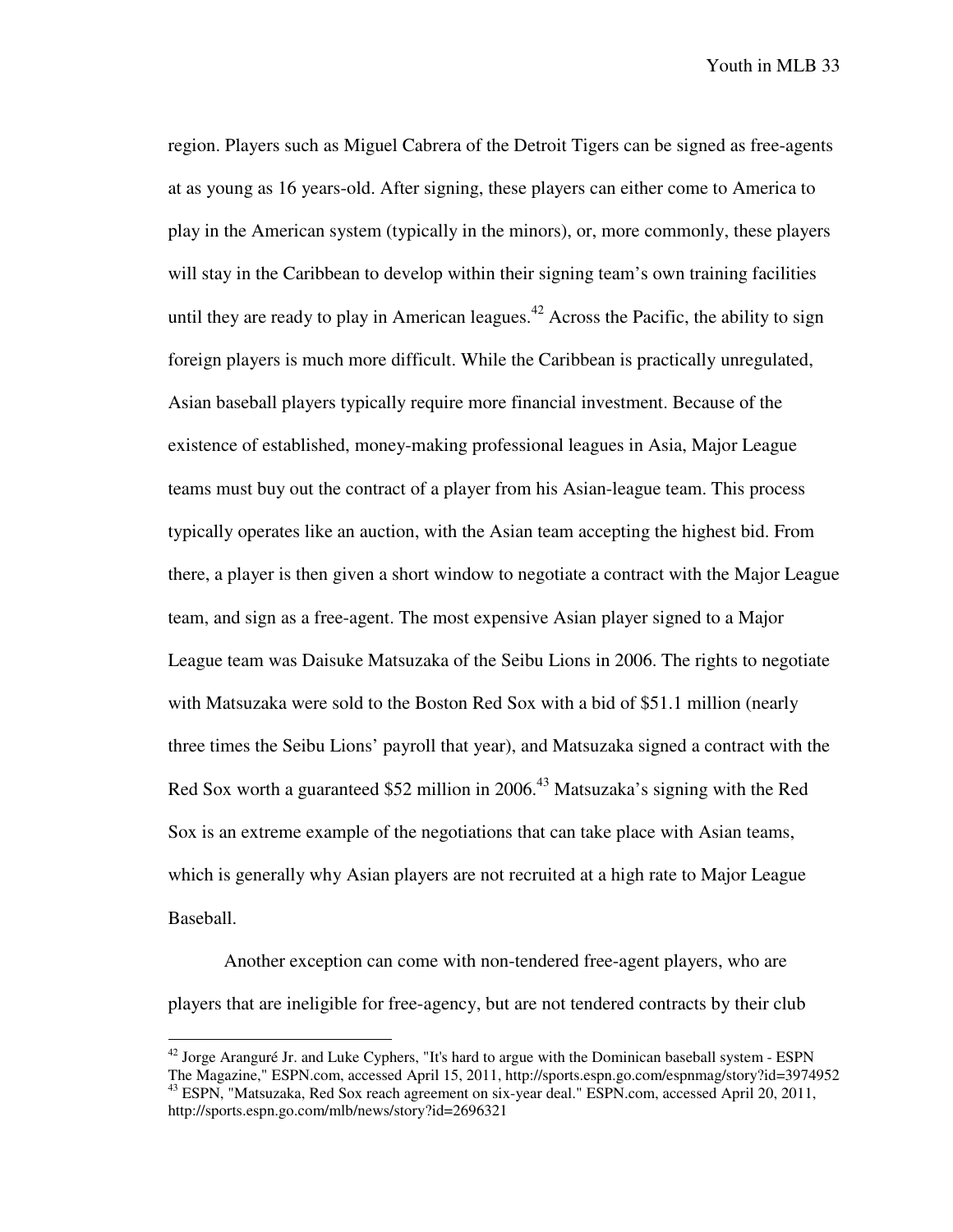region. Players such as Miguel Cabrera of the Detroit Tigers can be signed as free-agents at as young as 16 years-old. After signing, these players can either come to America to play in the American system (typically in the minors), or, more commonly, these players will stay in the Caribbean to develop within their signing team's own training facilities until they are ready to play in American leagues.[42] Across the Pacific, the ability to sign foreign players is much more difficult. While the Caribbean is practically unregulated, Asian baseball players typically require more financial investment. Because of the existence of established, money-making professional leagues in Asia, Major League teams must buy out the contract of a player from his Asian-league team. This process typically operates like an auction, with the Asian team accepting the highest bid. From there, a player is then given a short window to negotiate a contract with the Major League team, and sign as a free-agent. The most expensive Asian player signed to a Major League team was Daisuke Matsuzaka of the Seibu Lions in 2006. The rights to negotiate with Matsuzaka were sold to the Boston Red Sox with a bid of $51.1 million (nearly three times the Seibu Lions' payroll that year), and Matsuzaka signed a contract with the Red Sox worth a guaranteed $52 million in 2006.[43] Matsuzaka's signing with the Red Sox is an extreme example of the negotiations that can take place with Asian teams, which is generally why Asian players are not recruited at a high rate to Major League Baseball.

Another exception can come with non-tendered free-agent players, who are players that are ineligible for free-agency, but are not tendered contracts by their club

[42] Jorge Aranguré Jr. and Luke Cyphers, "It's hard to argue with the Dominican baseball system - ESPN The Magazine," ESPN.com, accessed April 15, 2011, http://sports.espn.go.com/espnmag/story?id=3974952
[43] ESPN, "Matsuzaka, Red Sox reach agreement on six-year deal." ESPN.com, accessed April 20, 2011, http://sports.espn.go.com/mlb/news/story?id=2696321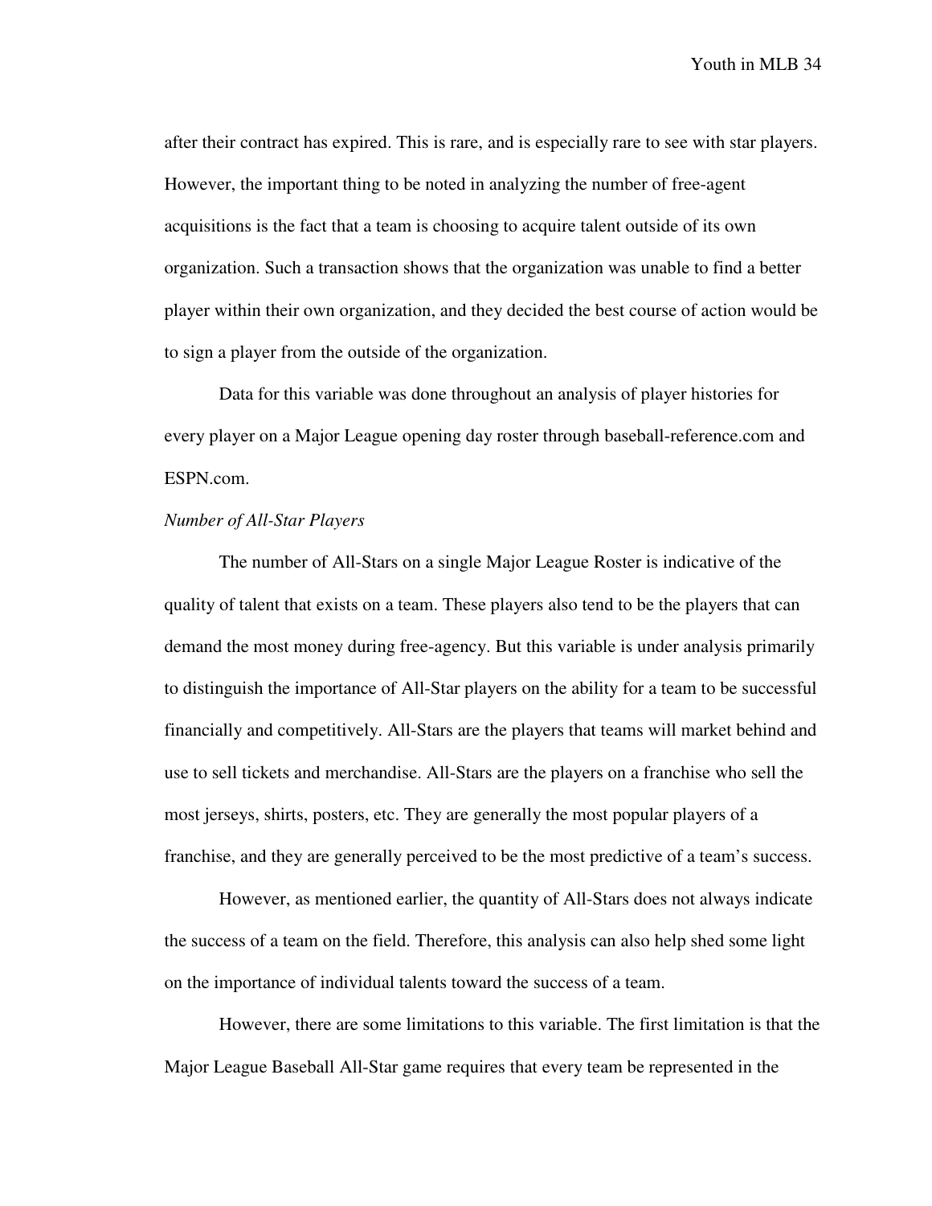after their contract has expired. This is rare, and is especially rare to see with star players. However, the important thing to be noted in analyzing the number of free-agent acquisitions is the fact that a team is choosing to acquire talent outside of its own organization. Such a transaction shows that the organization was unable to find a better player within their own organization, and they decided the best course of action would be to sign a player from the outside of the organization.

Data for this variable was done throughout an analysis of player histories for every player on a Major League opening day roster through baseball-reference.com and ESPN.com.

*Number of All-Star Players*

The number of All-Stars on a single Major League Roster is indicative of the quality of talent that exists on a team. These players also tend to be the players that can demand the most money during free-agency. But this variable is under analysis primarily to distinguish the importance of All-Star players on the ability for a team to be successful financially and competitively. All-Stars are the players that teams will market behind and use to sell tickets and merchandise. All-Stars are the players on a franchise who sell the most jerseys, shirts, posters, etc. They are generally the most popular players of a franchise, and they are generally perceived to be the most predictive of a team's success.

However, as mentioned earlier, the quantity of All-Stars does not always indicate the success of a team on the field. Therefore, this analysis can also help shed some light on the importance of individual talents toward the success of a team.

However, there are some limitations to this variable. The first limitation is that the Major League Baseball All-Star game requires that every team be represented in the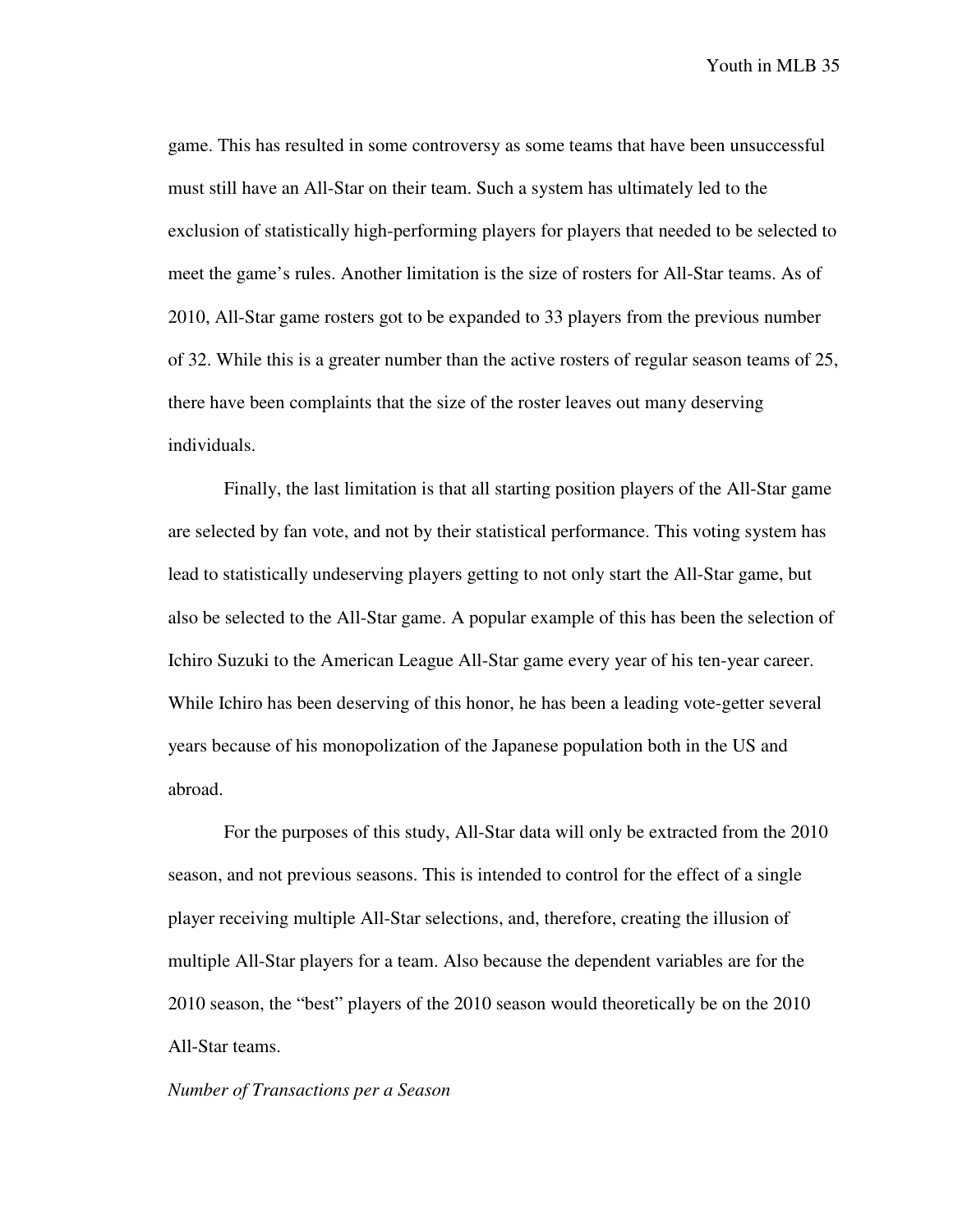game. This has resulted in some controversy as some teams that have been unsuccessful must still have an All-Star on their team. Such a system has ultimately led to the exclusion of statistically high-performing players for players that needed to be selected to meet the game's rules. Another limitation is the size of rosters for All-Star teams. As of 2010, All-Star game rosters got to be expanded to 33 players from the previous number of 32. While this is a greater number than the active rosters of regular season teams of 25, there have been complaints that the size of the roster leaves out many deserving individuals.

Finally, the last limitation is that all starting position players of the All-Star game are selected by fan vote, and not by their statistical performance. This voting system has lead to statistically undeserving players getting to not only start the All-Star game, but also be selected to the All-Star game. A popular example of this has been the selection of Ichiro Suzuki to the American League All-Star game every year of his ten-year career. While Ichiro has been deserving of this honor, he has been a leading vote-getter several years because of his monopolization of the Japanese population both in the US and abroad.

For the purposes of this study, All-Star data will only be extracted from the 2010 season, and not previous seasons. This is intended to control for the effect of a single player receiving multiple All-Star selections, and, therefore, creating the illusion of multiple All-Star players for a team. Also because the dependent variables are for the 2010 season, the "best" players of the 2010 season would theoretically be on the 2010 All-Star teams.

*Number of Transactions per a Season*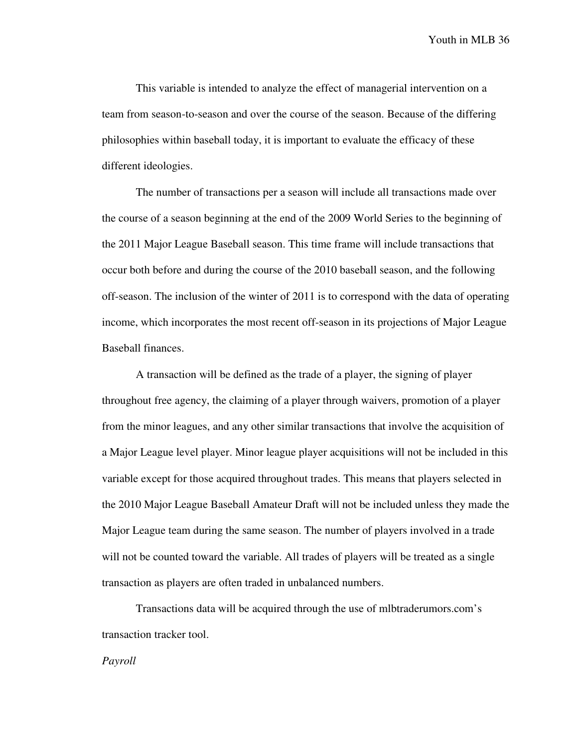This variable is intended to analyze the effect of managerial intervention on a team from season-to-season and over the course of the season. Because of the differing philosophies within baseball today, it is important to evaluate the efficacy of these different ideologies.

The number of transactions per a season will include all transactions made over the course of a season beginning at the end of the 2009 World Series to the beginning of the 2011 Major League Baseball season. This time frame will include transactions that occur both before and during the course of the 2010 baseball season, and the following off-season. The inclusion of the winter of 2011 is to correspond with the data of operating income, which incorporates the most recent off-season in its projections of Major League Baseball finances.

A transaction will be defined as the trade of a player, the signing of player throughout free agency, the claiming of a player through waivers, promotion of a player from the minor leagues, and any other similar transactions that involve the acquisition of a Major League level player. Minor league player acquisitions will not be included in this variable except for those acquired throughout trades. This means that players selected in the 2010 Major League Baseball Amateur Draft will not be included unless they made the Major League team during the same season. The number of players involved in a trade will not be counted toward the variable. All trades of players will be treated as a single transaction as players are often traded in unbalanced numbers.

Transactions data will be acquired through the use of mlbtraderumors.com's transaction tracker tool.

*Payroll*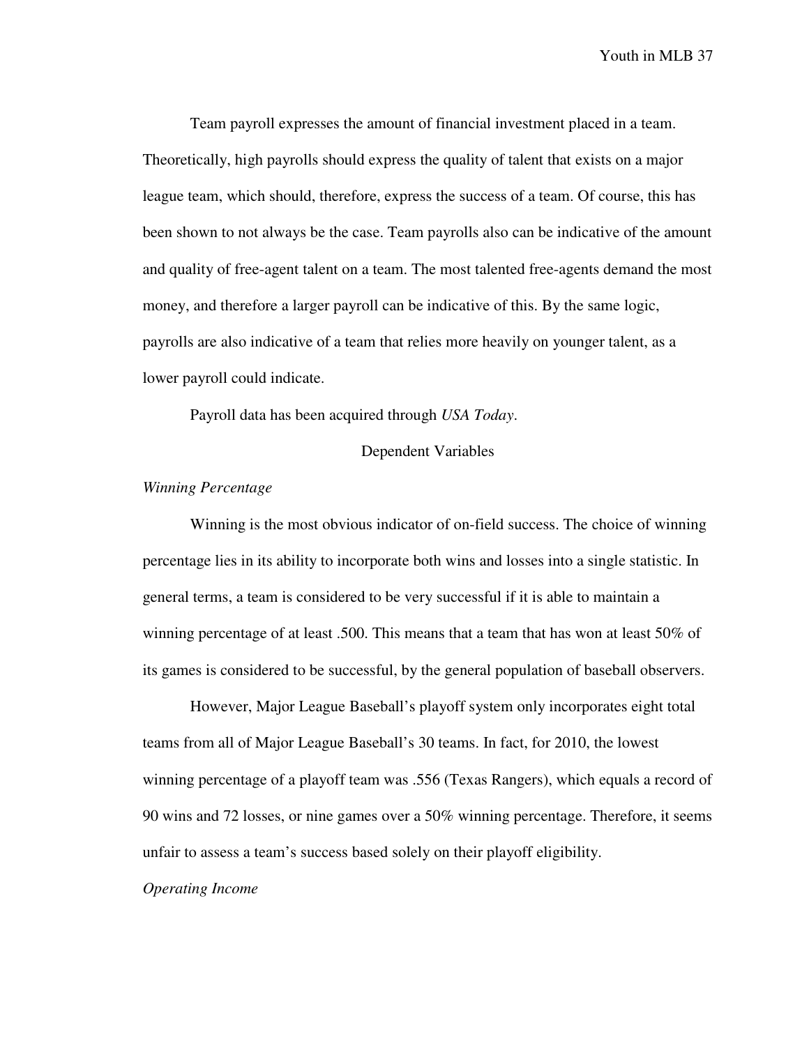Team payroll expresses the amount of financial investment placed in a team. Theoretically, high payrolls should express the quality of talent that exists on a major league team, which should, therefore, express the success of a team. Of course, this has been shown to not always be the case. Team payrolls also can be indicative of the amount and quality of free-agent talent on a team. The most talented free-agents demand the most money, and therefore a larger payroll can be indicative of this. By the same logic, payrolls are also indicative of a team that relies more heavily on younger talent, as a lower payroll could indicate.

Payroll data has been acquired through *USA Today*.

## Dependent Variables

### *Winning Percentage*

Winning is the most obvious indicator of on-field success. The choice of winning percentage lies in its ability to incorporate both wins and losses into a single statistic. In general terms, a team is considered to be very successful if it is able to maintain a winning percentage of at least .500. This means that a team that has won at least 50% of its games is considered to be successful, by the general population of baseball observers.

However, Major League Baseball's playoff system only incorporates eight total teams from all of Major League Baseball's 30 teams. In fact, for 2010, the lowest winning percentage of a playoff team was .556 (Texas Rangers), which equals a record of 90 wins and 72 losses, or nine games over a 50% winning percentage. Therefore, it seems unfair to assess a team's success based solely on their playoff eligibility.

### *Operating Income*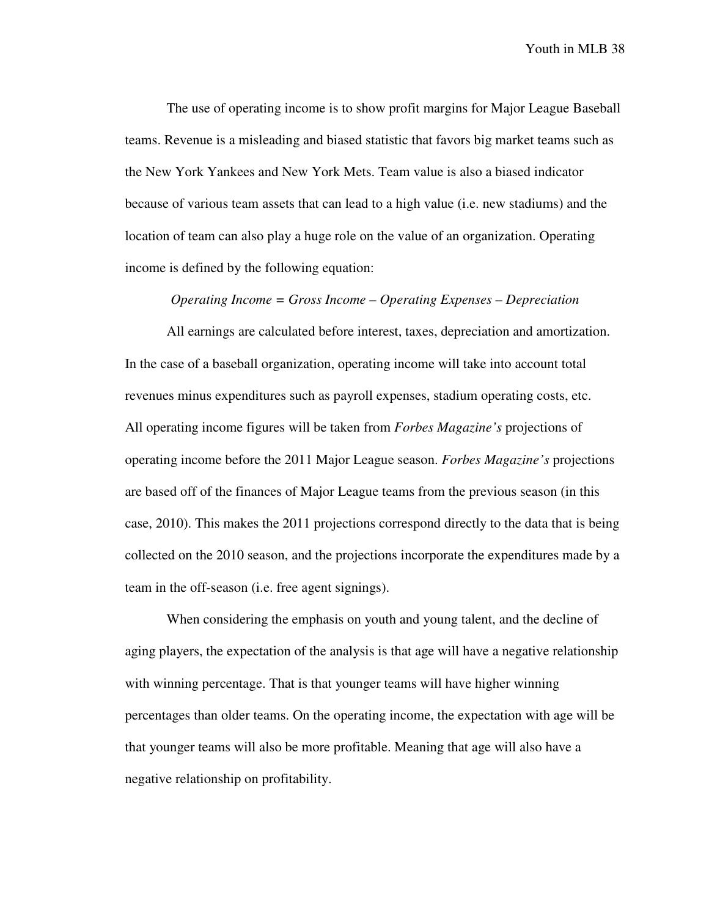The use of operating income is to show profit margins for Major League Baseball teams. Revenue is a misleading and biased statistic that favors big market teams such as the New York Yankees and New York Mets. Team value is also a biased indicator because of various team assets that can lead to a high value (i.e. new stadiums) and the location of team can also play a huge role on the value of an organization. Operating income is defined by the following equation:

*Operating Income = Gross Income – Operating Expenses – Depreciation*

All earnings are calculated before interest, taxes, depreciation and amortization. In the case of a baseball organization, operating income will take into account total revenues minus expenditures such as payroll expenses, stadium operating costs, etc. All operating income figures will be taken from *Forbes Magazine's* projections of operating income before the 2011 Major League season. *Forbes Magazine's* projections are based off of the finances of Major League teams from the previous season (in this case, 2010). This makes the 2011 projections correspond directly to the data that is being collected on the 2010 season, and the projections incorporate the expenditures made by a team in the off-season (i.e. free agent signings).

When considering the emphasis on youth and young talent, and the decline of aging players, the expectation of the analysis is that age will have a negative relationship with winning percentage. That is that younger teams will have higher winning percentages than older teams. On the operating income, the expectation with age will be that younger teams will also be more profitable. Meaning that age will also have a negative relationship on profitability.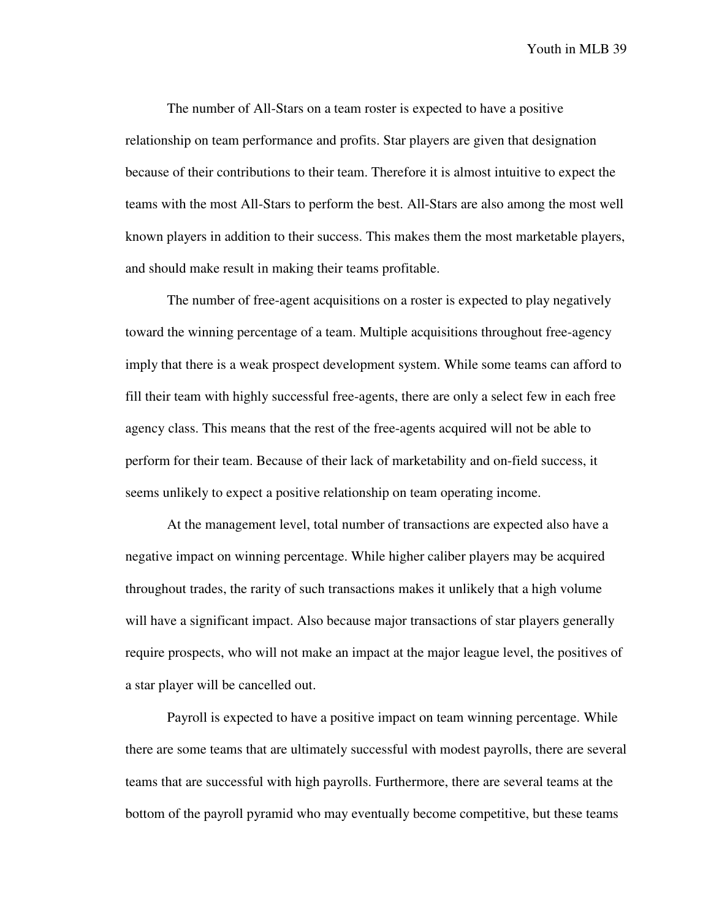The number of All-Stars on a team roster is expected to have a positive relationship on team performance and profits. Star players are given that designation because of their contributions to their team. Therefore it is almost intuitive to expect the teams with the most All-Stars to perform the best. All-Stars are also among the most well known players in addition to their success. This makes them the most marketable players, and should make result in making their teams profitable.

The number of free-agent acquisitions on a roster is expected to play negatively toward the winning percentage of a team. Multiple acquisitions throughout free-agency imply that there is a weak prospect development system. While some teams can afford to fill their team with highly successful free-agents, there are only a select few in each free agency class. This means that the rest of the free-agents acquired will not be able to perform for their team. Because of their lack of marketability and on-field success, it seems unlikely to expect a positive relationship on team operating income.

At the management level, total number of transactions are expected also have a negative impact on winning percentage. While higher caliber players may be acquired throughout trades, the rarity of such transactions makes it unlikely that a high volume will have a significant impact. Also because major transactions of star players generally require prospects, who will not make an impact at the major league level, the positives of a star player will be cancelled out.

Payroll is expected to have a positive impact on team winning percentage. While there are some teams that are ultimately successful with modest payrolls, there are several teams that are successful with high payrolls. Furthermore, there are several teams at the bottom of the payroll pyramid who may eventually become competitive, but these teams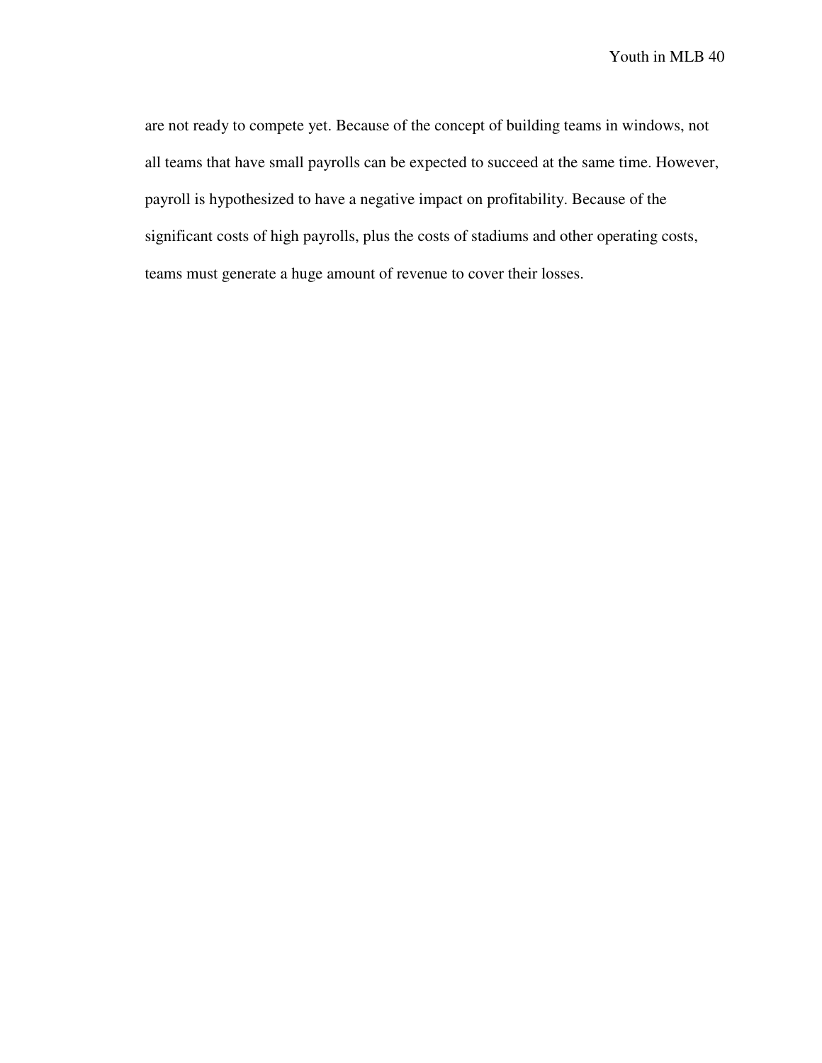are not ready to compete yet. Because of the concept of building teams in windows, not all teams that have small payrolls can be expected to succeed at the same time. However, payroll is hypothesized to have a negative impact on profitability. Because of the significant costs of high payrolls, plus the costs of stadiums and other operating costs, teams must generate a huge amount of revenue to cover their losses.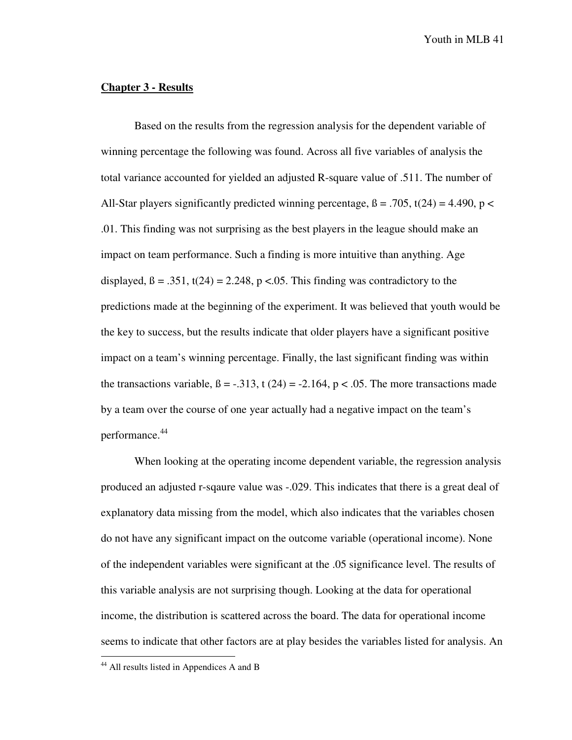## Chapter 3 - Results

Based on the results from the regression analysis for the dependent variable of winning percentage the following was found. Across all five variables of analysis the total variance accounted for yielded an adjusted R-square value of .511. The number of All-Star players significantly predicted winning percentage, $ß = .705$, $t(24) = 4.490$, $p < .01$. This finding was not surprising as the best players in the league should make an impact on team performance. Such a finding is more intuitive than anything. Age displayed, $ß = .351$, $t(24) = 2.248$, $p < .05$. This finding was contradictory to the predictions made at the beginning of the experiment. It was believed that youth would be the key to success, but the results indicate that older players have a significant positive impact on a team's winning percentage. Finally, the last significant finding was within the transactions variable, $ß = -.313$, $t(24) = -2.164$, $p < .05$. The more transactions made by a team over the course of one year actually had a negative impact on the team's performance.[44]

When looking at the operating income dependent variable, the regression analysis produced an adjusted r-sqaure value was -.029. This indicates that there is a great deal of explanatory data missing from the model, which also indicates that the variables chosen do not have any significant impact on the outcome variable (operational income). None of the independent variables were significant at the .05 significance level. The results of this variable analysis are not surprising though. Looking at the data for operational income, the distribution is scattered across the board. The data for operational income seems to indicate that other factors are at play besides the variables listed for analysis. An

[44] All results listed in Appendices A and B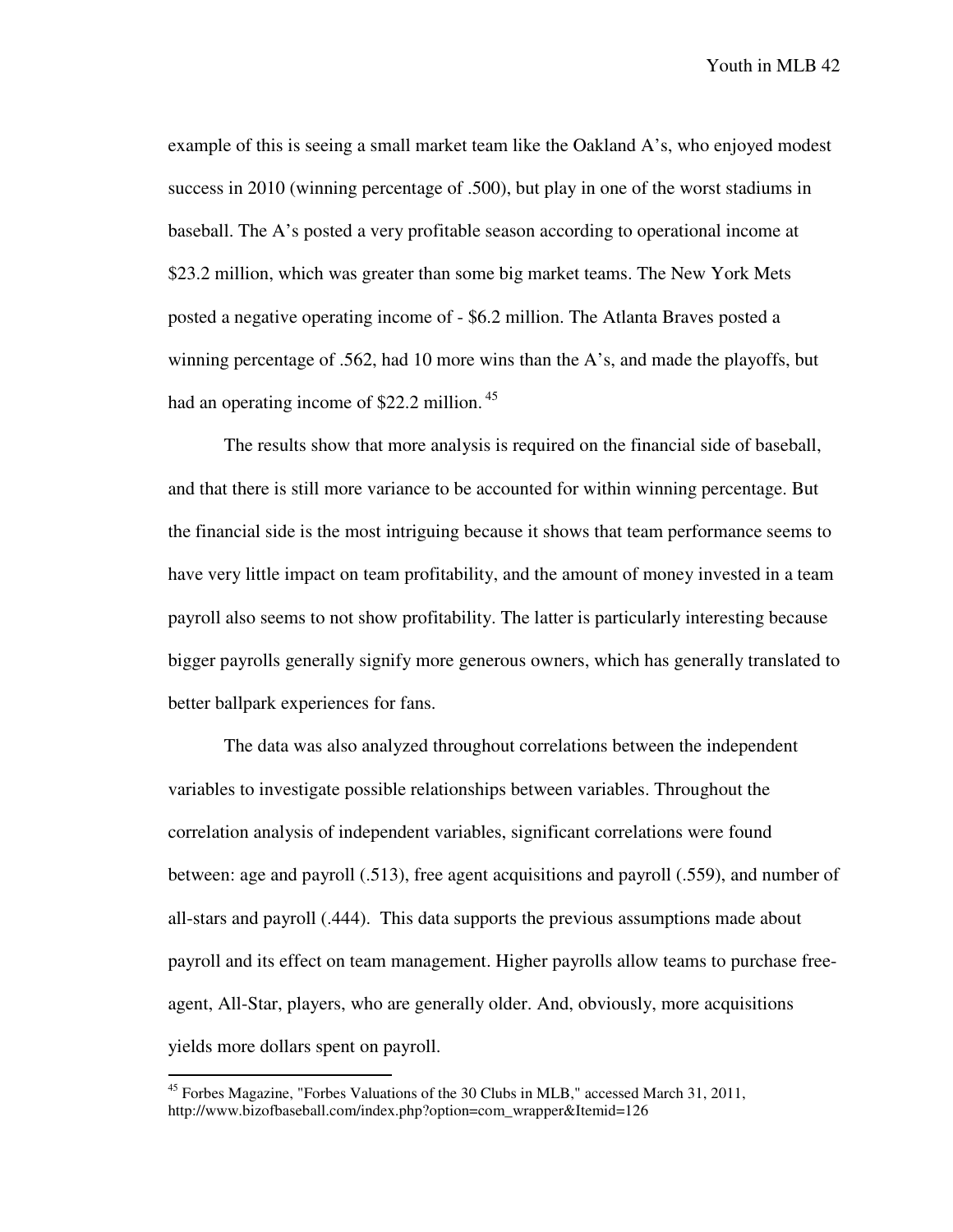example of this is seeing a small market team like the Oakland A's, who enjoyed modest success in 2010 (winning percentage of .500), but play in one of the worst stadiums in baseball. The A's posted a very profitable season according to operational income at $23.2 million, which was greater than some big market teams. The New York Mets posted a negative operating income of - $6.2 million. The Atlanta Braves posted a winning percentage of .562, had 10 more wins than the A's, and made the playoffs, but had an operating income of $22.2 million. [45]

The results show that more analysis is required on the financial side of baseball, and that there is still more variance to be accounted for within winning percentage. But the financial side is the most intriguing because it shows that team performance seems to have very little impact on team profitability, and the amount of money invested in a team payroll also seems to not show profitability. The latter is particularly interesting because bigger payrolls generally signify more generous owners, which has generally translated to better ballpark experiences for fans.

The data was also analyzed throughout correlations between the independent variables to investigate possible relationships between variables. Throughout the correlation analysis of independent variables, significant correlations were found between: age and payroll (.513), free agent acquisitions and payroll (.559), and number of all-stars and payroll (.444). This data supports the previous assumptions made about payroll and its effect on team management. Higher payrolls allow teams to purchase free-agent, All-Star, players, who are generally older. And, obviously, more acquisitions yields more dollars spent on payroll.

---

[45] Forbes Magazine, "Forbes Valuations of the 30 Clubs in MLB," accessed March 31, 2011, http://www.bizofbaseball.com/index.php?option=com_wrapper&Itemid=126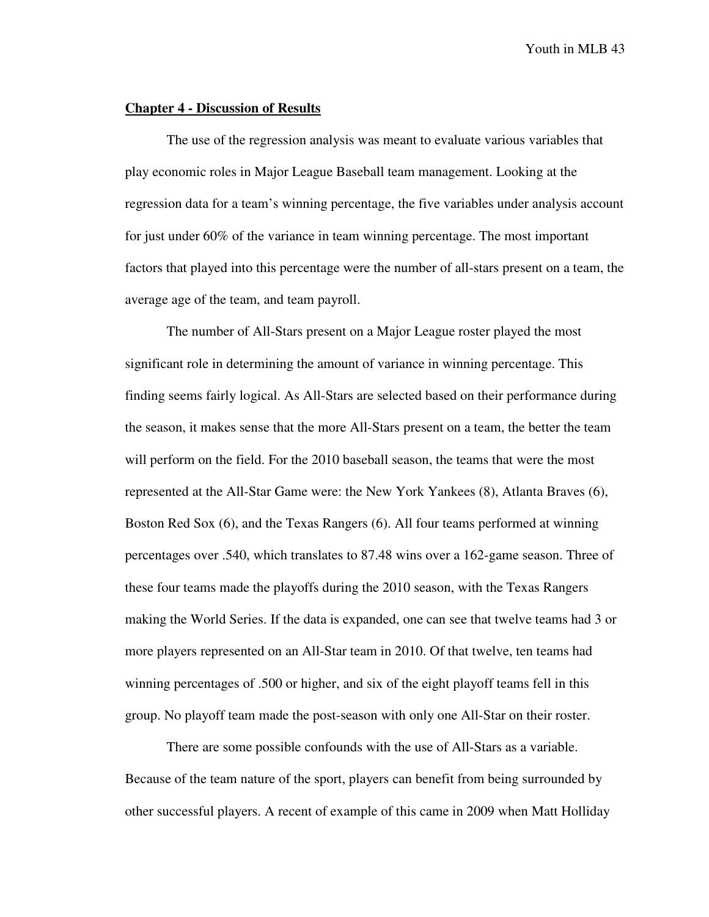## Chapter 4 - Discussion of Results

The use of the regression analysis was meant to evaluate various variables that play economic roles in Major League Baseball team management. Looking at the regression data for a team's winning percentage, the five variables under analysis account for just under 60% of the variance in team winning percentage. The most important factors that played into this percentage were the number of all-stars present on a team, the average age of the team, and team payroll.

The number of All-Stars present on a Major League roster played the most significant role in determining the amount of variance in winning percentage. This finding seems fairly logical. As All-Stars are selected based on their performance during the season, it makes sense that the more All-Stars present on a team, the better the team will perform on the field. For the 2010 baseball season, the teams that were the most represented at the All-Star Game were: the New York Yankees (8), Atlanta Braves (6), Boston Red Sox (6), and the Texas Rangers (6). All four teams performed at winning percentages over .540, which translates to 87.48 wins over a 162-game season. Three of these four teams made the playoffs during the 2010 season, with the Texas Rangers making the World Series. If the data is expanded, one can see that twelve teams had 3 or more players represented on an All-Star team in 2010. Of that twelve, ten teams had winning percentages of .500 or higher, and six of the eight playoff teams fell in this group. No playoff team made the post-season with only one All-Star on their roster.

There are some possible confounds with the use of All-Stars as a variable. Because of the team nature of the sport, players can benefit from being surrounded by other successful players. A recent of example of this came in 2009 when Matt Holliday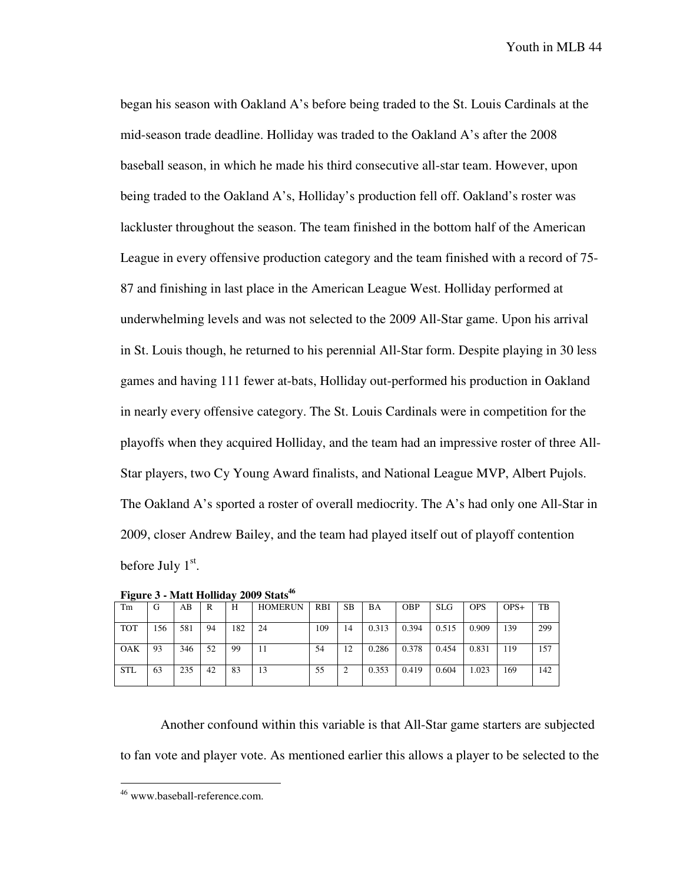began his season with Oakland A's before being traded to the St. Louis Cardinals at the mid-season trade deadline. Holliday was traded to the Oakland A's after the 2008 baseball season, in which he made his third consecutive all-star team. However, upon being traded to the Oakland A's, Holliday's production fell off. Oakland's roster was lackluster throughout the season. The team finished in the bottom half of the American League in every offensive production category and the team finished with a record of 75-87 and finishing in last place in the American League West. Holliday performed at underwhelming levels and was not selected to the 2009 All-Star game. Upon his arrival in St. Louis though, he returned to his perennial All-Star form. Despite playing in 30 less games and having 111 fewer at-bats, Holliday out-performed his production in Oakland in nearly every offensive category. The St. Louis Cardinals were in competition for the playoffs when they acquired Holliday, and the team had an impressive roster of three All-Star players, two Cy Young Award finalists, and National League MVP, Albert Pujols. The Oakland A's sported a roster of overall mediocrity. The A's had only one All-Star in 2009, closer Andrew Bailey, and the team had played itself out of playoff contention before July 1st.

**Figure 3 - Matt Holliday 2009 Stats[46]**

| Tm | G | AB | R | H | HOMERUN | RBI | SB | BA | OBP | SLG | OPS | OPS+ | TB |
|---|---|---|---|---|---|---|---|---|---|---|---|---|---|
| TOT | 156 | 581 | 94 | 182 | 24 | 109 | 14 | 0.313 | 0.394 | 0.515 | 0.909 | 139 | 299 |
| OAK | 93 | 346 | 52 | 99 | 11 | 54 | 12 | 0.286 | 0.378 | 0.454 | 0.831 | 119 | 157 |
| STL | 63 | 235 | 42 | 83 | 13 | 55 | 2 | 0.353 | 0.419 | 0.604 | 1.023 | 169 | 142 |

Another confound within this variable is that All-Star game starters are subjected to fan vote and player vote. As mentioned earlier this allows a player to be selected to the

[46] www.baseball-reference.com.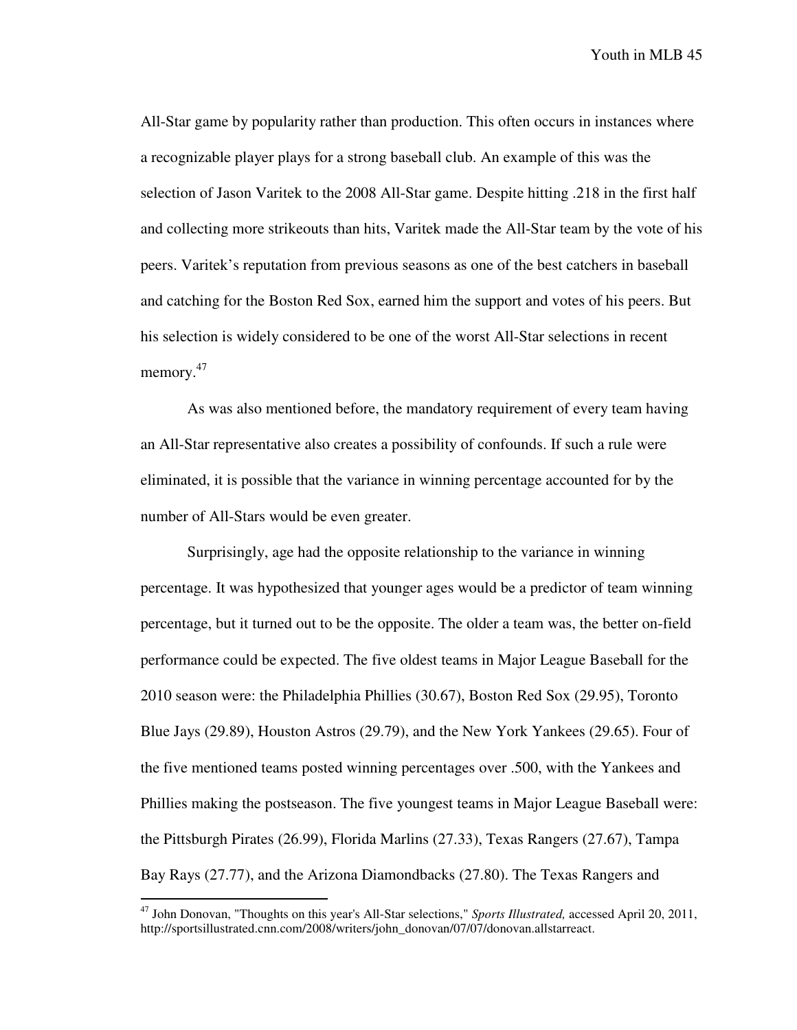All-Star game by popularity rather than production. This often occurs in instances where a recognizable player plays for a strong baseball club. An example of this was the selection of Jason Varitek to the 2008 All-Star game. Despite hitting .218 in the first half and collecting more strikeouts than hits, Varitek made the All-Star team by the vote of his peers. Varitek's reputation from previous seasons as one of the best catchers in baseball and catching for the Boston Red Sox, earned him the support and votes of his peers. But his selection is widely considered to be one of the worst All-Star selections in recent memory.[47]

As was also mentioned before, the mandatory requirement of every team having an All-Star representative also creates a possibility of confounds. If such a rule were eliminated, it is possible that the variance in winning percentage accounted for by the number of All-Stars would be even greater.

Surprisingly, age had the opposite relationship to the variance in winning percentage. It was hypothesized that younger ages would be a predictor of team winning percentage, but it turned out to be the opposite. The older a team was, the better on-field performance could be expected. The five oldest teams in Major League Baseball for the 2010 season were: the Philadelphia Phillies (30.67), Boston Red Sox (29.95), Toronto Blue Jays (29.89), Houston Astros (29.79), and the New York Yankees (29.65). Four of the five mentioned teams posted winning percentages over .500, with the Yankees and Phillies making the postseason. The five youngest teams in Major League Baseball were: the Pittsburgh Pirates (26.99), Florida Marlins (27.33), Texas Rangers (27.67), Tampa Bay Rays (27.77), and the Arizona Diamondbacks (27.80). The Texas Rangers and

---

[47] John Donovan, "Thoughts on this year's All-Star selections," *Sports Illustrated,* accessed April 20, 2011, http://sportsillustrated.cnn.com/2008/writers/john_donovan/07/07/donovan.allstarreact.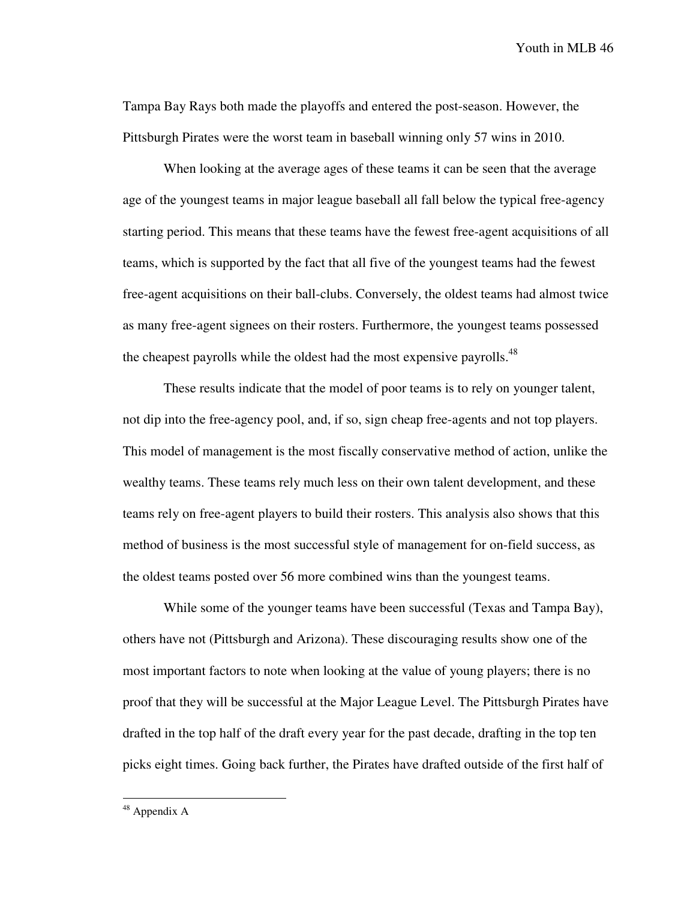Tampa Bay Rays both made the playoffs and entered the post-season. However, the Pittsburgh Pirates were the worst team in baseball winning only 57 wins in 2010.

When looking at the average ages of these teams it can be seen that the average age of the youngest teams in major league baseball all fall below the typical free-agency starting period. This means that these teams have the fewest free-agent acquisitions of all teams, which is supported by the fact that all five of the youngest teams had the fewest free-agent acquisitions on their ball-clubs. Conversely, the oldest teams had almost twice as many free-agent signees on their rosters. Furthermore, the youngest teams possessed the cheapest payrolls while the oldest had the most expensive payrolls.[48]

These results indicate that the model of poor teams is to rely on younger talent, not dip into the free-agency pool, and, if so, sign cheap free-agents and not top players. This model of management is the most fiscally conservative method of action, unlike the wealthy teams. These teams rely much less on their own talent development, and these teams rely on free-agent players to build their rosters. This analysis also shows that this method of business is the most successful style of management for on-field success, as the oldest teams posted over 56 more combined wins than the youngest teams.

While some of the younger teams have been successful (Texas and Tampa Bay), others have not (Pittsburgh and Arizona). These discouraging results show one of the most important factors to note when looking at the value of young players; there is no proof that they will be successful at the Major League Level. The Pittsburgh Pirates have drafted in the top half of the draft every year for the past decade, drafting in the top ten picks eight times. Going back further, the Pirates have drafted outside of the first half of

---

[48] Appendix A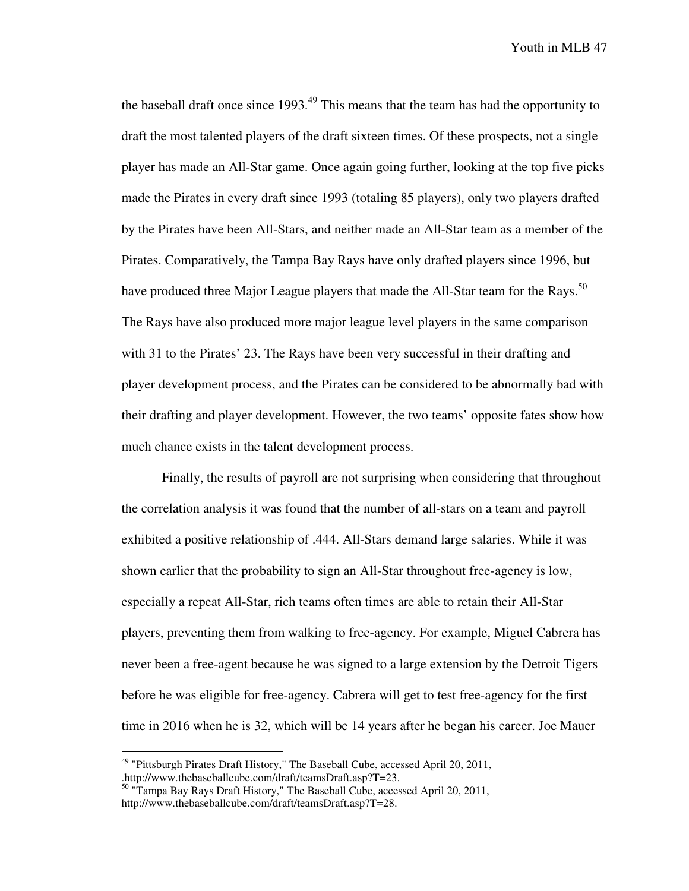the baseball draft once since 1993.[49] This means that the team has had the opportunity to draft the most talented players of the draft sixteen times. Of these prospects, not a single player has made an All-Star game. Once again going further, looking at the top five picks made the Pirates in every draft since 1993 (totaling 85 players), only two players drafted by the Pirates have been All-Stars, and neither made an All-Star team as a member of the Pirates. Comparatively, the Tampa Bay Rays have only drafted players since 1996, but have produced three Major League players that made the All-Star team for the Rays.[50] The Rays have also produced more major league level players in the same comparison with 31 to the Pirates' 23. The Rays have been very successful in their drafting and player development process, and the Pirates can be considered to be abnormally bad with their drafting and player development. However, the two teams' opposite fates show how much chance exists in the talent development process.

Finally, the results of payroll are not surprising when considering that throughout the correlation analysis it was found that the number of all-stars on a team and payroll exhibited a positive relationship of .444. All-Stars demand large salaries. While it was shown earlier that the probability to sign an All-Star throughout free-agency is low, especially a repeat All-Star, rich teams often times are able to retain their All-Star players, preventing them from walking to free-agency. For example, Miguel Cabrera has never been a free-agent because he was signed to a large extension by the Detroit Tigers before he was eligible for free-agency. Cabrera will get to test free-agency for the first time in 2016 when he is 32, which will be 14 years after he began his career. Joe Mauer

---

[49] "Pittsburgh Pirates Draft History," The Baseball Cube, accessed April 20, 2011, .http://www.thebaseballcube.com/draft/teamsDraft.asp?T=23.

[50] "Tampa Bay Rays Draft History," The Baseball Cube, accessed April 20, 2011, http://www.thebaseballcube.com/draft/teamsDraft.asp?T=28.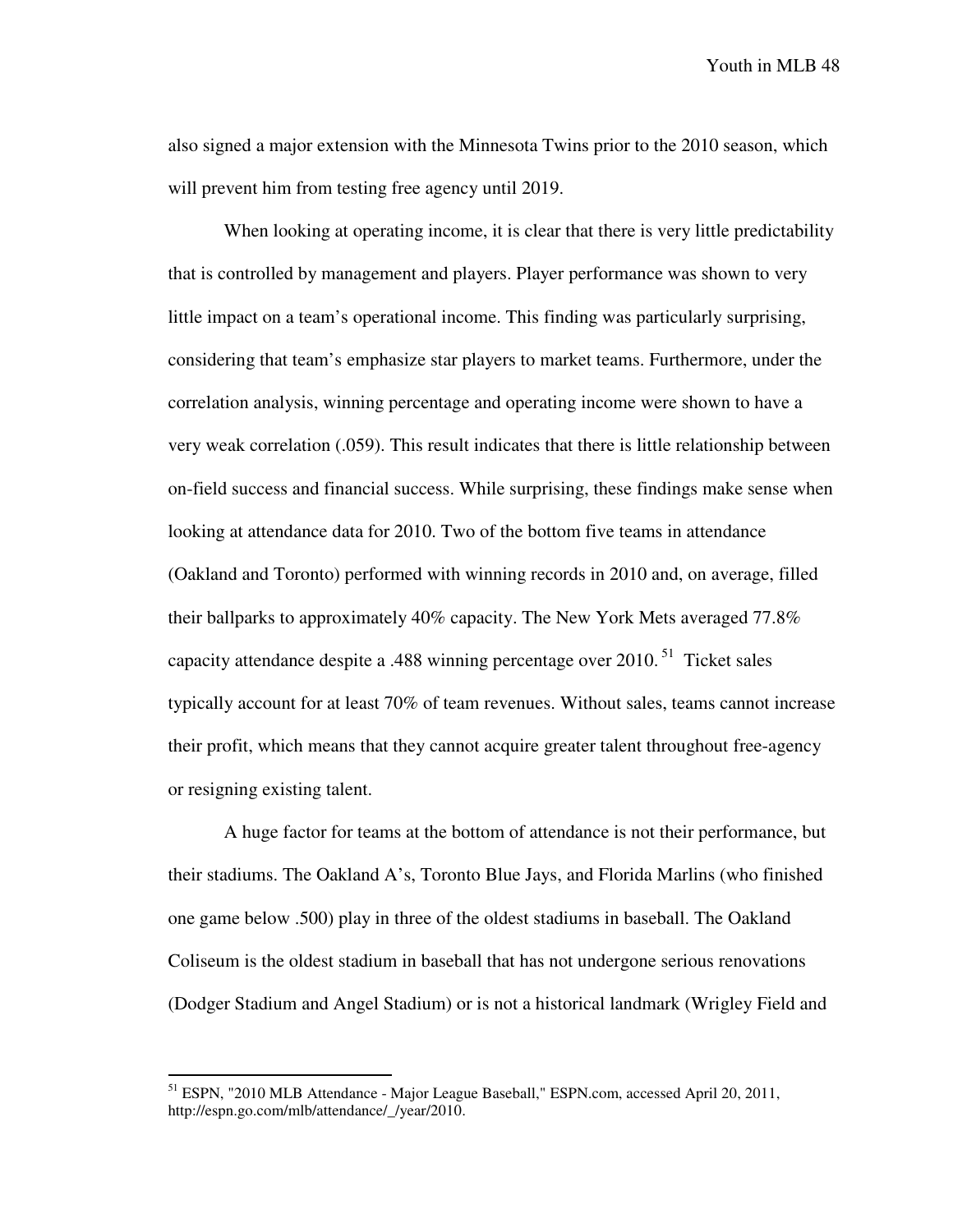also signed a major extension with the Minnesota Twins prior to the 2010 season, which will prevent him from testing free agency until 2019.

When looking at operating income, it is clear that there is very little predictability that is controlled by management and players. Player performance was shown to very little impact on a team's operational income. This finding was particularly surprising, considering that team's emphasize star players to market teams. Furthermore, under the correlation analysis, winning percentage and operating income were shown to have a very weak correlation (.059). This result indicates that there is little relationship between on-field success and financial success. While surprising, these findings make sense when looking at attendance data for 2010. Two of the bottom five teams in attendance (Oakland and Toronto) performed with winning records in 2010 and, on average, filled their ballparks to approximately 40% capacity. The New York Mets averaged 77.8% capacity attendance despite a .488 winning percentage over 2010.[51] Ticket sales typically account for at least 70% of team revenues. Without sales, teams cannot increase their profit, which means that they cannot acquire greater talent throughout free-agency or resigning existing talent.

A huge factor for teams at the bottom of attendance is not their performance, but their stadiums. The Oakland A's, Toronto Blue Jays, and Florida Marlins (who finished one game below .500) play in three of the oldest stadiums in baseball. The Oakland Coliseum is the oldest stadium in baseball that has not undergone serious renovations (Dodger Stadium and Angel Stadium) or is not a historical landmark (Wrigley Field and

---

[51] ESPN, "2010 MLB Attendance - Major League Baseball," ESPN.com, accessed April 20, 2011, http://espn.go.com/mlb/attendance/_/year/2010.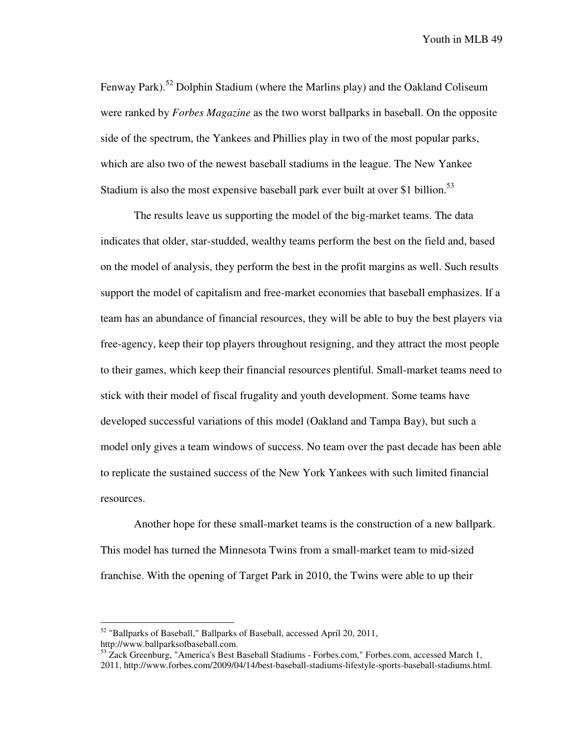Fenway Park).[52] Dolphin Stadium (where the Marlins play) and the Oakland Coliseum were ranked by *Forbes Magazine* as the two worst ballparks in baseball. On the opposite side of the spectrum, the Yankees and Phillies play in two of the most popular parks, which are also two of the newest baseball stadiums in the league. The New Yankee Stadium is also the most expensive baseball park ever built at over $1 billion.[53]

The results leave us supporting the model of the big-market teams. The data indicates that older, star-studded, wealthy teams perform the best on the field and, based on the model of analysis, they perform the best in the profit margins as well. Such results support the model of capitalism and free-market economies that baseball emphasizes. If a team has an abundance of financial resources, they will be able to buy the best players via free-agency, keep their top players throughout resigning, and they attract the most people to their games, which keep their financial resources plentiful. Small-market teams need to stick with their model of fiscal frugality and youth development. Some teams have developed successful variations of this model (Oakland and Tampa Bay), but such a model only gives a team windows of success. No team over the past decade has been able to replicate the sustained success of the New York Yankees with such limited financial resources.

Another hope for these small-market teams is the construction of a new ballpark. This model has turned the Minnesota Twins from a small-market team to mid-sized franchise. With the opening of Target Park in 2010, the Twins were able to up their

---

[52] "Ballparks of Baseball," Ballparks of Baseball, accessed April 20, 2011, http://www.ballparksofbaseball.com.

[53] Zack Greenburg, "America's Best Baseball Stadiums - Forbes.com," Forbes.com, accessed March 1, 2011, http://www.forbes.com/2009/04/14/best-baseball-stadiums-lifestyle-sports-baseball-stadiums.html.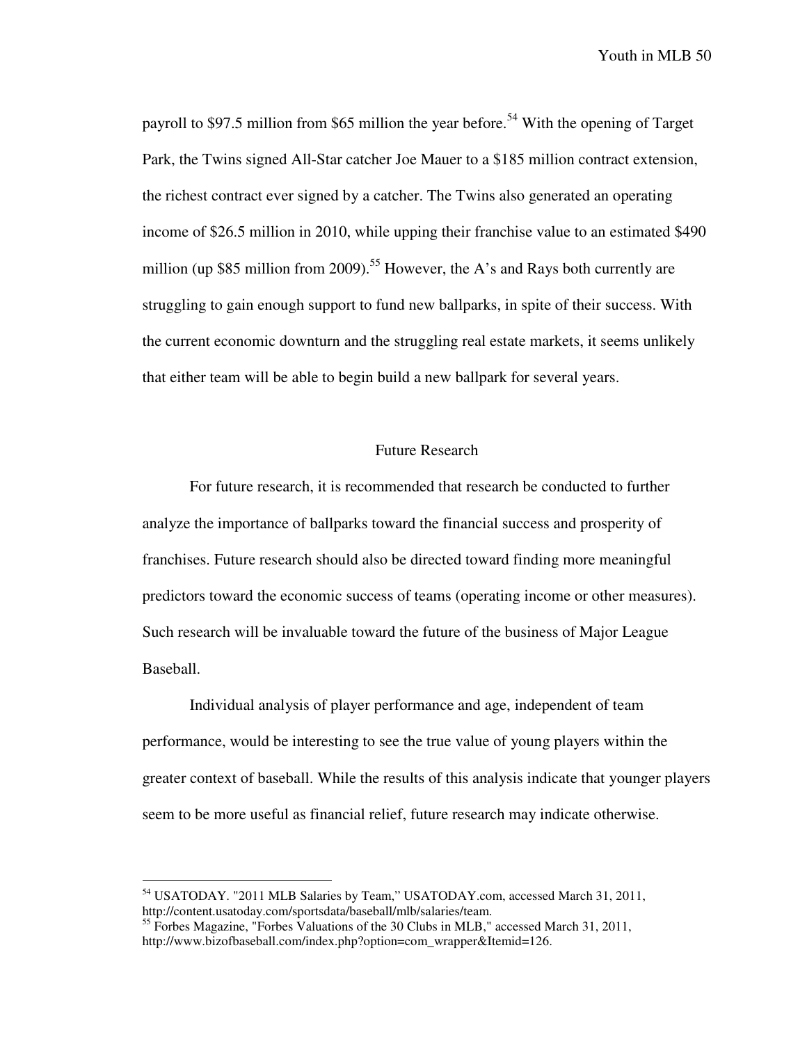payroll to $97.5 million from $65 million the year before.[54] With the opening of Target Park, the Twins signed All-Star catcher Joe Mauer to a $185 million contract extension, the richest contract ever signed by a catcher. The Twins also generated an operating income of $26.5 million in 2010, while upping their franchise value to an estimated $490 million (up $85 million from 2009).[55] However, the A's and Rays both currently are struggling to gain enough support to fund new ballparks, in spite of their success. With the current economic downturn and the struggling real estate markets, it seems unlikely that either team will be able to begin build a new ballpark for several years.

## Future Research

For future research, it is recommended that research be conducted to further analyze the importance of ballparks toward the financial success and prosperity of franchises. Future research should also be directed toward finding more meaningful predictors toward the economic success of teams (operating income or other measures). Such research will be invaluable toward the future of the business of Major League Baseball.

Individual analysis of player performance and age, independent of team performance, would be interesting to see the true value of young players within the greater context of baseball. While the results of this analysis indicate that younger players seem to be more useful as financial relief, future research may indicate otherwise.

---

[54] USATODAY. "2011 MLB Salaries by Team," USATODAY.com, accessed March 31, 2011, http://content.usatoday.com/sportsdata/baseball/mlb/salaries/team.

[55] Forbes Magazine, "Forbes Valuations of the 30 Clubs in MLB," accessed March 31, 2011, http://www.bizofbaseball.com/index.php?option=com_wrapper&Itemid=126.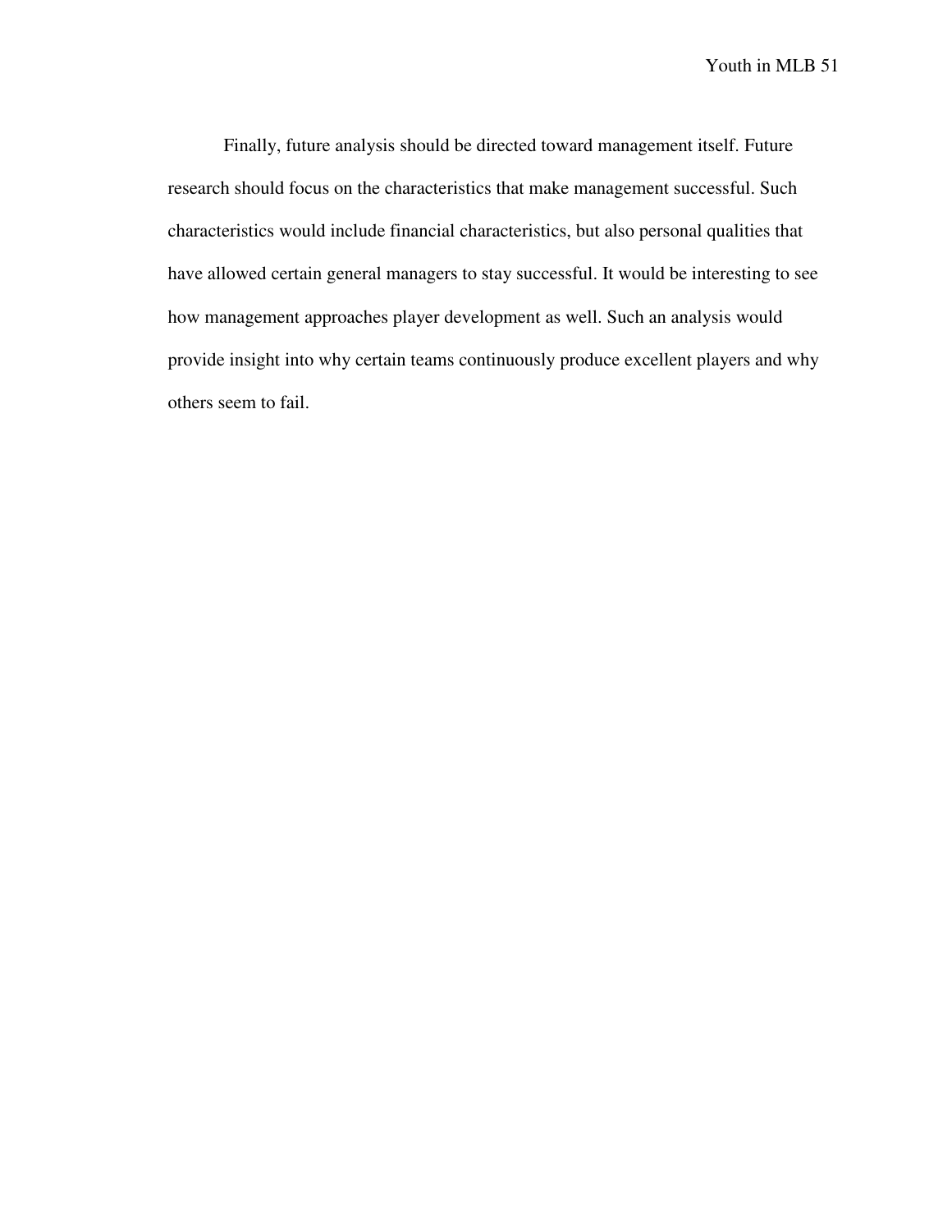Finally, future analysis should be directed toward management itself. Future research should focus on the characteristics that make management successful. Such characteristics would include financial characteristics, but also personal qualities that have allowed certain general managers to stay successful. It would be interesting to see how management approaches player development as well. Such an analysis would provide insight into why certain teams continuously produce excellent players and why others seem to fail.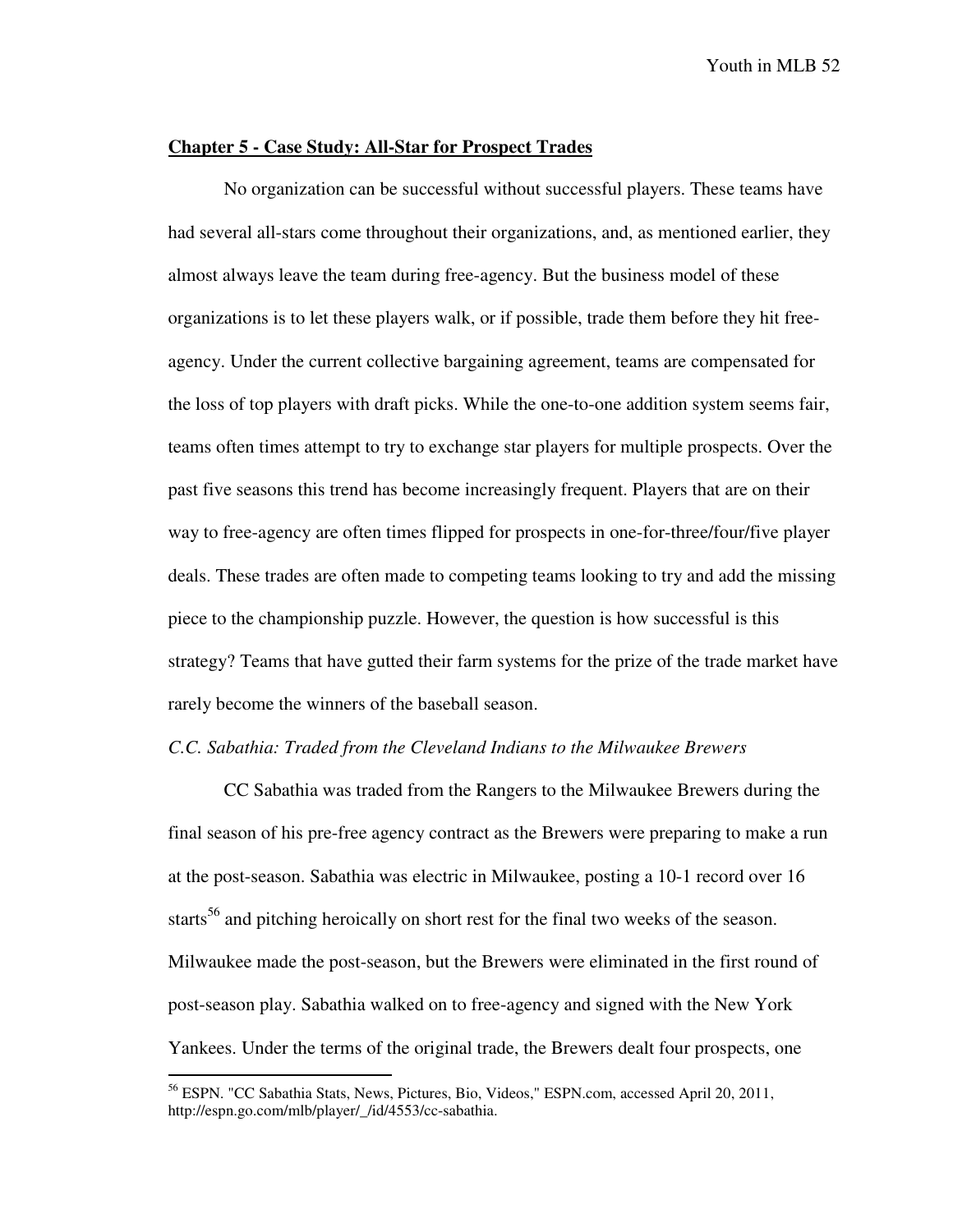## Chapter 5 - Case Study: All-Star for Prospect Trades

No organization can be successful without successful players. These teams have had several all-stars come throughout their organizations, and, as mentioned earlier, they almost always leave the team during free-agency. But the business model of these organizations is to let these players walk, or if possible, trade them before they hit free-agency. Under the current collective bargaining agreement, teams are compensated for the loss of top players with draft picks. While the one-to-one addition system seems fair, teams often times attempt to try to exchange star players for multiple prospects. Over the past five seasons this trend has become increasingly frequent. Players that are on their way to free-agency are often times flipped for prospects in one-for-three/four/five player deals. These trades are often made to competing teams looking to try and add the missing piece to the championship puzzle. However, the question is how successful is this strategy? Teams that have gutted their farm systems for the prize of the trade market have rarely become the winners of the baseball season.

*C.C. Sabathia: Traded from the Cleveland Indians to the Milwaukee Brewers*

CC Sabathia was traded from the Rangers to the Milwaukee Brewers during the final season of his pre-free agency contract as the Brewers were preparing to make a run at the post-season. Sabathia was electric in Milwaukee, posting a 10-1 record over 16 starts[56] and pitching heroically on short rest for the final two weeks of the season. Milwaukee made the post-season, but the Brewers were eliminated in the first round of post-season play. Sabathia walked on to free-agency and signed with the New York Yankees. Under the terms of the original trade, the Brewers dealt four prospects, one

---

[56] ESPN. "CC Sabathia Stats, News, Pictures, Bio, Videos," ESPN.com, accessed April 20, 2011, http://espn.go.com/mlb/player/_/id/4553/cc-sabathia.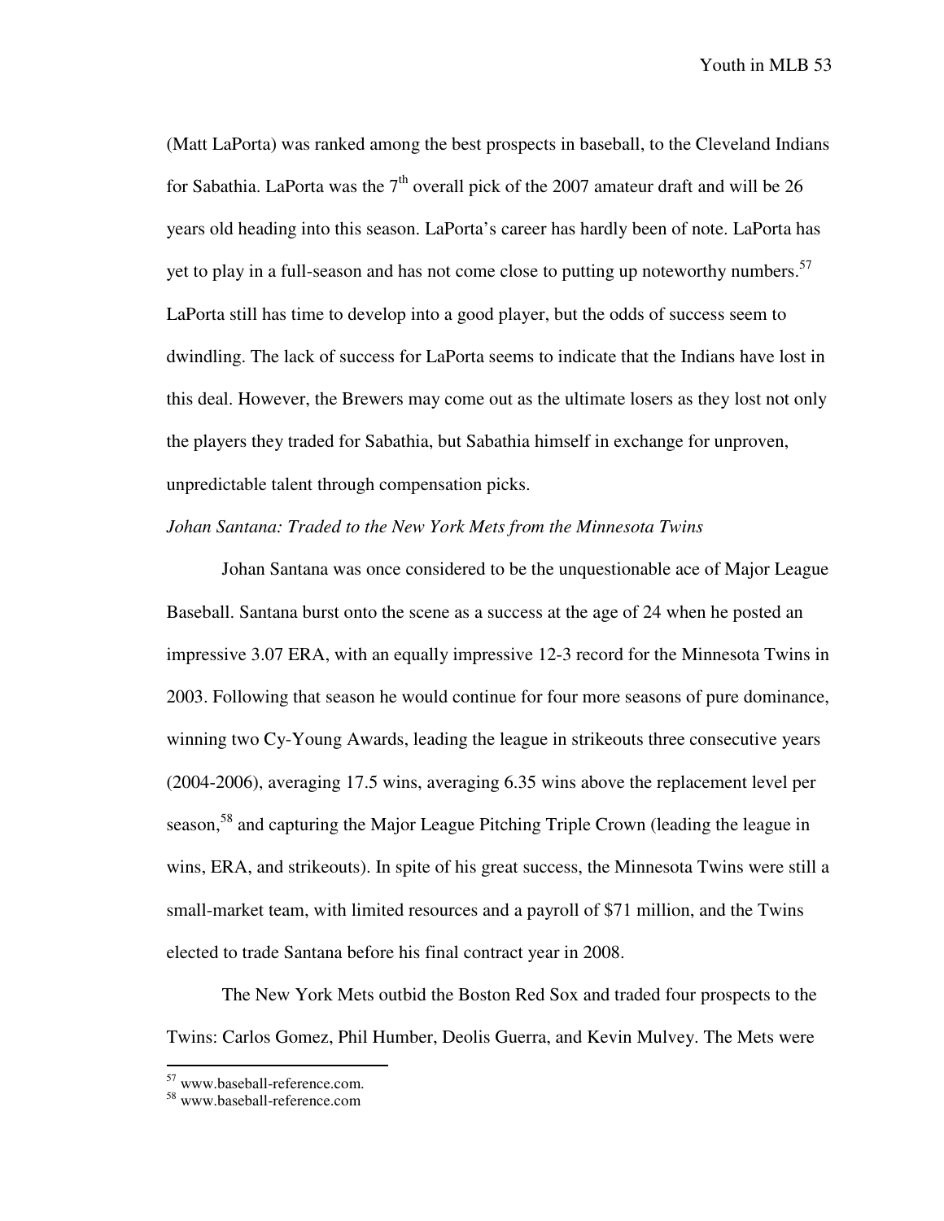(Matt LaPorta) was ranked among the best prospects in baseball, to the Cleveland Indians for Sabathia. LaPorta was the 7th overall pick of the 2007 amateur draft and will be 26 years old heading into this season. LaPorta's career has hardly been of note. LaPorta has yet to play in a full-season and has not come close to putting up noteworthy numbers.[57] LaPorta still has time to develop into a good player, but the odds of success seem to dwindling. The lack of success for LaPorta seems to indicate that the Indians have lost in this deal. However, the Brewers may come out as the ultimate losers as they lost not only the players they traded for Sabathia, but Sabathia himself in exchange for unproven, unpredictable talent through compensation picks.

*Johan Santana: Traded to the New York Mets from the Minnesota Twins*

Johan Santana was once considered to be the unquestionable ace of Major League Baseball. Santana burst onto the scene as a success at the age of 24 when he posted an impressive 3.07 ERA, with an equally impressive 12-3 record for the Minnesota Twins in 2003. Following that season he would continue for four more seasons of pure dominance, winning two Cy-Young Awards, leading the league in strikeouts three consecutive years (2004-2006), averaging 17.5 wins, averaging 6.35 wins above the replacement level per season,[58] and capturing the Major League Pitching Triple Crown (leading the league in wins, ERA, and strikeouts). In spite of his great success, the Minnesota Twins were still a small-market team, with limited resources and a payroll of $71 million, and the Twins elected to trade Santana before his final contract year in 2008.

The New York Mets outbid the Boston Red Sox and traded four prospects to the Twins: Carlos Gomez, Phil Humber, Deolis Guerra, and Kevin Mulvey. The Mets were

[57] www.baseball-reference.com.

[58] www.baseball-reference.com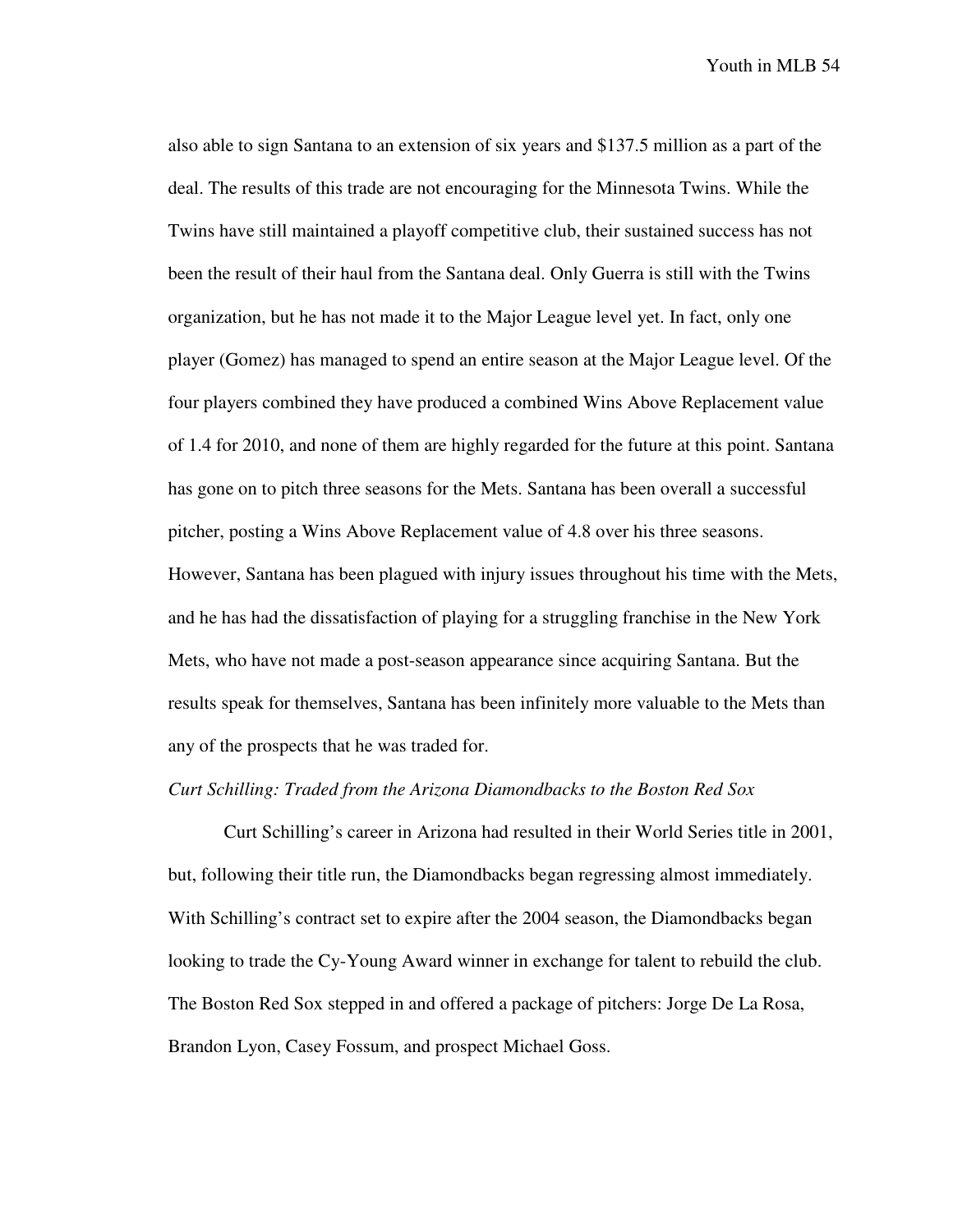also able to sign Santana to an extension of six years and $137.5 million as a part of the deal. The results of this trade are not encouraging for the Minnesota Twins. While the Twins have still maintained a playoff competitive club, their sustained success has not been the result of their haul from the Santana deal. Only Guerra is still with the Twins organization, but he has not made it to the Major League level yet. In fact, only one player (Gomez) has managed to spend an entire season at the Major League level. Of the four players combined they have produced a combined Wins Above Replacement value of 1.4 for 2010, and none of them are highly regarded for the future at this point. Santana has gone on to pitch three seasons for the Mets. Santana has been overall a successful pitcher, posting a Wins Above Replacement value of 4.8 over his three seasons. However, Santana has been plagued with injury issues throughout his time with the Mets, and he has had the dissatisfaction of playing for a struggling franchise in the New York Mets, who have not made a post-season appearance since acquiring Santana. But the results speak for themselves, Santana has been infinitely more valuable to the Mets than any of the prospects that he was traded for.

*Curt Schilling: Traded from the Arizona Diamondbacks to the Boston Red Sox*

Curt Schilling's career in Arizona had resulted in their World Series title in 2001, but, following their title run, the Diamondbacks began regressing almost immediately. With Schilling's contract set to expire after the 2004 season, the Diamondbacks began looking to trade the Cy-Young Award winner in exchange for talent to rebuild the club. The Boston Red Sox stepped in and offered a package of pitchers: Jorge De La Rosa, Brandon Lyon, Casey Fossum, and prospect Michael Goss.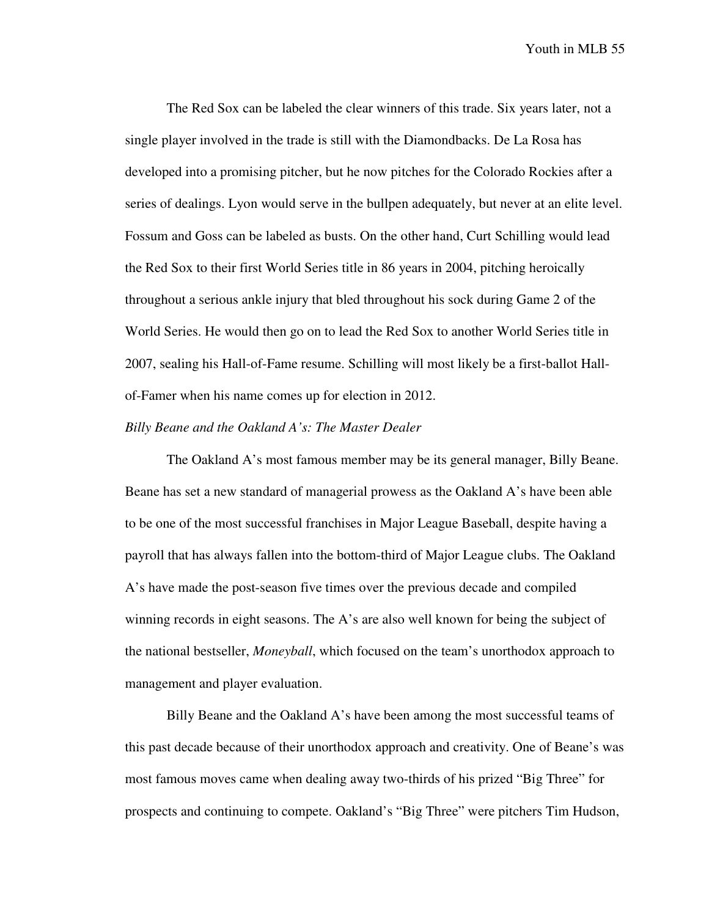The Red Sox can be labeled the clear winners of this trade. Six years later, not a single player involved in the trade is still with the Diamondbacks. De La Rosa has developed into a promising pitcher, but he now pitches for the Colorado Rockies after a series of dealings. Lyon would serve in the bullpen adequately, but never at an elite level. Fossum and Goss can be labeled as busts. On the other hand, Curt Schilling would lead the Red Sox to their first World Series title in 86 years in 2004, pitching heroically throughout a serious ankle injury that bled throughout his sock during Game 2 of the World Series. He would then go on to lead the Red Sox to another World Series title in 2007, sealing his Hall-of-Fame resume. Schilling will most likely be a first-ballot Hall-of-Famer when his name comes up for election in 2012.

*Billy Beane and the Oakland A's: The Master Dealer*

The Oakland A's most famous member may be its general manager, Billy Beane. Beane has set a new standard of managerial prowess as the Oakland A's have been able to be one of the most successful franchises in Major League Baseball, despite having a payroll that has always fallen into the bottom-third of Major League clubs. The Oakland A's have made the post-season five times over the previous decade and compiled winning records in eight seasons. The A's are also well known for being the subject of the national bestseller, *Moneyball*, which focused on the team's unorthodox approach to management and player evaluation.

Billy Beane and the Oakland A's have been among the most successful teams of this past decade because of their unorthodox approach and creativity. One of Beane's was most famous moves came when dealing away two-thirds of his prized "Big Three" for prospects and continuing to compete. Oakland's "Big Three" were pitchers Tim Hudson,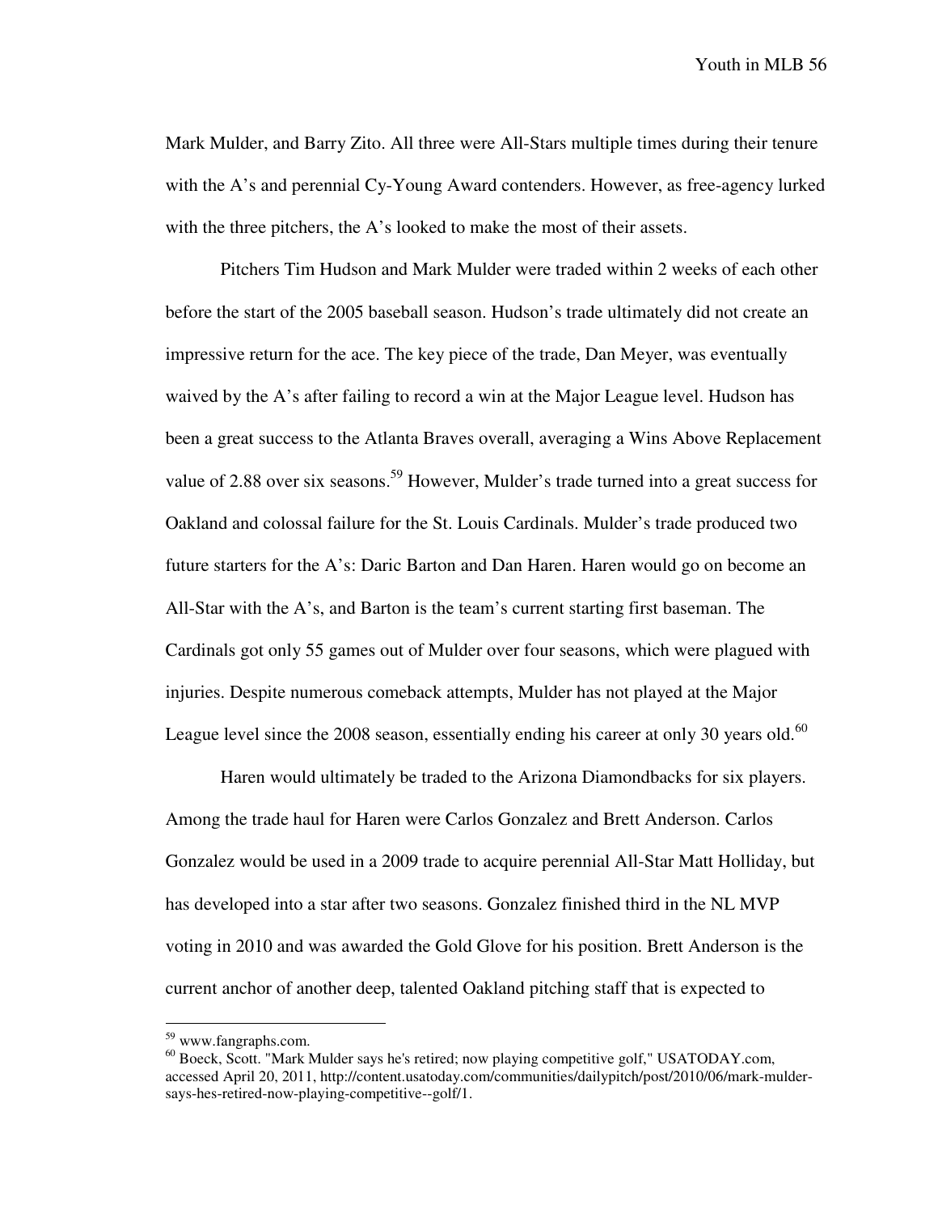Mark Mulder, and Barry Zito. All three were All-Stars multiple times during their tenure with the A's and perennial Cy-Young Award contenders. However, as free-agency lurked with the three pitchers, the A's looked to make the most of their assets.

Pitchers Tim Hudson and Mark Mulder were traded within 2 weeks of each other before the start of the 2005 baseball season. Hudson's trade ultimately did not create an impressive return for the ace. The key piece of the trade, Dan Meyer, was eventually waived by the A's after failing to record a win at the Major League level. Hudson has been a great success to the Atlanta Braves overall, averaging a Wins Above Replacement value of 2.88 over six seasons.[59] However, Mulder's trade turned into a great success for Oakland and colossal failure for the St. Louis Cardinals. Mulder's trade produced two future starters for the A's: Daric Barton and Dan Haren. Haren would go on become an All-Star with the A's, and Barton is the team's current starting first baseman. The Cardinals got only 55 games out of Mulder over four seasons, which were plagued with injuries. Despite numerous comeback attempts, Mulder has not played at the Major League level since the 2008 season, essentially ending his career at only 30 years old.[60]

Haren would ultimately be traded to the Arizona Diamondbacks for six players. Among the trade haul for Haren were Carlos Gonzalez and Brett Anderson. Carlos Gonzalez would be used in a 2009 trade to acquire perennial All-Star Matt Holliday, but has developed into a star after two seasons. Gonzalez finished third in the NL MVP voting in 2010 and was awarded the Gold Glove for his position. Brett Anderson is the current anchor of another deep, talented Oakland pitching staff that is expected to

---

[59] www.fangraphs.com.

[60] Boeck, Scott. "Mark Mulder says he's retired; now playing competitive golf," USATODAY.com, accessed April 20, 2011, http://content.usatoday.com/communities/dailypitch/post/2010/06/mark-mulder-says-hes-retired-now-playing-competitive--golf/1.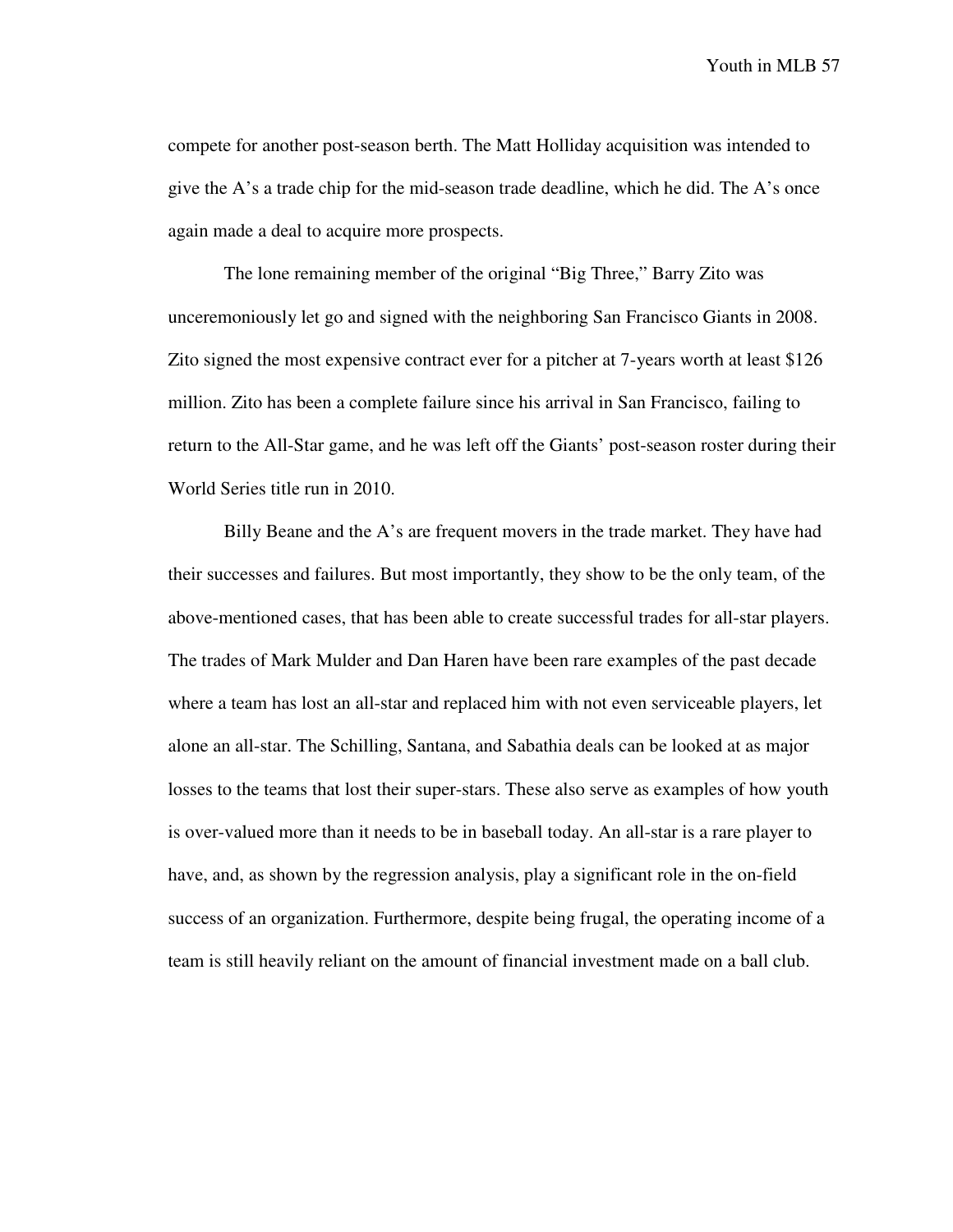compete for another post-season berth. The Matt Holliday acquisition was intended to give the A's a trade chip for the mid-season trade deadline, which he did. The A's once again made a deal to acquire more prospects.

The lone remaining member of the original "Big Three," Barry Zito was unceremoniously let go and signed with the neighboring San Francisco Giants in 2008. Zito signed the most expensive contract ever for a pitcher at 7-years worth at least $126 million. Zito has been a complete failure since his arrival in San Francisco, failing to return to the All-Star game, and he was left off the Giants' post-season roster during their World Series title run in 2010.

Billy Beane and the A's are frequent movers in the trade market. They have had their successes and failures. But most importantly, they show to be the only team, of the above-mentioned cases, that has been able to create successful trades for all-star players. The trades of Mark Mulder and Dan Haren have been rare examples of the past decade where a team has lost an all-star and replaced him with not even serviceable players, let alone an all-star. The Schilling, Santana, and Sabathia deals can be looked at as major losses to the teams that lost their super-stars. These also serve as examples of how youth is over-valued more than it needs to be in baseball today. An all-star is a rare player to have, and, as shown by the regression analysis, play a significant role in the on-field success of an organization. Furthermore, despite being frugal, the operating income of a team is still heavily reliant on the amount of financial investment made on a ball club.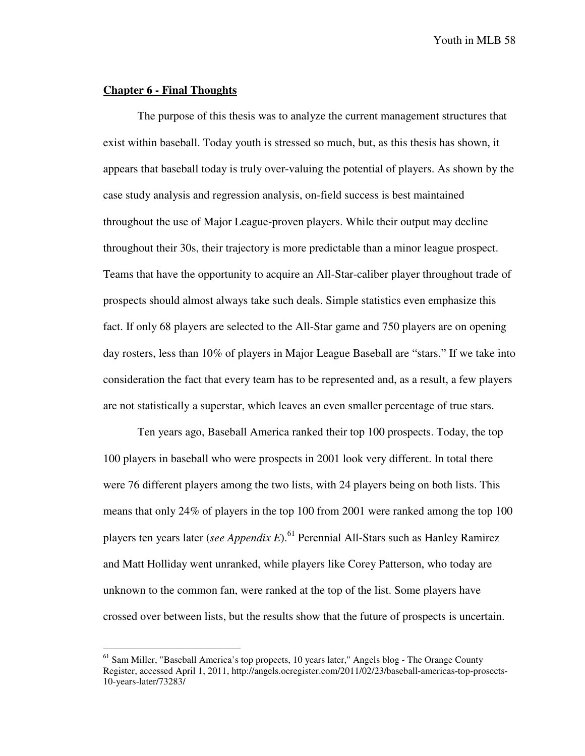## Chapter 6 - Final Thoughts

The purpose of this thesis was to analyze the current management structures that exist within baseball. Today youth is stressed so much, but, as this thesis has shown, it appears that baseball today is truly over-valuing the potential of players. As shown by the case study analysis and regression analysis, on-field success is best maintained throughout the use of Major League-proven players. While their output may decline throughout their 30s, their trajectory is more predictable than a minor league prospect. Teams that have the opportunity to acquire an All-Star-caliber player throughout trade of prospects should almost always take such deals. Simple statistics even emphasize this fact. If only 68 players are selected to the All-Star game and 750 players are on opening day rosters, less than 10% of players in Major League Baseball are "stars." If we take into consideration the fact that every team has to be represented and, as a result, a few players are not statistically a superstar, which leaves an even smaller percentage of true stars.

Ten years ago, Baseball America ranked their top 100 prospects. Today, the top 100 players in baseball who were prospects in 2001 look very different. In total there were 76 different players among the two lists, with 24 players being on both lists. This means that only 24% of players in the top 100 from 2001 were ranked among the top 100 players ten years later (*see Appendix E*).[61] Perennial All-Stars such as Hanley Ramirez and Matt Holliday went unranked, while players like Corey Patterson, who today are unknown to the common fan, were ranked at the top of the list. Some players have crossed over between lists, but the results show that the future of prospects is uncertain.

---

[61] Sam Miller, "Baseball America's top propects, 10 years later," Angels blog - The Orange County Register, accessed April 1, 2011, http://angels.ocregister.com/2011/02/23/baseball-americas-top-prosects-10-years-later/73283/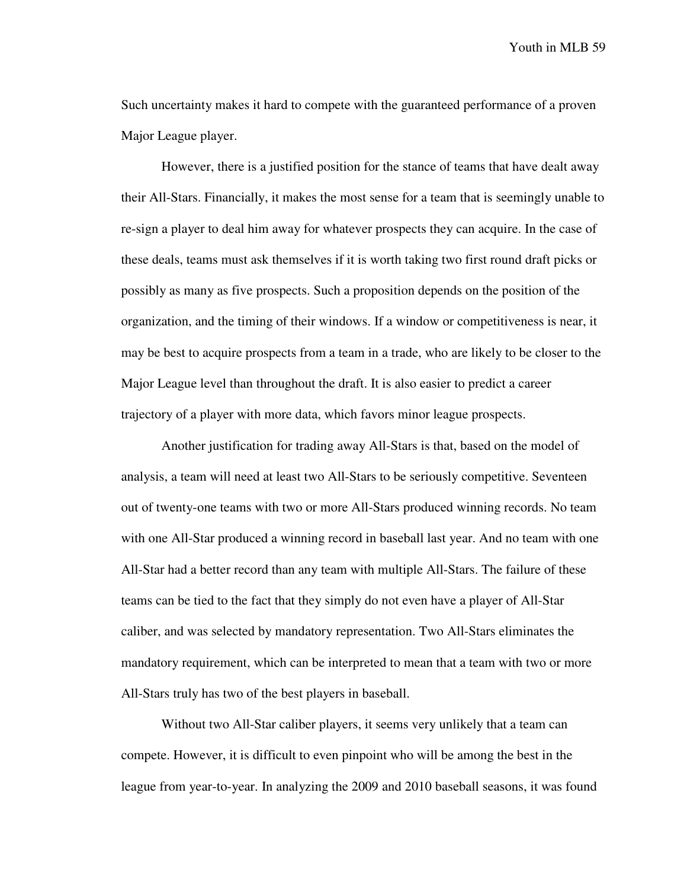Such uncertainty makes it hard to compete with the guaranteed performance of a proven Major League player.

However, there is a justified position for the stance of teams that have dealt away their All-Stars. Financially, it makes the most sense for a team that is seemingly unable to re-sign a player to deal him away for whatever prospects they can acquire. In the case of these deals, teams must ask themselves if it is worth taking two first round draft picks or possibly as many as five prospects. Such a proposition depends on the position of the organization, and the timing of their windows. If a window or competitiveness is near, it may be best to acquire prospects from a team in a trade, who are likely to be closer to the Major League level than throughout the draft. It is also easier to predict a career trajectory of a player with more data, which favors minor league prospects.

Another justification for trading away All-Stars is that, based on the model of analysis, a team will need at least two All-Stars to be seriously competitive. Seventeen out of twenty-one teams with two or more All-Stars produced winning records. No team with one All-Star produced a winning record in baseball last year. And no team with one All-Star had a better record than any team with multiple All-Stars. The failure of these teams can be tied to the fact that they simply do not even have a player of All-Star caliber, and was selected by mandatory representation. Two All-Stars eliminates the mandatory requirement, which can be interpreted to mean that a team with two or more All-Stars truly has two of the best players in baseball.

Without two All-Star caliber players, it seems very unlikely that a team can compete. However, it is difficult to even pinpoint who will be among the best in the league from year-to-year. In analyzing the 2009 and 2010 baseball seasons, it was found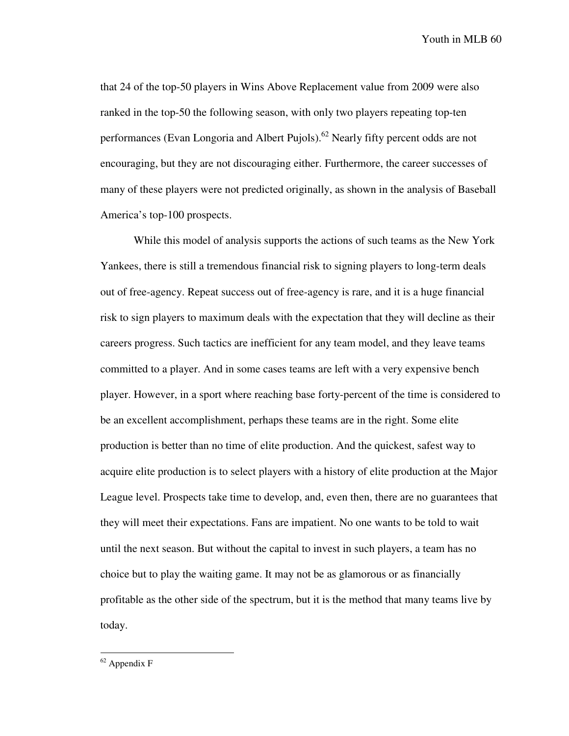that 24 of the top-50 players in Wins Above Replacement value from 2009 were also ranked in the top-50 the following season, with only two players repeating top-ten performances (Evan Longoria and Albert Pujols).[62] Nearly fifty percent odds are not encouraging, but they are not discouraging either. Furthermore, the career successes of many of these players were not predicted originally, as shown in the analysis of Baseball America's top-100 prospects.

While this model of analysis supports the actions of such teams as the New York Yankees, there is still a tremendous financial risk to signing players to long-term deals out of free-agency. Repeat success out of free-agency is rare, and it is a huge financial risk to sign players to maximum deals with the expectation that they will decline as their careers progress. Such tactics are inefficient for any team model, and they leave teams committed to a player. And in some cases teams are left with a very expensive bench player. However, in a sport where reaching base forty-percent of the time is considered to be an excellent accomplishment, perhaps these teams are in the right. Some elite production is better than no time of elite production. And the quickest, safest way to acquire elite production is to select players with a history of elite production at the Major League level. Prospects take time to develop, and, even then, there are no guarantees that they will meet their expectations. Fans are impatient. No one wants to be told to wait until the next season. But without the capital to invest in such players, a team has no choice but to play the waiting game. It may not be as glamorous or as financially profitable as the other side of the spectrum, but it is the method that many teams live by today.

---

[62] Appendix F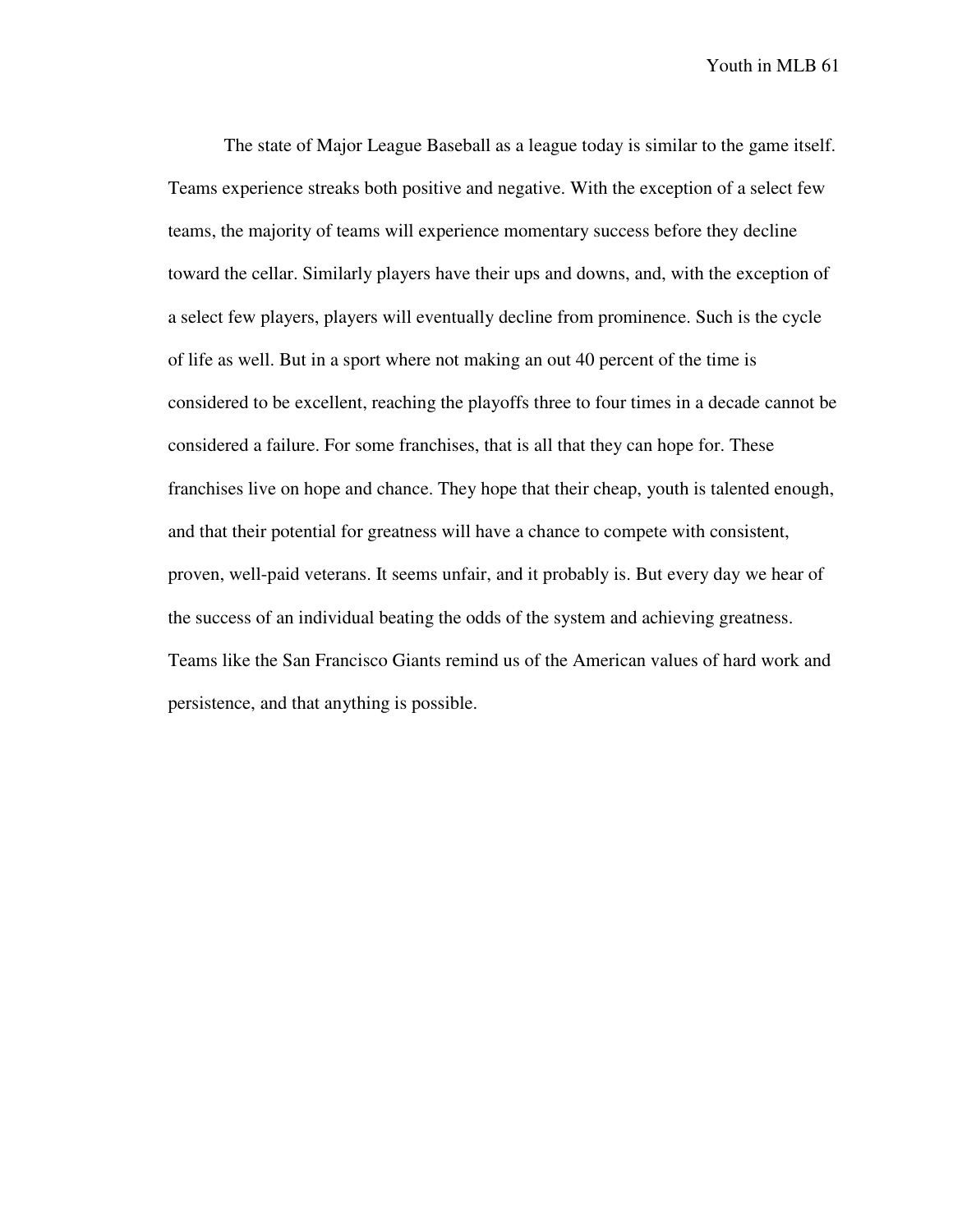The state of Major League Baseball as a league today is similar to the game itself. Teams experience streaks both positive and negative. With the exception of a select few teams, the majority of teams will experience momentary success before they decline toward the cellar. Similarly players have their ups and downs, and, with the exception of a select few players, players will eventually decline from prominence. Such is the cycle of life as well. But in a sport where not making an out 40 percent of the time is considered to be excellent, reaching the playoffs three to four times in a decade cannot be considered a failure. For some franchises, that is all that they can hope for. These franchises live on hope and chance. They hope that their cheap, youth is talented enough, and that their potential for greatness will have a chance to compete with consistent, proven, well-paid veterans. It seems unfair, and it probably is. But every day we hear of the success of an individual beating the odds of the system and achieving greatness. Teams like the San Francisco Giants remind us of the American values of hard work and persistence, and that anything is possible.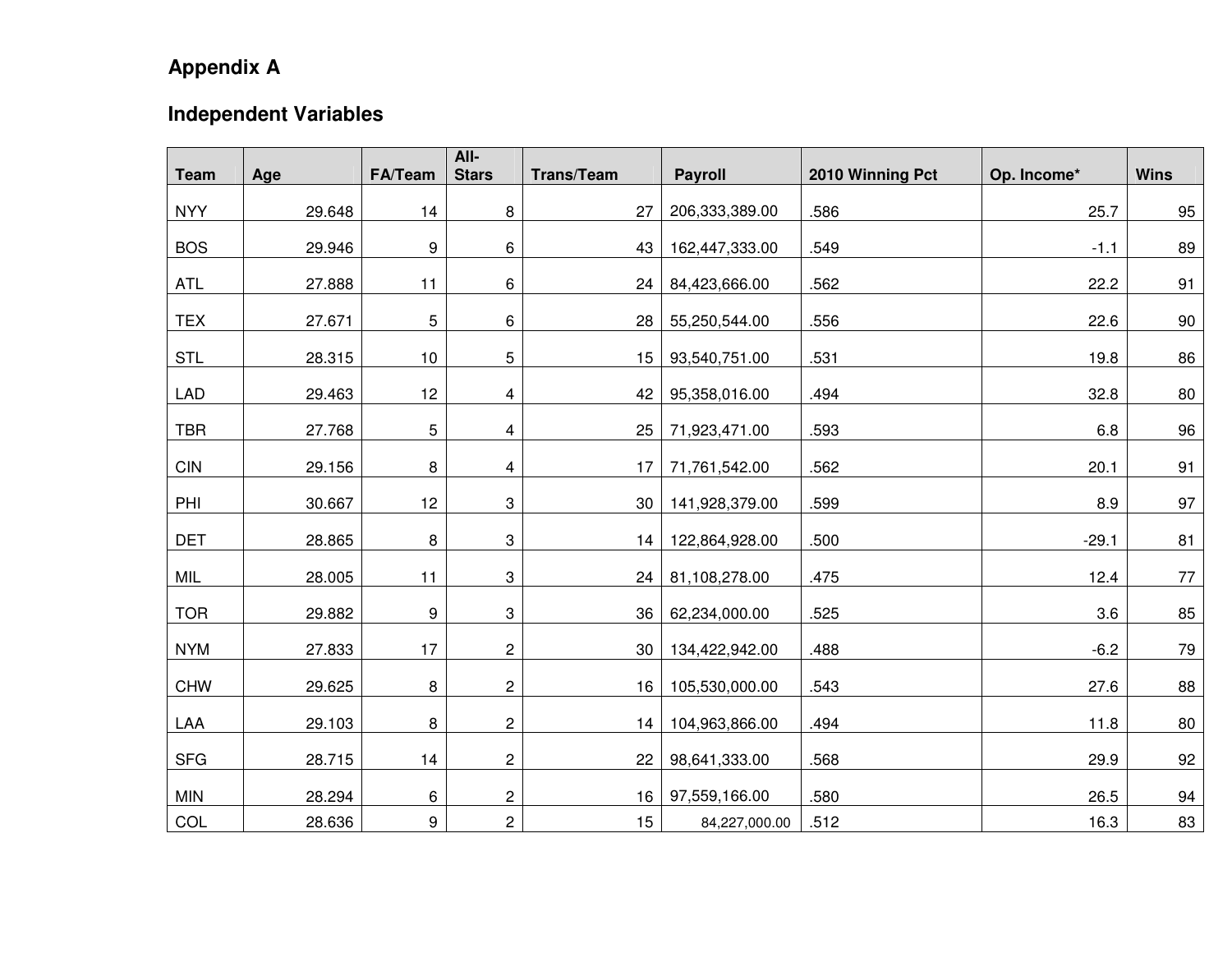## Appendix A

### Independent Variables

| Team | Age | FA/Team | All-Stars | Trans/Team | Payroll | 2010 Winning Pct | Op. Income* | Wins |
|---|---|---|---|---|---|---|---|---|
| NYY | 29.648 | 14 | 8 | 27 | 206,333,389.00 | .586 | 25.7 | 95 |
| BOS | 29.946 | 9 | 6 | 43 | 162,447,333.00 | .549 | -1.1 | 89 |
| ATL | 27.888 | 11 | 6 | 24 | 84,423,666.00 | .562 | 22.2 | 91 |
| TEX | 27.671 | 5 | 6 | 28 | 55,250,544.00 | .556 | 22.6 | 90 |
| STL | 28.315 | 10 | 5 | 15 | 93,540,751.00 | .531 | 19.8 | 86 |
| LAD | 29.463 | 12 | 4 | 42 | 95,358,016.00 | .494 | 32.8 | 80 |
| TBR | 27.768 | 5 | 4 | 25 | 71,923,471.00 | .593 | 6.8 | 96 |
| CIN | 29.156 | 8 | 4 | 17 | 71,761,542.00 | .562 | 20.1 | 91 |
| PHI | 30.667 | 12 | 3 | 30 | 141,928,379.00 | .599 | 8.9 | 97 |
| DET | 28.865 | 8 | 3 | 14 | 122,864,928.00 | .500 | -29.1 | 81 |
| MIL | 28.005 | 11 | 3 | 24 | 81,108,278.00 | .475 | 12.4 | 77 |
| TOR | 29.882 | 9 | 3 | 36 | 62,234,000.00 | .525 | 3.6 | 85 |
| NYM | 27.833 | 17 | 2 | 30 | 134,422,942.00 | .488 | -6.2 | 79 |
| CHW | 29.625 | 8 | 2 | 16 | 105,530,000.00 | .543 | 27.6 | 88 |
| LAA | 29.103 | 8 | 2 | 14 | 104,963,866.00 | .494 | 11.8 | 80 |
| SFG | 28.715 | 14 | 2 | 22 | 98,641,333.00 | .568 | 29.9 | 92 |
| MIN | 28.294 | 6 | 2 | 16 | 97,559,166.00 | .580 | 26.5 | 94 |
| COL | 28.636 | 9 | 2 | 15 | 84,227,000.00 | .512 | 16.3 | 83 |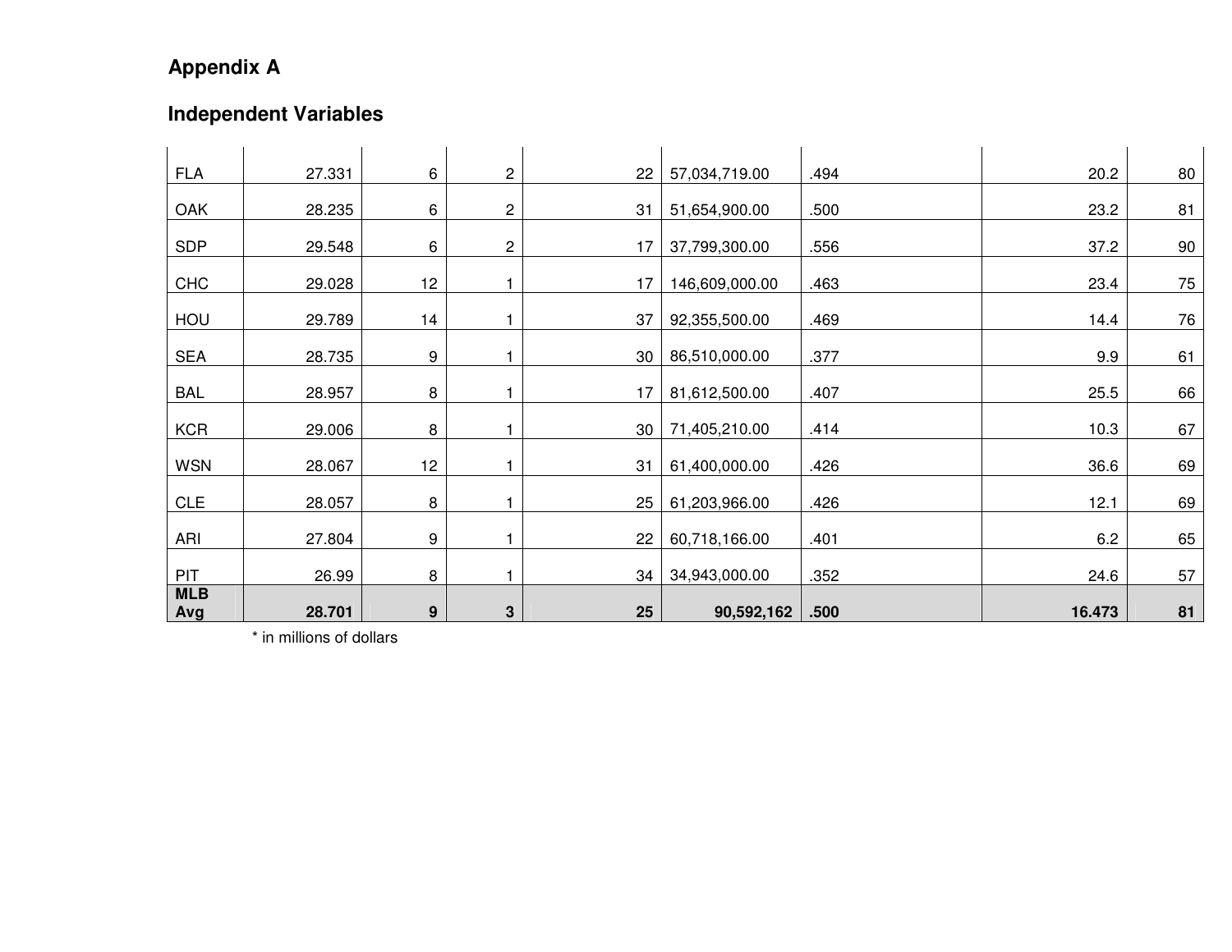## Appendix A

## Independent Variables

| | | | | | | | | |
|---|---|---|---|---|---|---|---|---|
| FLA | 27.331 | 6 | 2 | 22 | 57,034,719.00 | .494 | 20.2 | 80 |
| OAK | 28.235 | 6 | 2 | 31 | 51,654,900.00 | .500 | 23.2 | 81 |
| SDP | 29.548 | 6 | 2 | 17 | 37,799,300.00 | .556 | 37.2 | 90 |
| CHC | 29.028 | 12 | 1 | 17 | 146,609,000.00 | .463 | 23.4 | 75 |
| HOU | 29.789 | 14 | 1 | 37 | 92,355,500.00 | .469 | 14.4 | 76 |
| SEA | 28.735 | 9 | 1 | 30 | 86,510,000.00 | .377 | 9.9 | 61 |
| BAL | 28.957 | 8 | 1 | 17 | 81,612,500.00 | .407 | 25.5 | 66 |
| KCR | 29.006 | 8 | 1 | 30 | 71,405,210.00 | .414 | 10.3 | 67 |
| WSN | 28.067 | 12 | 1 | 31 | 61,400,000.00 | .426 | 36.6 | 69 |
| CLE | 28.057 | 8 | 1 | 25 | 61,203,966.00 | .426 | 12.1 | 69 |
| ARI | 27.804 | 9 | 1 | 22 | 60,718,166.00 | .401 | 6.2 | 65 |
| PIT | 26.99 | 8 | 1 | 34 | 34,943,000.00 | .352 | 24.6 | 57 |
| **MLB Avg** | **28.701** | **9** | **3** | **25** | **90,592,162** | **.500** | **16.473** | **81** |

* in millions of dollars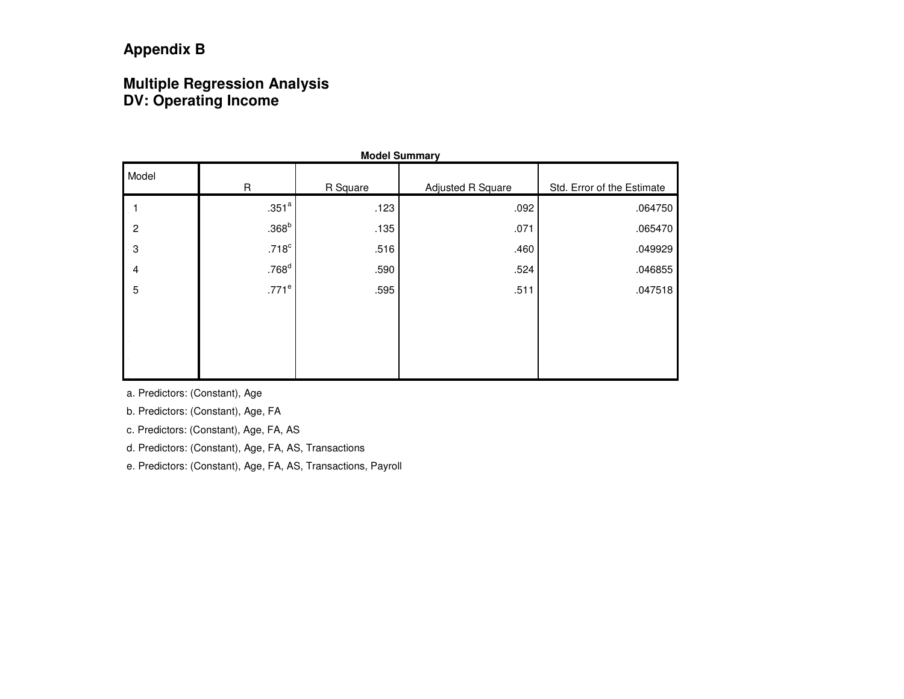## Appendix B

## Multiple Regression Analysis
## DV: Operating Income

**Model Summary**

| Model | R | R Square | Adjusted R Square | Std. Error of the Estimate |
|---|---|---|---|---|
| 1 | .351[a] | .123 | .092 | .064750 |
| 2 | .368[b] | .135 | .071 | .065470 |
| 3 | .718[c] | .516 | .460 | .049929 |
| 4 | .768[d] | .590 | .524 | .046855 |
| 5 | .771[e] | .595 | .511 | .047518 |

a. Predictors: (Constant), Age

b. Predictors: (Constant), Age, FA

c. Predictors: (Constant), Age, FA, AS

d. Predictors: (Constant), Age, FA, AS, Transactions

e. Predictors: (Constant), Age, FA, AS, Transactions, Payroll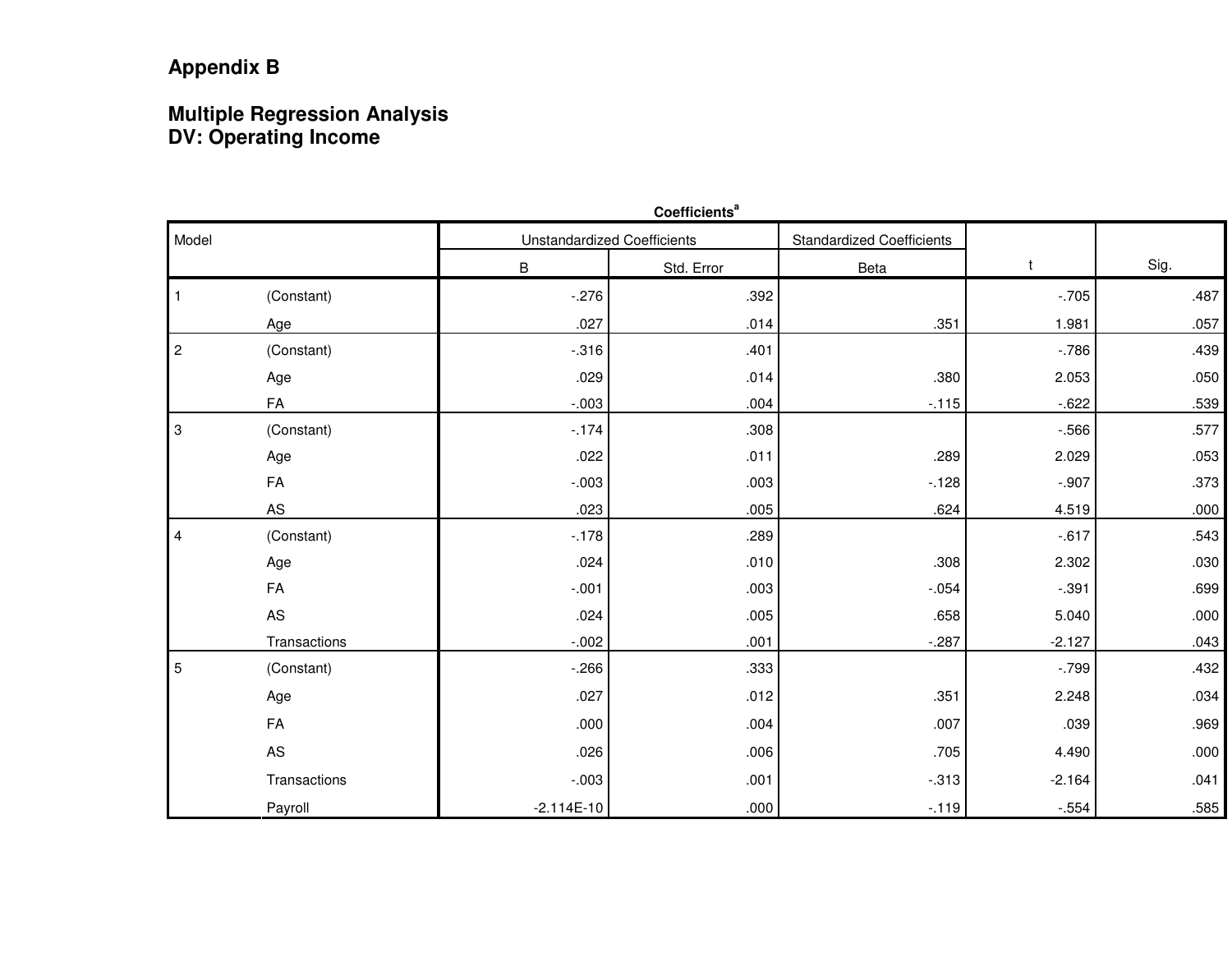## Appendix B

## Multiple Regression Analysis
## DV: Operating Income

**Coefficients[a]**

| Model | | Unstandardized Coefficients | | Standardized Coefficients | t | Sig. |
|---|---|---|---|---|---|---|
| | | B | Std. Error | Beta | | |
| 1 | (Constant) | -.276 | .392 | | -.705 | .487 |
| | Age | .027 | .014 | .351 | 1.981 | .057 |
| 2 | (Constant) | -.316 | .401 | | -.786 | .439 |
| | Age | .029 | .014 | .380 | 2.053 | .050 |
| | FA | -.003 | .004 | -.115 | -.622 | .539 |
| 3 | (Constant) | -.174 | .308 | | -.566 | .577 |
| | Age | .022 | .011 | .289 | 2.029 | .053 |
| | FA | -.003 | .003 | -.128 | -.907 | .373 |
| | AS | .023 | .005 | .624 | 4.519 | .000 |
| 4 | (Constant) | -.178 | .289 | | -.617 | .543 |
| | Age | .024 | .010 | .308 | 2.302 | .030 |
| | FA | -.001 | .003 | -.054 | -.391 | .699 |
| | AS | .024 | .005 | .658 | 5.040 | .000 |
| | Transactions | -.002 | .001 | -.287 | -2.127 | .043 |
| 5 | (Constant) | -.266 | .333 | | -.799 | .432 |
| | Age | .027 | .012 | .351 | 2.248 | .034 |
| | FA | .000 | .004 | .007 | .039 | .969 |
| | AS | .026 | .006 | .705 | 4.490 | .000 |
| | Transactions | -.003 | .001 | -.313 | -2.164 | .041 |
| | Payroll | -2.114E-10 | .000 | -.119 | -.554 | .585 |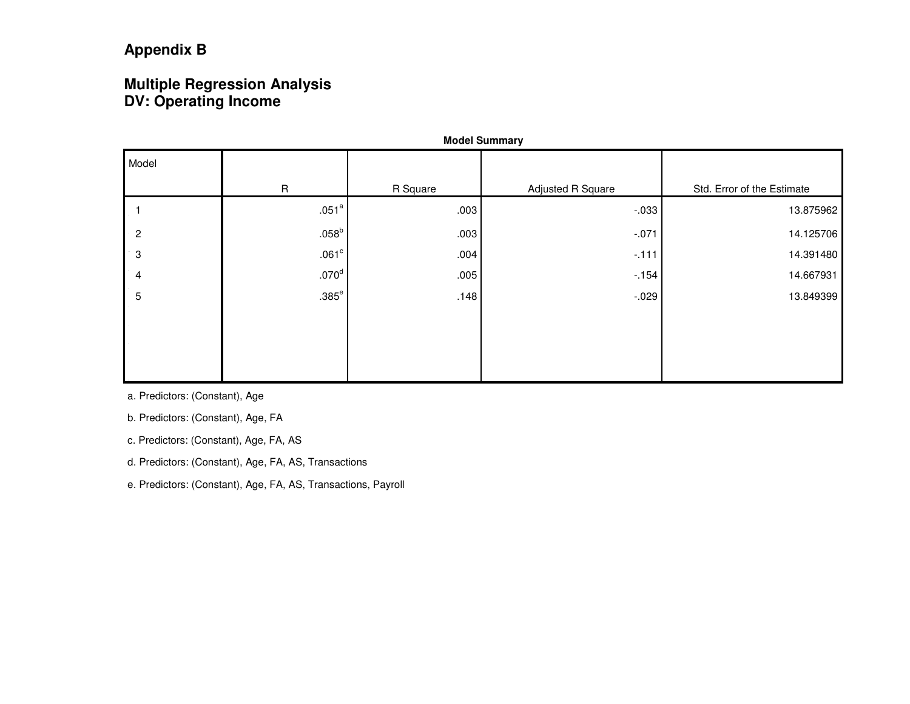## Appendix B

## Multiple Regression Analysis
## DV: Operating Income

**Model Summary**

| Model | R | R Square | Adjusted R Square | Std. Error of the Estimate |
|---|---|---|---|---|
| 1 | .051[a] | .003 | -.033 | 13.875962 |
| 2 | .058[b] | .003 | -.071 | 14.125706 |
| 3 | .061[c] | .004 | -.111 | 14.391480 |
| 4 | .070[d] | .005 | -.154 | 14.667931 |
| 5 | .385[e] | .148 | -.029 | 13.849399 |

a. Predictors: (Constant), Age

b. Predictors: (Constant), Age, FA

c. Predictors: (Constant), Age, FA, AS

d. Predictors: (Constant), Age, FA, AS, Transactions

e. Predictors: (Constant), Age, FA, AS, Transactions, Payroll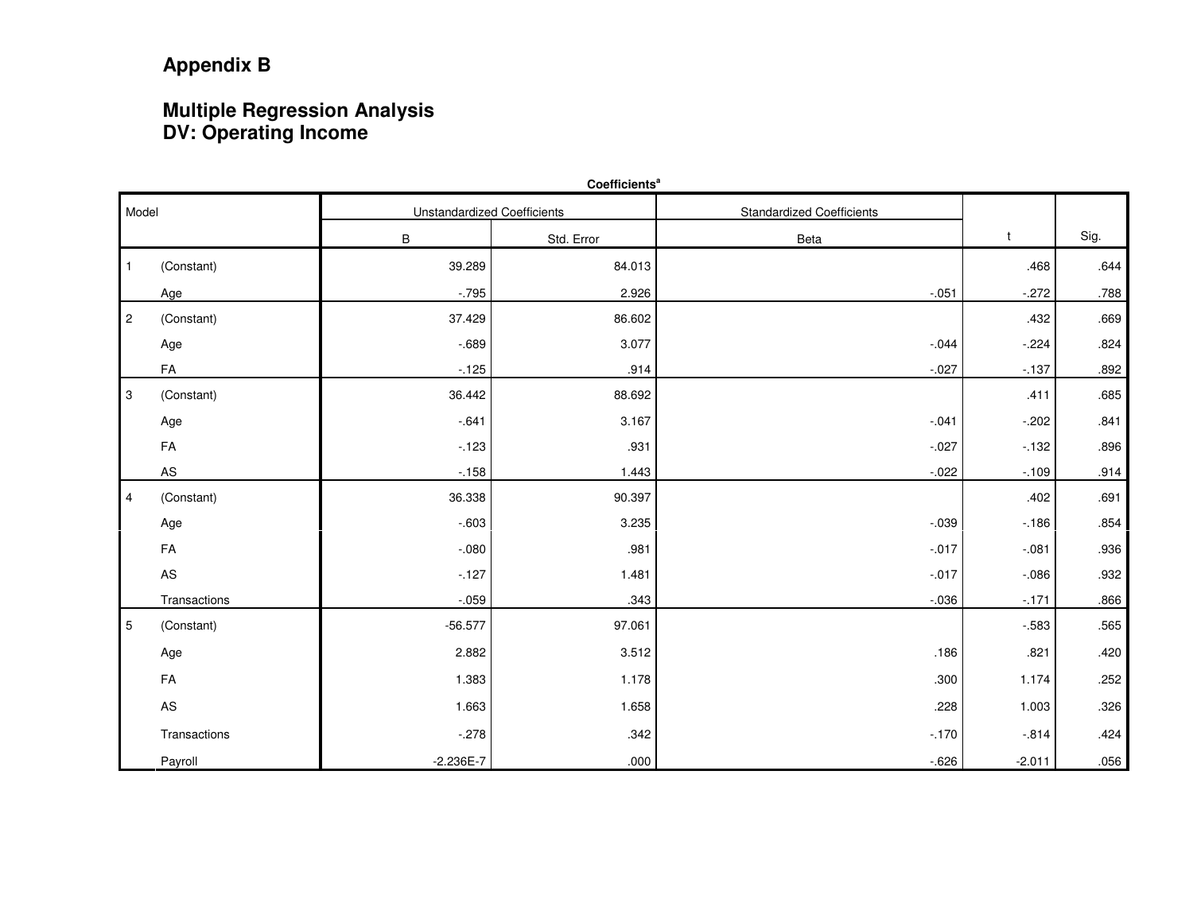# Appendix B

## Multiple Regression Analysis
## DV: Operating Income

**Coefficients[a]**

| Model | | Unstandardized Coefficients | | Standardized Coefficients | t | Sig. |
|---|---|---|---|---|---|---|
| | | B | Std. Error | Beta | | |
| 1 | (Constant) | 39.289 | 84.013 | | .468 | .644 |
| | Age | -.795 | 2.926 | -.051 | -.272 | .788 |
| 2 | (Constant) | 37.429 | 86.602 | | .432 | .669 |
| | Age | -.689 | 3.077 | -.044 | -.224 | .824 |
| | FA | -.125 | .914 | -.027 | -.137 | .892 |
| 3 | (Constant) | 36.442 | 88.692 | | .411 | .685 |
| | Age | -.641 | 3.167 | -.041 | -.202 | .841 |
| | FA | -.123 | .931 | -.027 | -.132 | .896 |
| | AS | -.158 | 1.443 | -.022 | -.109 | .914 |
| 4 | (Constant) | 36.338 | 90.397 | | .402 | .691 |
| | Age | -.603 | 3.235 | -.039 | -.186 | .854 |
| | FA | -.080 | .981 | -.017 | -.081 | .936 |
| | AS | -.127 | 1.481 | -.017 | -.086 | .932 |
| | Transactions | -.059 | .343 | -.036 | -.171 | .866 |
| 5 | (Constant) | -56.577 | 97.061 | | -.583 | .565 |
| | Age | 2.882 | 3.512 | .186 | .821 | .420 |
| | FA | 1.383 | 1.178 | .300 | 1.174 | .252 |
| | AS | 1.663 | 1.658 | .228 | 1.003 | .326 |
| | Transactions | -.278 | .342 | -.170 | -.814 | .424 |
| | Payroll | -2.236E-7 | .000 | -.626 | -2.011 | .056 |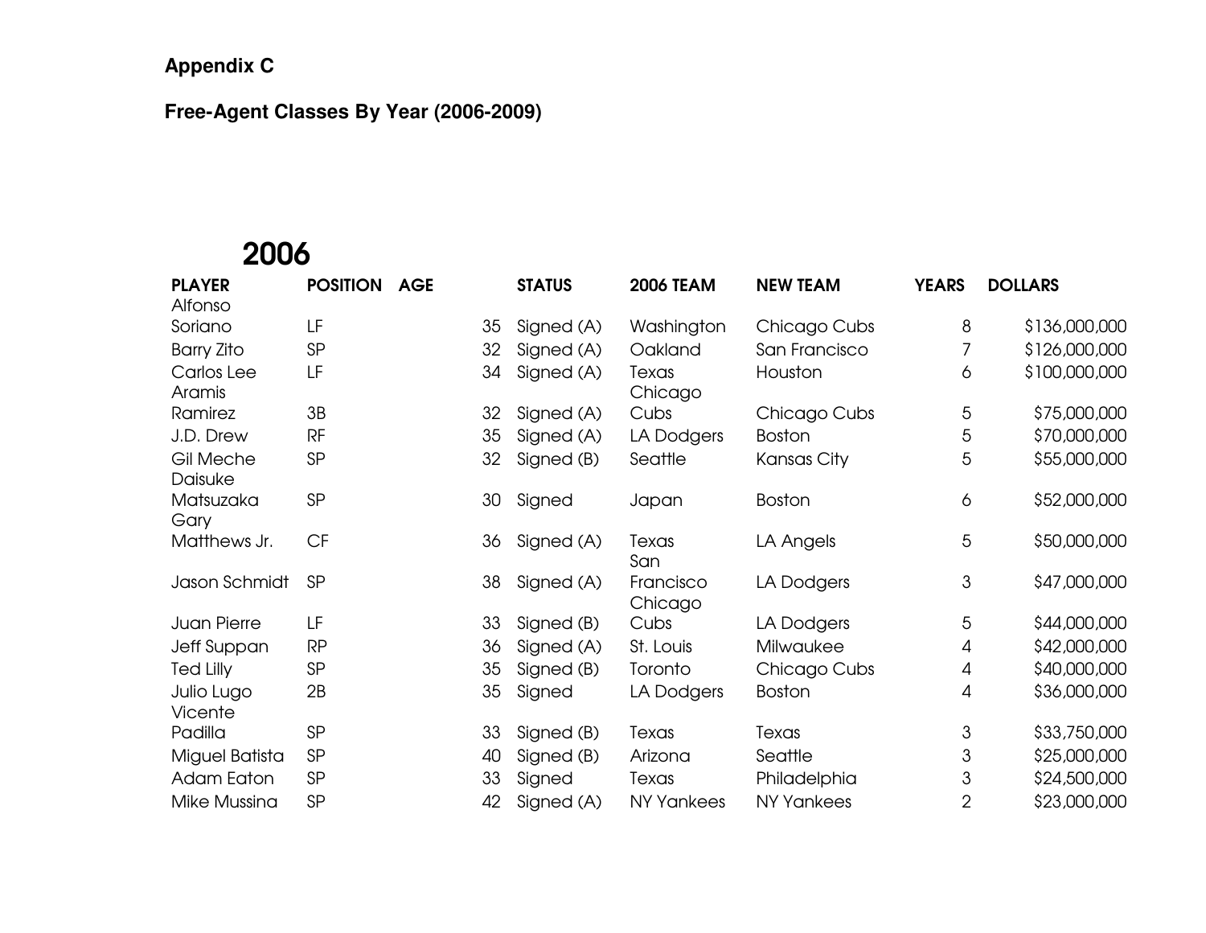**Appendix C**

**Free-Agent Classes By Year (2006-2009)**

## 2006

| PLAYER | POSITION | AGE | STATUS | 2006 TEAM | NEW TEAM | YEARS | DOLLARS |
|---|---|---|---|---|---|---|---|
| Alfonso Soriano | LF | 35 | Signed (A) | Washington | Chicago Cubs | 8 | $136,000,000 |
| Barry Zito | SP | 32 | Signed (A) | Oakland | San Francisco | 7 | $126,000,000 |
| Carlos Lee | LF | 34 | Signed (A) | Texas | Houston | 6 | $100,000,000 |
| Aramis Ramirez | 3B | 32 | Signed (A) | Chicago Cubs | Chicago Cubs | 5 | $75,000,000 |
| J.D. Drew | RF | 35 | Signed (A) | LA Dodgers | Boston | 5 | $70,000,000 |
| Gil Meche | SP | 32 | Signed (B) | Seattle | Kansas City | 5 | $55,000,000 |
| Daisuke Matsuzaka | SP | 30 | Signed | Japan | Boston | 6 | $52,000,000 |
| Gary Matthews Jr. | CF | 36 | Signed (A) | Texas | LA Angels | 5 | $50,000,000 |
| Jason Schmidt | SP | 38 | Signed (A) | San Francisco | LA Dodgers | 3 | $47,000,000 |
| Juan Pierre | LF | 33 | Signed (B) | Chicago Cubs | LA Dodgers | 5 | $44,000,000 |
| Jeff Suppan | RP | 36 | Signed (A) | St. Louis | Milwaukee | 4 | $42,000,000 |
| Ted Lilly | SP | 35 | Signed (B) | Toronto | Chicago Cubs | 4 | $40,000,000 |
| Julio Lugo | 2B | 35 | Signed | LA Dodgers | Boston | 4 | $36,000,000 |
| Vicente Padilla | SP | 33 | Signed (B) | Texas | Texas | 3 | $33,750,000 |
| Miguel Batista | SP | 40 | Signed (B) | Arizona | Seattle | 3 | $25,000,000 |
| Adam Eaton | SP | 33 | Signed | Texas | Philadelphia | 3 | $24,500,000 |
| Mike Mussina | SP | 42 | Signed (A) | NY Yankees | NY Yankees | 2 | $23,000,000 |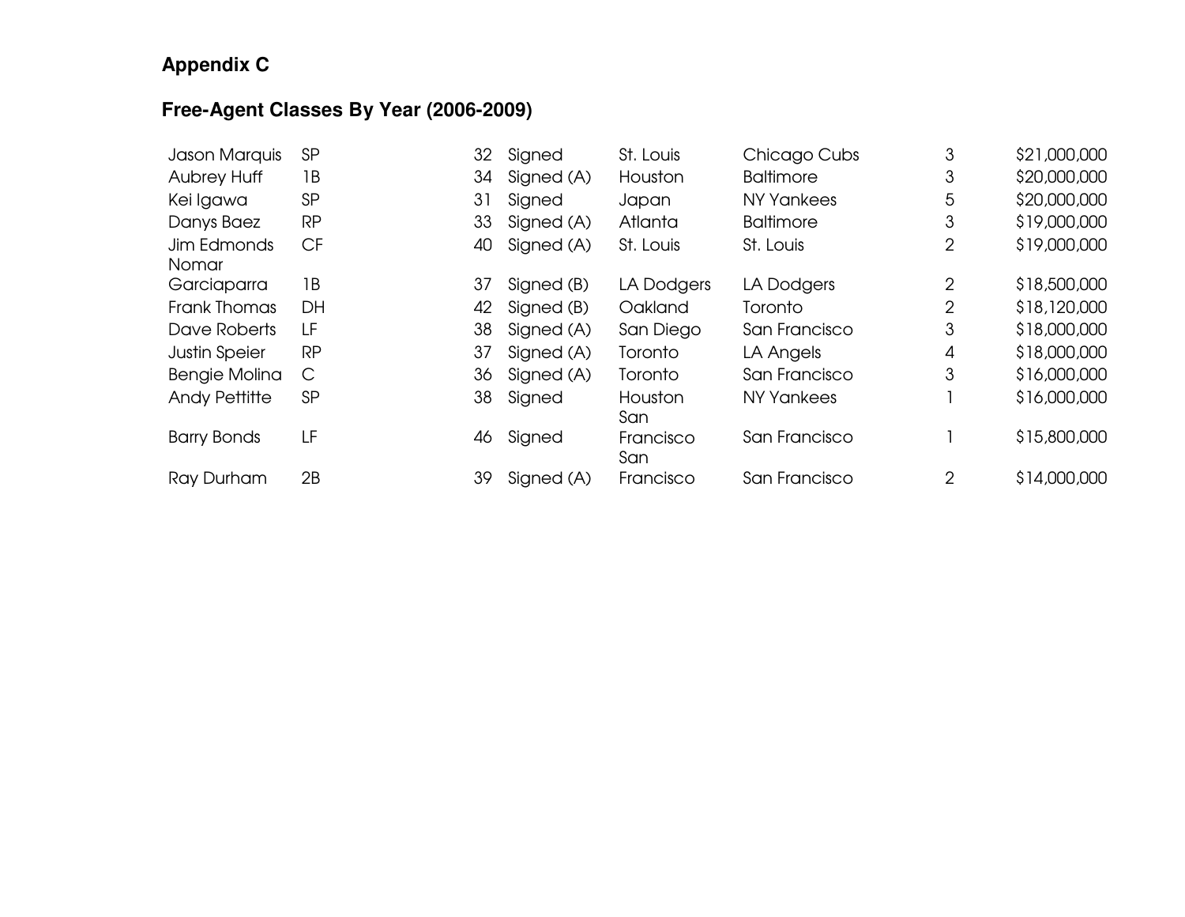## Appendix C

## Free-Agent Classes By Year (2006-2009)

| | | | | | | | |
|---|---|---|---|---|---|---|---|
| Jason Marquis | SP | 32 | Signed | St. Louis | Chicago Cubs | 3 | $21,000,000 |
| Aubrey Huff | 1B | 34 | Signed (A) | Houston | Baltimore | 3 | $20,000,000 |
| Kei Igawa | SP | 31 | Signed | Japan | NY Yankees | 5 | $20,000,000 |
| Danys Baez | RP | 33 | Signed (A) | Atlanta | Baltimore | 3 | $19,000,000 |
| Jim Edmonds | CF | 40 | Signed (A) | St. Louis | St. Louis | 2 | $19,000,000 |
| Nomar Garciaparra | 1B | 37 | Signed (B) | LA Dodgers | LA Dodgers | 2 | $18,500,000 |
| Frank Thomas | DH | 42 | Signed (B) | Oakland | Toronto | 2 | $18,120,000 |
| Dave Roberts | LF | 38 | Signed (A) | San Diego | San Francisco | 3 | $18,000,000 |
| Justin Speier | RP | 37 | Signed (A) | Toronto | LA Angels | 4 | $18,000,000 |
| Bengie Molina | C | 36 | Signed (A) | Toronto | San Francisco | 3 | $16,000,000 |
| Andy Pettitte | SP | 38 | Signed | Houston | NY Yankees | 1 | $16,000,000 |
| Barry Bonds | LF | 46 | Signed | San Francisco | San Francisco | 1 | $15,800,000 |
| Ray Durham | 2B | 39 | Signed (A) | San Francisco | San Francisco | 2 | $14,000,000 |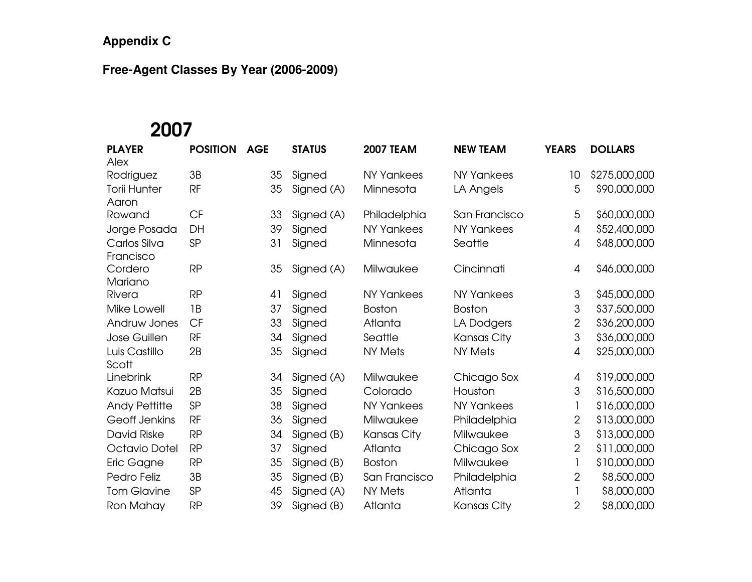**Appendix C**

**Free-Agent Classes By Year (2006-2009)**

## 2007

| PLAYER | POSITION | AGE | STATUS | 2007 TEAM | NEW TEAM | YEARS | DOLLARS |
|---|---|---|---|---|---|---|---|
| Alex Rodriguez | 3B | 35 | Signed | NY Yankees | NY Yankees | 10 | $275,000,000 |
| Torii Hunter | RF | 35 | Signed (A) | Minnesota | LA Angels | 5 | $90,000,000 |
| Aaron Rowand | CF | 33 | Signed (A) | Philadelphia | San Francisco | 5 | $60,000,000 |
| Jorge Posada | DH | 39 | Signed | NY Yankees | NY Yankees | 4 | $52,400,000 |
| Carlos Silva | SP | 31 | Signed | Minnesota | Seattle | 4 | $48,000,000 |
| Francisco Cordero | RP | 35 | Signed (A) | Milwaukee | Cincinnati | 4 | $46,000,000 |
| Mariano Rivera | RP | 41 | Signed | NY Yankees | NY Yankees | 3 | $45,000,000 |
| Mike Lowell | 1B | 37 | Signed | Boston | Boston | 3 | $37,500,000 |
| Andruw Jones | CF | 33 | Signed | Atlanta | LA Dodgers | 2 | $36,200,000 |
| Jose Guillen | RF | 34 | Signed | Seattle | Kansas City | 3 | $36,000,000 |
| Luis Castillo | 2B | 35 | Signed | NY Mets | NY Mets | 4 | $25,000,000 |
| Scott Linebrink | RP | 34 | Signed (A) | Milwaukee | Chicago Sox | 4 | $19,000,000 |
| Kazuo Matsui | 2B | 35 | Signed | Colorado | Houston | 3 | $16,500,000 |
| Andy Pettitte | SP | 38 | Signed | NY Yankees | NY Yankees | 1 | $16,000,000 |
| Geoff Jenkins | RF | 36 | Signed | Milwaukee | Philadelphia | 2 | $13,000,000 |
| David Riske | RP | 34 | Signed (B) | Kansas City | Milwaukee | 3 | $13,000,000 |
| Octavio Dotel | RP | 37 | Signed | Atlanta | Chicago Sox | 2 | $11,000,000 |
| Eric Gagne | RP | 35 | Signed (B) | Boston | Milwaukee | 1 | $10,000,000 |
| Pedro Feliz | 3B | 35 | Signed (B) | San Francisco | Philadelphia | 2 | $8,500,000 |
| Tom Glavine | SP | 45 | Signed (A) | NY Mets | Atlanta | 1 | $8,000,000 |
| Ron Mahay | RP | 39 | Signed (B) | Atlanta | Kansas City | 2 | $8,000,000 |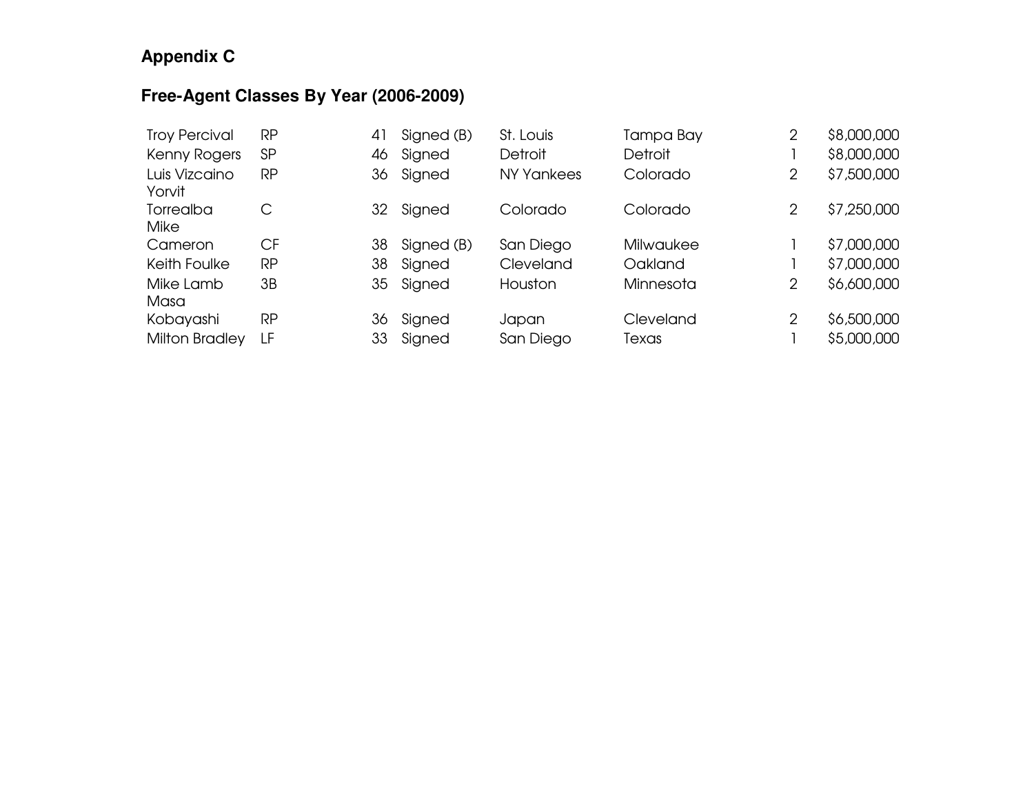**Appendix C**

**Free-Agent Classes By Year (2006-2009)**

| | | | | | | | |
|---|---|---|---|---|---|---|---|
| Troy Percival | RP | 41 | Signed (B) | St. Louis | Tampa Bay | 2 | $8,000,000 |
| Kenny Rogers | SP | 46 | Signed | Detroit | Detroit | 1 | $8,000,000 |
| Luis Vizcaino | RP | 36 | Signed | NY Yankees | Colorado | 2 | $7,500,000 |
| Yorvit Torrealba | C | 32 | Signed | Colorado | Colorado | 2 | $7,250,000 |
| Mike Cameron | CF | 38 | Signed (B) | San Diego | Milwaukee | 1 | $7,000,000 |
| Keith Foulke | RP | 38 | Signed | Cleveland | Oakland | 1 | $7,000,000 |
| Mike Lamb | 3B | 35 | Signed | Houston | Minnesota | 2 | $6,600,000 |
| Masa Kobayashi | RP | 36 | Signed | Japan | Cleveland | 2 | $6,500,000 |
| Milton Bradley | LF | 33 | Signed | San Diego | Texas | 1 | $5,000,000 |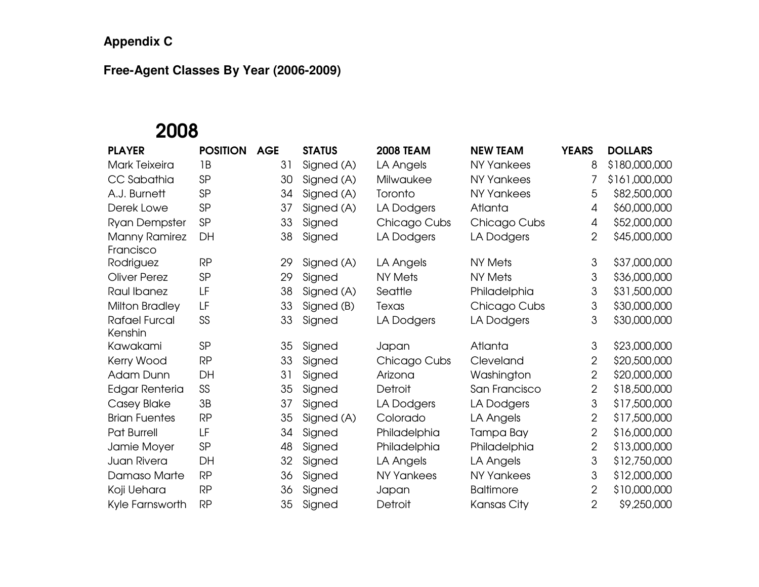**Appendix C**

**Free-Agent Classes By Year (2006-2009)**

## 2008

| PLAYER | POSITION | AGE | STATUS | 2008 TEAM | NEW TEAM | YEARS | DOLLARS |
|---|---|---|---|---|---|---|---|
| Mark Teixeira | 1B | 31 | Signed (A) | LA Angels | NY Yankees | 8 | $180,000,000 |
| CC Sabathia | SP | 30 | Signed (A) | Milwaukee | NY Yankees | 7 | $161,000,000 |
| A.J. Burnett | SP | 34 | Signed (A) | Toronto | NY Yankees | 5 | $82,500,000 |
| Derek Lowe | SP | 37 | Signed (A) | LA Dodgers | Atlanta | 4 | $60,000,000 |
| Ryan Dempster | SP | 33 | Signed | Chicago Cubs | Chicago Cubs | 4 | $52,000,000 |
| Manny Ramirez | DH | 38 | Signed | LA Dodgers | LA Dodgers | 2 | $45,000,000 |
| Francisco Rodriguez | RP | 29 | Signed (A) | LA Angels | NY Mets | 3 | $37,000,000 |
| Oliver Perez | SP | 29 | Signed | NY Mets | NY Mets | 3 | $36,000,000 |
| Raul Ibanez | LF | 38 | Signed (A) | Seattle | Philadelphia | 3 | $31,500,000 |
| Milton Bradley | LF | 33 | Signed (B) | Texas | Chicago Cubs | 3 | $30,000,000 |
| Rafael Furcal | SS | 33 | Signed | LA Dodgers | LA Dodgers | 3 | $30,000,000 |
| Kenshin Kawakami | SP | 35 | Signed | Japan | Atlanta | 3 | $23,000,000 |
| Kerry Wood | RP | 33 | Signed | Chicago Cubs | Cleveland | 2 | $20,500,000 |
| Adam Dunn | DH | 31 | Signed | Arizona | Washington | 2 | $20,000,000 |
| Edgar Renteria | SS | 35 | Signed | Detroit | San Francisco | 2 | $18,500,000 |
| Casey Blake | 3B | 37 | Signed | LA Dodgers | LA Dodgers | 3 | $17,500,000 |
| Brian Fuentes | RP | 35 | Signed (A) | Colorado | LA Angels | 2 | $17,500,000 |
| Pat Burrell | LF | 34 | Signed | Philadelphia | Tampa Bay | 2 | $16,000,000 |
| Jamie Moyer | SP | 48 | Signed | Philadelphia | Philadelphia | 2 | $13,000,000 |
| Juan Rivera | DH | 32 | Signed | LA Angels | LA Angels | 3 | $12,750,000 |
| Damaso Marte | RP | 36 | Signed | NY Yankees | NY Yankees | 3 | $12,000,000 |
| Koji Uehara | RP | 36 | Signed | Japan | Baltimore | 2 | $10,000,000 |
| Kyle Farnsworth | RP | 35 | Signed | Detroit | Kansas City | 2 | $9,250,000 |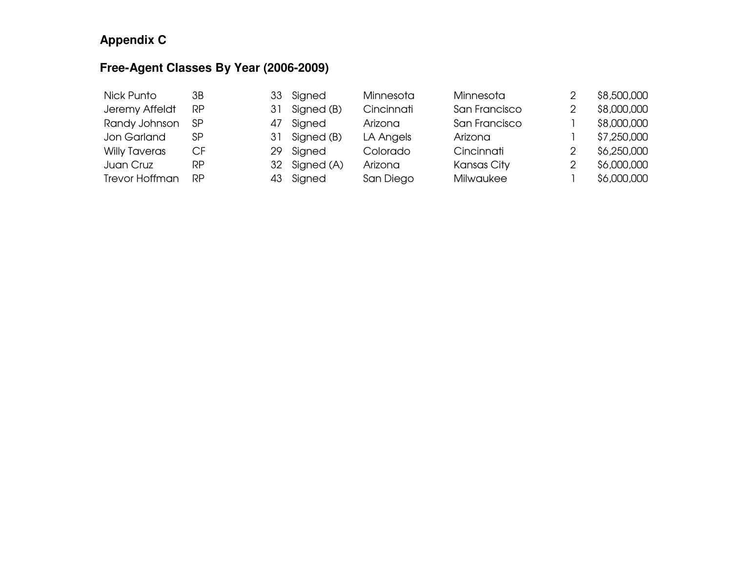**Appendix C**

**Free-Agent Classes By Year (2006-2009)**

| | | | | | | | |
|---|---|---|---|---|---|---|---|
| Nick Punto | 3B | 33 | Signed | Minnesota | Minnesota | 2 | $8,500,000 |
| Jeremy Affeldt | RP | 31 | Signed (B) | Cincinnati | San Francisco | 2 | $8,000,000 |
| Randy Johnson | SP | 47 | Signed | Arizona | San Francisco | 1 | $8,000,000 |
| Jon Garland | SP | 31 | Signed (B) | LA Angels | Arizona | 1 | $7,250,000 |
| Willy Taveras | CF | 29 | Signed | Colorado | Cincinnati | 2 | $6,250,000 |
| Juan Cruz | RP | 32 | Signed (A) | Arizona | Kansas City | 2 | $6,000,000 |
| Trevor Hoffman | RP | 43 | Signed | San Diego | Milwaukee | 1 | $6,000,000 |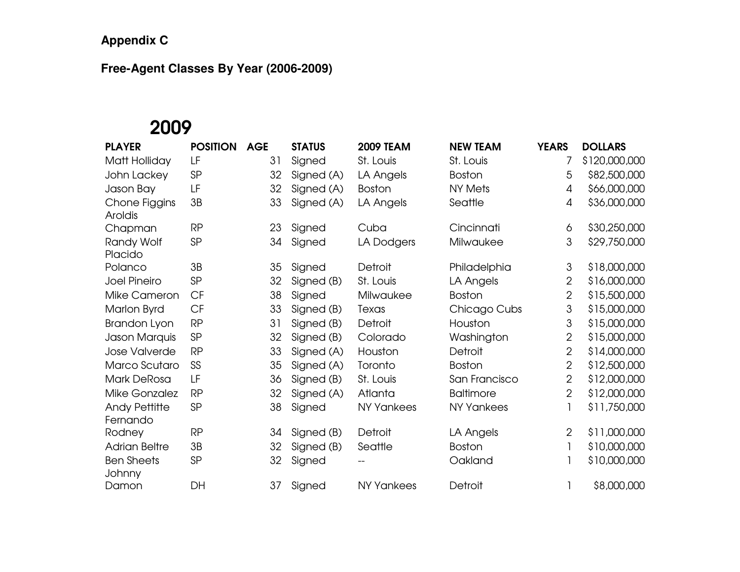**Appendix C**

**Free-Agent Classes By Year (2006-2009)**

## 2009

| PLAYER | POSITION | AGE | STATUS | 2009 TEAM | NEW TEAM | YEARS | DOLLARS |
|---|---|---|---|---|---|---|---|
| Matt Holliday | LF | 31 | Signed | St. Louis | St. Louis | 7 | $120,000,000 |
| John Lackey | SP | 32 | Signed (A) | LA Angels | Boston | 5 | $82,500,000 |
| Jason Bay | LF | 32 | Signed (A) | Boston | NY Mets | 4 | $66,000,000 |
| Chone Figgins | 3B | 33 | Signed (A) | LA Angels | Seattle | 4 | $36,000,000 |
| Aroldis Chapman | RP | 23 | Signed | Cuba | Cincinnati | 6 | $30,250,000 |
| Randy Wolf | SP | 34 | Signed | LA Dodgers | Milwaukee | 3 | $29,750,000 |
| Placido Polanco | 3B | 35 | Signed | Detroit | Philadelphia | 3 | $18,000,000 |
| Joel Pineiro | SP | 32 | Signed (B) | St. Louis | LA Angels | 2 | $16,000,000 |
| Mike Cameron | CF | 38 | Signed | Milwaukee | Boston | 2 | $15,500,000 |
| Marlon Byrd | CF | 33 | Signed (B) | Texas | Chicago Cubs | 3 | $15,000,000 |
| Brandon Lyon | RP | 31 | Signed (B) | Detroit | Houston | 3 | $15,000,000 |
| Jason Marquis | SP | 32 | Signed (B) | Colorado | Washington | 2 | $15,000,000 |
| Jose Valverde | RP | 33 | Signed (A) | Houston | Detroit | 2 | $14,000,000 |
| Marco Scutaro | SS | 35 | Signed (A) | Toronto | Boston | 2 | $12,500,000 |
| Mark DeRosa | LF | 36 | Signed (B) | St. Louis | San Francisco | 2 | $12,000,000 |
| Mike Gonzalez | RP | 32 | Signed (A) | Atlanta | Baltimore | 2 | $12,000,000 |
| Andy Pettitte | SP | 38 | Signed | NY Yankees | NY Yankees | 1 | $11,750,000 |
| Fernando Rodney | RP | 34 | Signed (B) | Detroit | LA Angels | 2 | $11,000,000 |
| Adrian Beltre | 3B | 32 | Signed (B) | Seattle | Boston | 1 | $10,000,000 |
| Ben Sheets | SP | 32 | Signed | -- | Oakland | 1 | $10,000,000 |
| Johnny Damon | DH | 37 | Signed | NY Yankees | Detroit | 1 | $8,000,000 |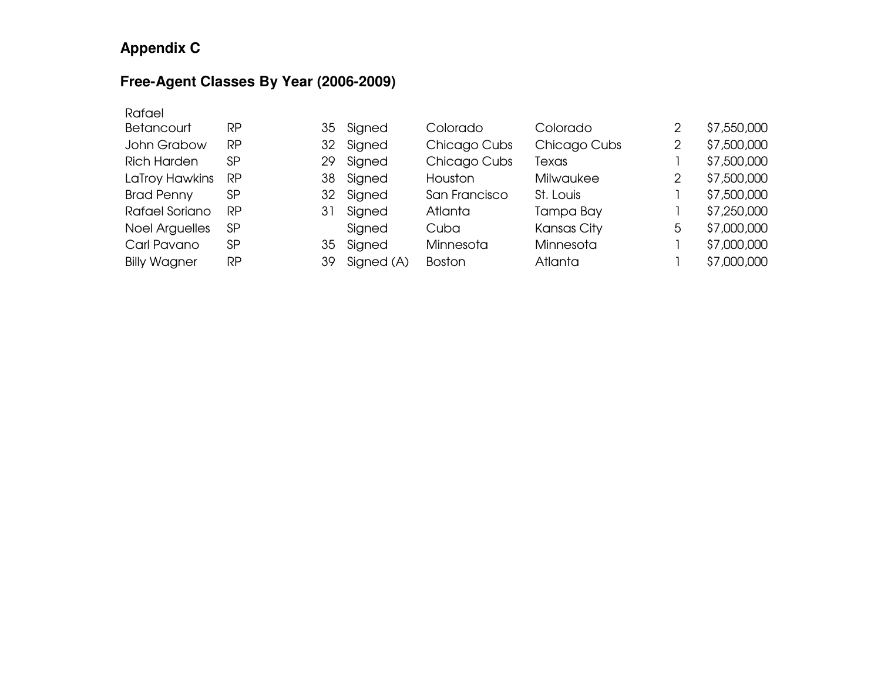**Appendix C**

**Free-Agent Classes By Year (2006-2009)**

| | | | | | | | |
|---|---|---|---|---|---|---|---|
| Rafael Betancourt | RP | 35 | Signed | Colorado | Colorado | 2 | $7,550,000 |
| John Grabow | RP | 32 | Signed | Chicago Cubs | Chicago Cubs | 2 | $7,500,000 |
| Rich Harden | SP | 29 | Signed | Chicago Cubs | Texas | 1 | $7,500,000 |
| LaTroy Hawkins | RP | 38 | Signed | Houston | Milwaukee | 2 | $7,500,000 |
| Brad Penny | SP | 32 | Signed | San Francisco | St. Louis | 1 | $7,500,000 |
| Rafael Soriano | RP | 31 | Signed | Atlanta | Tampa Bay | 1 | $7,250,000 |
| Noel Arguelles | SP | | Signed | Cuba | Kansas City | 5 | $7,000,000 |
| Carl Pavano | SP | 35 | Signed | Minnesota | Minnesota | 1 | $7,000,000 |
| Billy Wagner | RP | 39 | Signed (A) | Boston | Atlanta | 1 | $7,000,000 |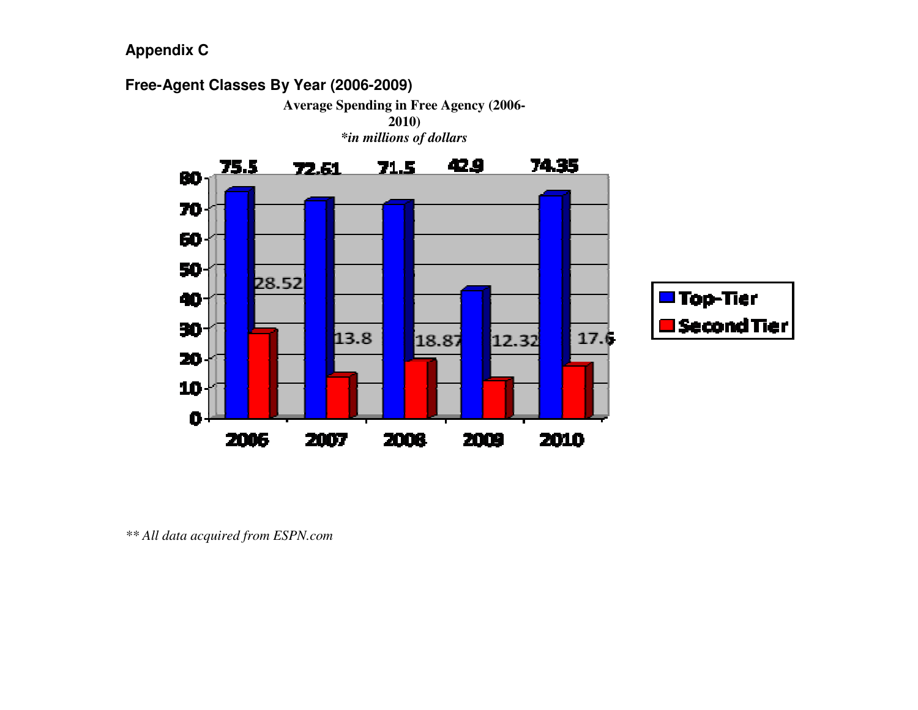**Appendix C**

**Free-Agent Classes By Year (2006-2009)**

**Average Spending in Free Agency (2006-2010)**
***in millions of dollars**

| Year | Top-Tier | Second Tier |
|---|---|---|
| 2006 | 75.5 | 28.52 |
| 2007 | 72.61 | 13.8 |
| 2008 | 71.5 | 18.87 |
| 2009 | 42.9 | 12.32 |
| 2010 | 74.35 | 17.6 |

*** All data acquired from ESPN.com*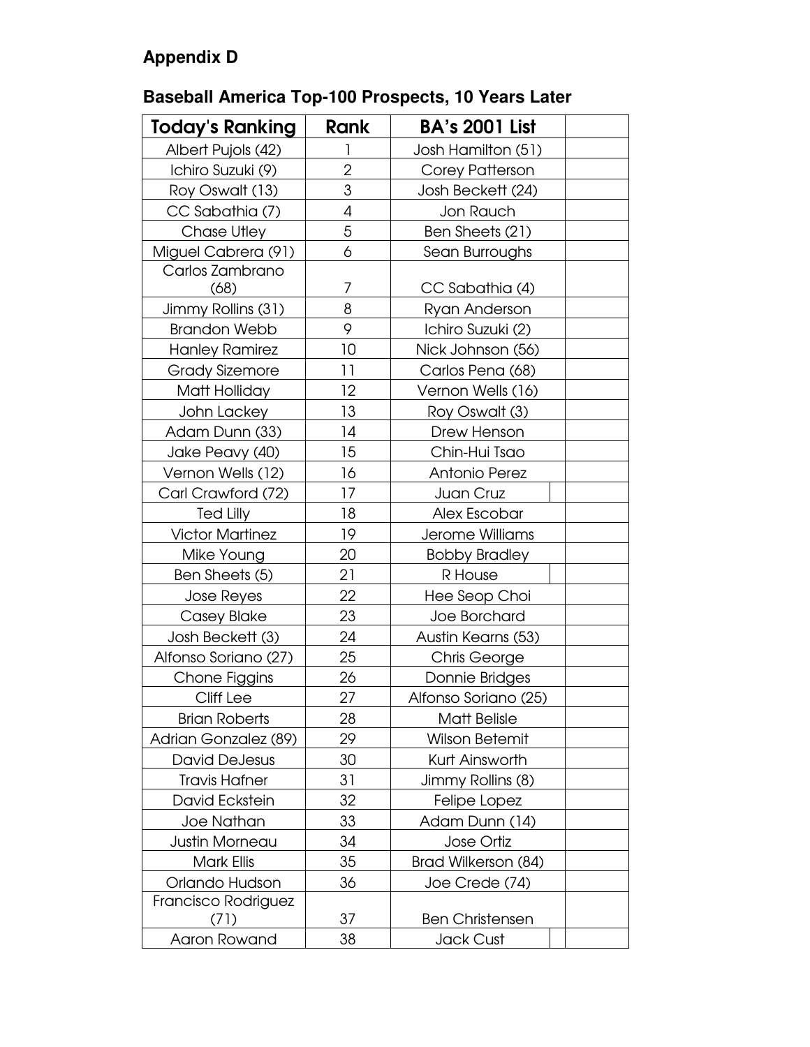## Appendix D

### Baseball America Top-100 Prospects, 10 Years Later

| Today's Ranking | Rank | BA's 2001 List | |
|---|---|---|---|
| Albert Pujols (42) | 1 | Josh Hamilton (51) | |
| Ichiro Suzuki (9) | 2 | Corey Patterson | |
| Roy Oswalt (13) | 3 | Josh Beckett (24) | |
| CC Sabathia (7) | 4 | Jon Rauch | |
| Chase Utley | 5 | Ben Sheets (21) | |
| Miguel Cabrera (91) | 6 | Sean Burroughs | |
| Carlos Zambrano (68) | 7 | CC Sabathia (4) | |
| Jimmy Rollins (31) | 8 | Ryan Anderson | |
| Brandon Webb | 9 | Ichiro Suzuki (2) | |
| Hanley Ramirez | 10 | Nick Johnson (56) | |
| Grady Sizemore | 11 | Carlos Pena (68) | |
| Matt Holliday | 12 | Vernon Wells (16) | |
| John Lackey | 13 | Roy Oswalt (3) | |
| Adam Dunn (33) | 14 | Drew Henson | |
| Jake Peavy (40) | 15 | Chin-Hui Tsao | |
| Vernon Wells (12) | 16 | Antonio Perez | |
| Carl Crawford (72) | 17 | Juan Cruz | |
| Ted Lilly | 18 | Alex Escobar | |
| Victor Martinez | 19 | Jerome Williams | |
| Mike Young | 20 | Bobby Bradley | |
| Ben Sheets (5) | 21 | R House | |
| Jose Reyes | 22 | Hee Seop Choi | |
| Casey Blake | 23 | Joe Borchard | |
| Josh Beckett (3) | 24 | Austin Kearns (53) | |
| Alfonso Soriano (27) | 25 | Chris George | |
| Chone Figgins | 26 | Donnie Bridges | |
| Cliff Lee | 27 | Alfonso Soriano (25) | |
| Brian Roberts | 28 | Matt Belisle | |
| Adrian Gonzalez (89) | 29 | Wilson Betemit | |
| David DeJesus | 30 | Kurt Ainsworth | |
| Travis Hafner | 31 | Jimmy Rollins (8) | |
| David Eckstein | 32 | Felipe Lopez | |
| Joe Nathan | 33 | Adam Dunn (14) | |
| Justin Morneau | 34 | Jose Ortiz | |
| Mark Ellis | 35 | Brad Wilkerson (84) | |
| Orlando Hudson | 36 | Joe Crede (74) | |
| Francisco Rodriguez (71) | 37 | Ben Christensen | |
| Aaron Rowand | 38 | Jack Cust | |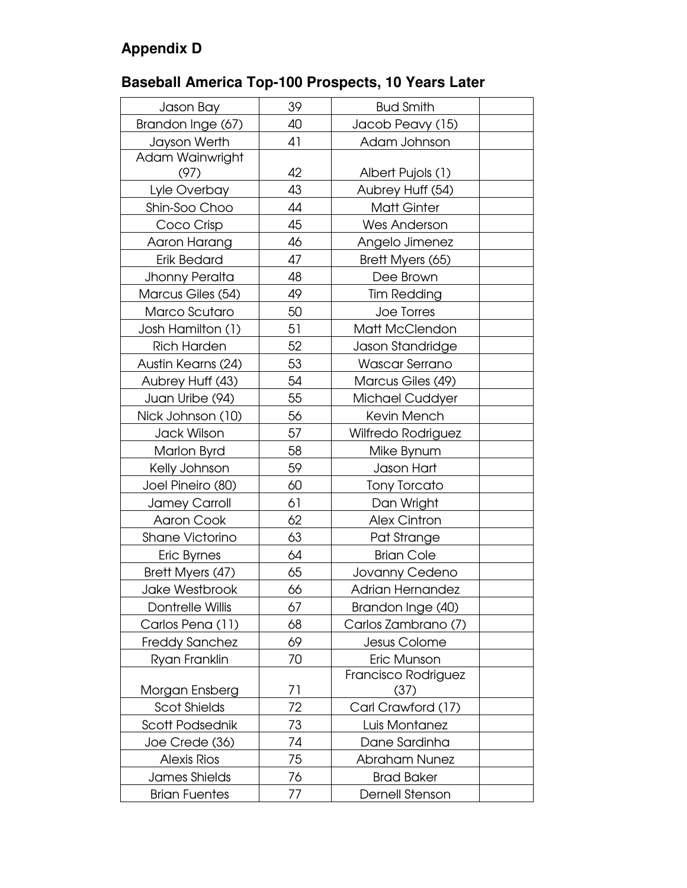## Appendix D

### Baseball America Top-100 Prospects, 10 Years Later

| | | | |
|---|---|---|---|
| Jason Bay | 39 | Bud Smith | |
| Brandon Inge (67) | 40 | Jacob Peavy (15) | |
| Jayson Werth | 41 | Adam Johnson | |
| Adam Wainwright (97) | 42 | Albert Pujols (1) | |
| Lyle Overbay | 43 | Aubrey Huff (54) | |
| Shin-Soo Choo | 44 | Matt Ginter | |
| Coco Crisp | 45 | Wes Anderson | |
| Aaron Harang | 46 | Angelo Jimenez | |
| Erik Bedard | 47 | Brett Myers (65) | |
| Jhonny Peralta | 48 | Dee Brown | |
| Marcus Giles (54) | 49 | Tim Redding | |
| Marco Scutaro | 50 | Joe Torres | |
| Josh Hamilton (1) | 51 | Matt McClendon | |
| Rich Harden | 52 | Jason Standridge | |
| Austin Kearns (24) | 53 | Wascar Serrano | |
| Aubrey Huff (43) | 54 | Marcus Giles (49) | |
| Juan Uribe (94) | 55 | Michael Cuddyer | |
| Nick Johnson (10) | 56 | Kevin Mench | |
| Jack Wilson | 57 | Wilfredo Rodriguez | |
| Marlon Byrd | 58 | Mike Bynum | |
| Kelly Johnson | 59 | Jason Hart | |
| Joel Pineiro (80) | 60 | Tony Torcato | |
| Jamey Carroll | 61 | Dan Wright | |
| Aaron Cook | 62 | Alex Cintron | |
| Shane Victorino | 63 | Pat Strange | |
| Eric Byrnes | 64 | Brian Cole | |
| Brett Myers (47) | 65 | Jovanny Cedeno | |
| Jake Westbrook | 66 | Adrian Hernandez | |
| Dontrelle Willis | 67 | Brandon Inge (40) | |
| Carlos Pena (11) | 68 | Carlos Zambrano (7) | |
| Freddy Sanchez | 69 | Jesus Colome | |
| Ryan Franklin | 70 | Eric Munson | |
| Morgan Ensberg | 71 | Francisco Rodriguez (37) | |
| Scot Shields | 72 | Carl Crawford (17) | |
| Scott Podsednik | 73 | Luis Montanez | |
| Joe Crede (36) | 74 | Dane Sardinha | |
| Alexis Rios | 75 | Abraham Nunez | |
| James Shields | 76 | Brad Baker | |
| Brian Fuentes | 77 | Dernell Stenson | |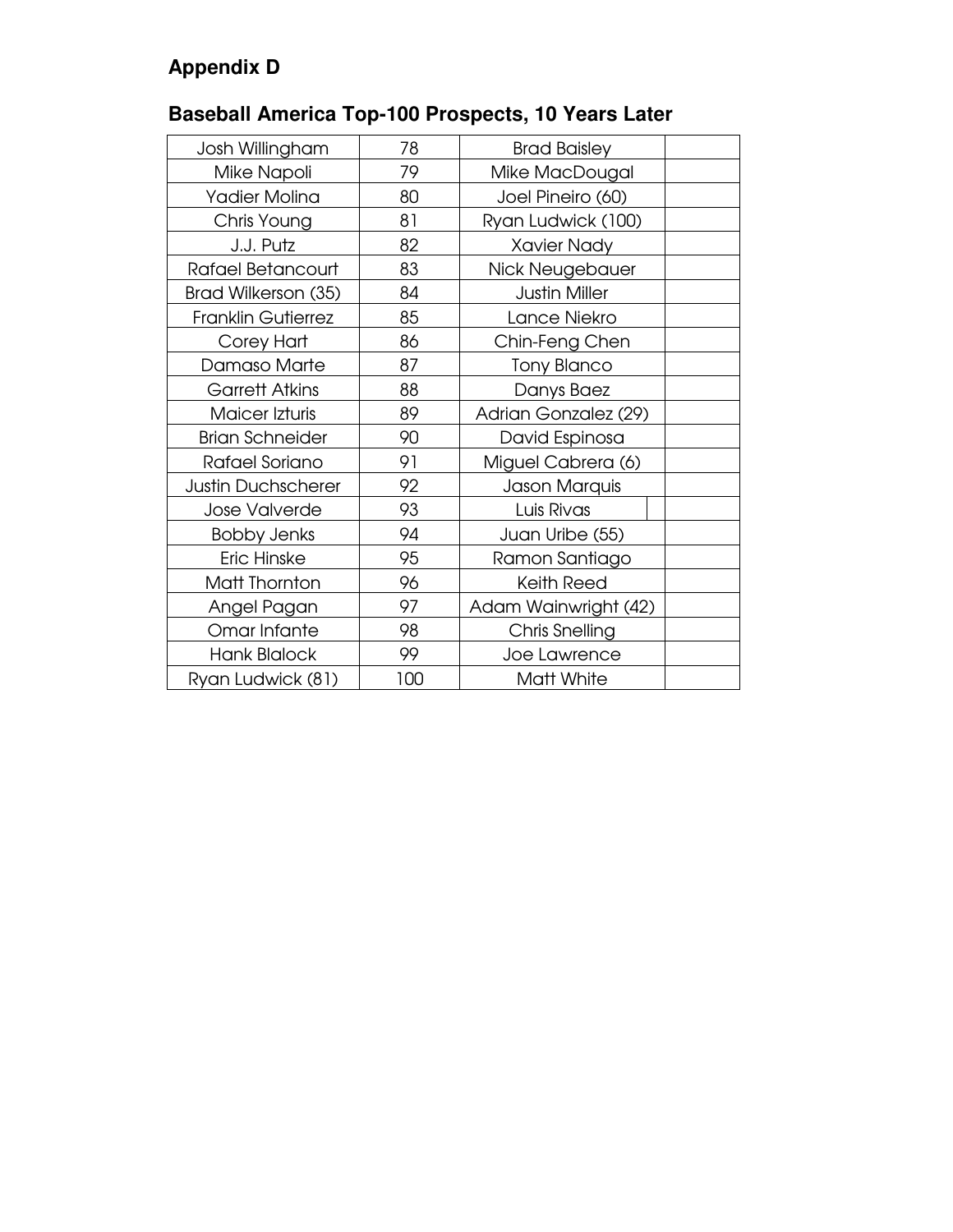## Appendix D

### Baseball America Top-100 Prospects, 10 Years Later

| | | | |
|---|---|---|---|
| Josh Willingham | 78 | Brad Baisley | |
| Mike Napoli | 79 | Mike MacDougal | |
| Yadier Molina | 80 | Joel Pineiro (60) | |
| Chris Young | 81 | Ryan Ludwick (100) | |
| J.J. Putz | 82 | Xavier Nady | |
| Rafael Betancourt | 83 | Nick Neugebauer | |
| Brad Wilkerson (35) | 84 | Justin Miller | |
| Franklin Gutierrez | 85 | Lance Niekro | |
| Corey Hart | 86 | Chin-Feng Chen | |
| Damaso Marte | 87 | Tony Blanco | |
| Garrett Atkins | 88 | Danys Baez | |
| Maicer Izturis | 89 | Adrian Gonzalez (29) | |
| Brian Schneider | 90 | David Espinosa | |
| Rafael Soriano | 91 | Miguel Cabrera (6) | |
| Justin Duchscherer | 92 | Jason Marquis | |
| Jose Valverde | 93 | Luis Rivas | |
| Bobby Jenks | 94 | Juan Uribe (55) | |
| Eric Hinske | 95 | Ramon Santiago | |
| Matt Thornton | 96 | Keith Reed | |
| Angel Pagan | 97 | Adam Wainwright (42) | |
| Omar Infante | 98 | Chris Snelling | |
| Hank Blalock | 99 | Joe Lawrence | |
| Ryan Ludwick (81) | 100 | Matt White | |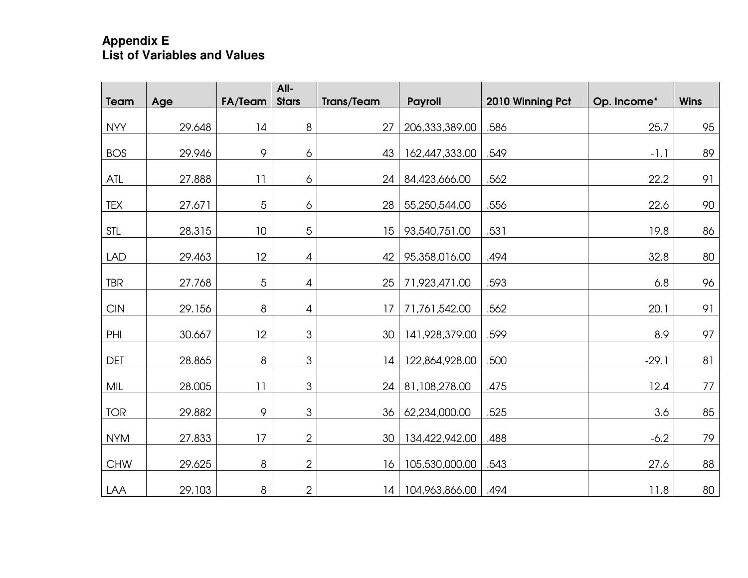**Appendix E**
**List of Variables and Values**

| Team | Age | FA/Team | All-Stars | Trans/Team | Payroll | 2010 Winning Pct | Op. Income* | Wins |
|---|---|---|---|---|---|---|---|---|
| NYY | 29.648 | 14 | 8 | 27 | 206,333,389.00 | .586 | 25.7 | 95 |
| BOS | 29.946 | 9 | 6 | 43 | 162,447,333.00 | .549 | -1.1 | 89 |
| ATL | 27.888 | 11 | 6 | 24 | 84,423,666.00 | .562 | 22.2 | 91 |
| TEX | 27.671 | 5 | 6 | 28 | 55,250,544.00 | .556 | 22.6 | 90 |
| STL | 28.315 | 10 | 5 | 15 | 93,540,751.00 | .531 | 19.8 | 86 |
| LAD | 29.463 | 12 | 4 | 42 | 95,358,016.00 | .494 | 32.8 | 80 |
| TBR | 27.768 | 5 | 4 | 25 | 71,923,471.00 | .593 | 6.8 | 96 |
| CIN | 29.156 | 8 | 4 | 17 | 71,761,542.00 | .562 | 20.1 | 91 |
| PHI | 30.667 | 12 | 3 | 30 | 141,928,379.00 | .599 | 8.9 | 97 |
| DET | 28.865 | 8 | 3 | 14 | 122,864,928.00 | .500 | -29.1 | 81 |
| MIL | 28.005 | 11 | 3 | 24 | 81,108,278.00 | .475 | 12.4 | 77 |
| TOR | 29.882 | 9 | 3 | 36 | 62,234,000.00 | .525 | 3.6 | 85 |
| NYM | 27.833 | 17 | 2 | 30 | 134,422,942.00 | .488 | -6.2 | 79 |
| CHW | 29.625 | 8 | 2 | 16 | 105,530,000.00 | .543 | 27.6 | 88 |
| LAA | 29.103 | 8 | 2 | 14 | 104,963,866.00 | .494 | 11.8 | 80 |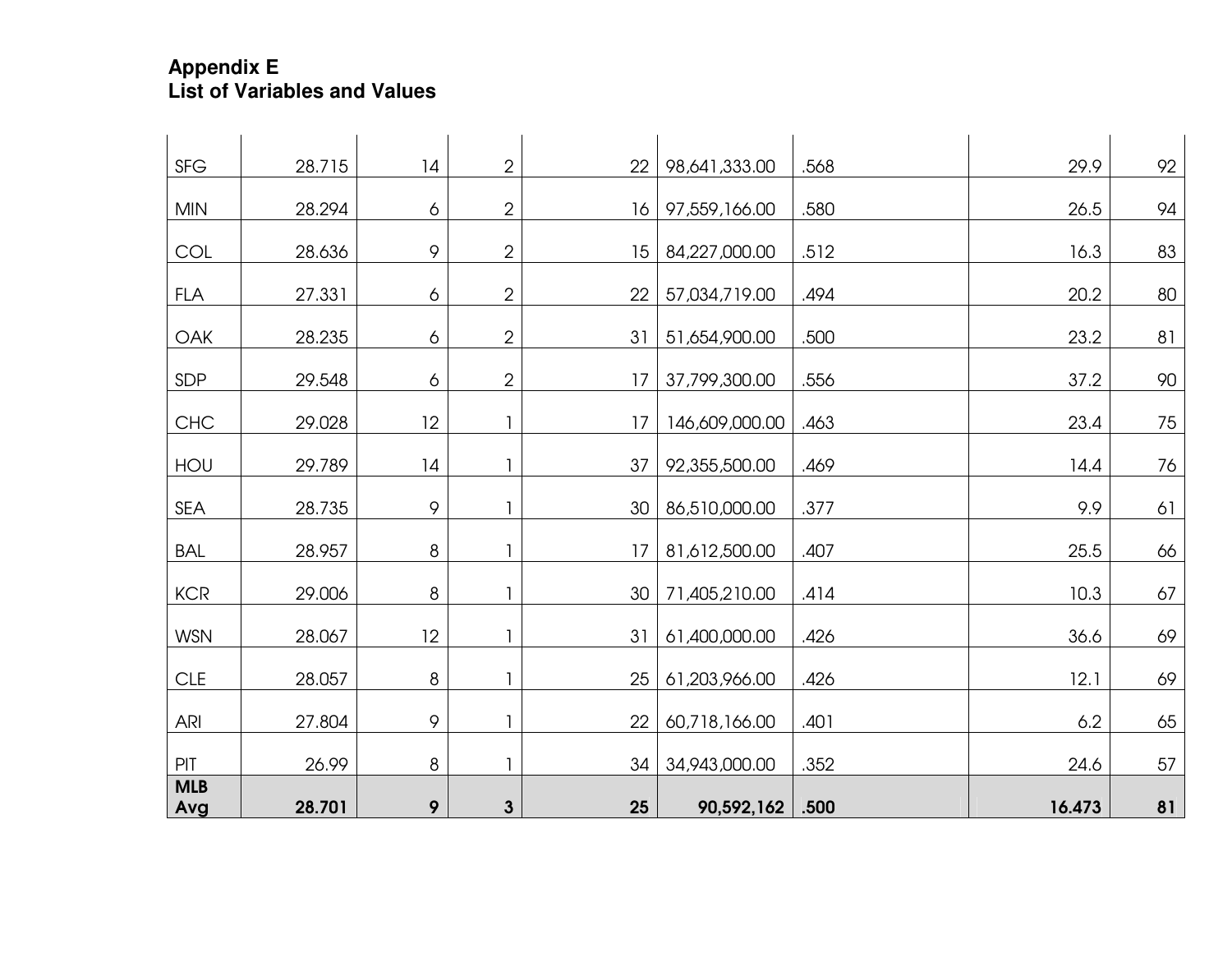## Appendix E
## List of Variables and Values

| | | | | | | | | |
|---|---|---|---|---|---|---|---|---|
| SFG | 28.715 | 14 | 2 | 22 | 98,641,333.00 | .568 | 29.9 | 92 |
| MIN | 28.294 | 6 | 2 | 16 | 97,559,166.00 | .580 | 26.5 | 94 |
| COL | 28.636 | 9 | 2 | 15 | 84,227,000.00 | .512 | 16.3 | 83 |
| FLA | 27.331 | 6 | 2 | 22 | 57,034,719.00 | .494 | 20.2 | 80 |
| OAK | 28.235 | 6 | 2 | 31 | 51,654,900.00 | .500 | 23.2 | 81 |
| SDP | 29.548 | 6 | 2 | 17 | 37,799,300.00 | .556 | 37.2 | 90 |
| CHC | 29.028 | 12 | 1 | 17 | 146,609,000.00 | .463 | 23.4 | 75 |
| HOU | 29.789 | 14 | 1 | 37 | 92,355,500.00 | .469 | 14.4 | 76 |
| SEA | 28.735 | 9 | 1 | 30 | 86,510,000.00 | .377 | 9.9 | 61 |
| BAL | 28.957 | 8 | 1 | 17 | 81,612,500.00 | .407 | 25.5 | 66 |
| KCR | 29.006 | 8 | 1 | 30 | 71,405,210.00 | .414 | 10.3 | 67 |
| WSN | 28.067 | 12 | 1 | 31 | 61,400,000.00 | .426 | 36.6 | 69 |
| CLE | 28.057 | 8 | 1 | 25 | 61,203,966.00 | .426 | 12.1 | 69 |
| ARI | 27.804 | 9 | 1 | 22 | 60,718,166.00 | .401 | 6.2 | 65 |
| PIT | 26.99 | 8 | 1 | 34 | 34,943,000.00 | .352 | 24.6 | 57 |
| **MLB Avg** | **28.701** | **9** | **3** | **25** | **90,592,162** | **.500** | **16.473** | **81** |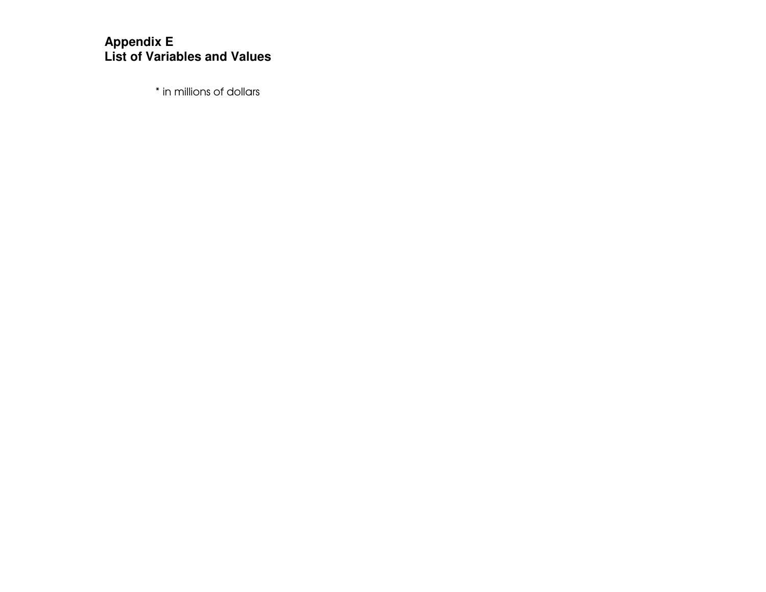# Appendix E
# List of Variables and Values

* in millions of dollars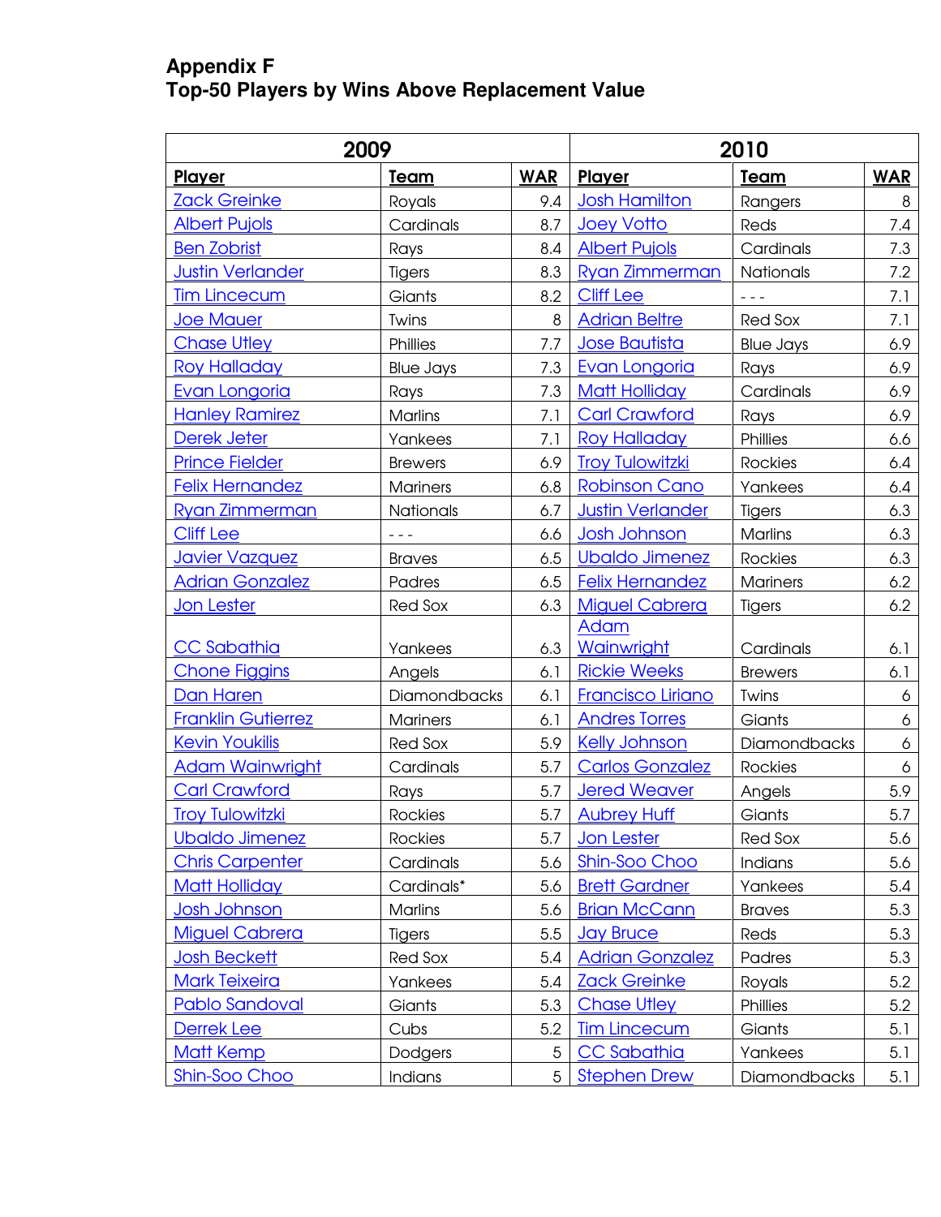**Appendix F**
**Top-50 Players by Wins Above Replacement Value**

| 2009 | | | 2010 | | |
|---|---|---|---|---|---|
| **Player** | **Team** | **WAR** | **Player** | **Team** | **WAR** |
| Zack Greinke | Royals | 9.4 | Josh Hamilton | Rangers | 8 |
| Albert Pujols | Cardinals | 8.7 | Joey Votto | Reds | 7.4 |
| Ben Zobrist | Rays | 8.4 | Albert Pujols | Cardinals | 7.3 |
| Justin Verlander | Tigers | 8.3 | Ryan Zimmerman | Nationals | 7.2 |
| Tim Lincecum | Giants | 8.2 | Cliff Lee | - - - | 7.1 |
| Joe Mauer | Twins | 8 | Adrian Beltre | Red Sox | 7.1 |
| Chase Utley | Phillies | 7.7 | Jose Bautista | Blue Jays | 6.9 |
| Roy Halladay | Blue Jays | 7.3 | Evan Longoria | Rays | 6.9 |
| Evan Longoria | Rays | 7.3 | Matt Holliday | Cardinals | 6.9 |
| Hanley Ramirez | Marlins | 7.1 | Carl Crawford | Rays | 6.9 |
| Derek Jeter | Yankees | 7.1 | Roy Halladay | Phillies | 6.6 |
| Prince Fielder | Brewers | 6.9 | Troy Tulowitzki | Rockies | 6.4 |
| Felix Hernandez | Mariners | 6.8 | Robinson Cano | Yankees | 6.4 |
| Ryan Zimmerman | Nationals | 6.7 | Justin Verlander | Tigers | 6.3 |
| Cliff Lee | - - - | 6.6 | Josh Johnson | Marlins | 6.3 |
| Javier Vazquez | Braves | 6.5 | Ubaldo Jimenez | Rockies | 6.3 |
| Adrian Gonzalez | Padres | 6.5 | Felix Hernandez | Mariners | 6.2 |
| Jon Lester | Red Sox | 6.3 | Miguel Cabrera | Tigers | 6.2 |
| CC Sabathia | Yankees | 6.3 | Adam Wainwright | Cardinals | 6.1 |
| Chone Figgins | Angels | 6.1 | Rickie Weeks | Brewers | 6.1 |
| Dan Haren | Diamondbacks | 6.1 | Francisco Liriano | Twins | 6 |
| Franklin Gutierrez | Mariners | 6.1 | Andres Torres | Giants | 6 |
| Kevin Youkilis | Red Sox | 5.9 | Kelly Johnson | Diamondbacks | 6 |
| Adam Wainwright | Cardinals | 5.7 | Carlos Gonzalez | Rockies | 6 |
| Carl Crawford | Rays | 5.7 | Jered Weaver | Angels | 5.9 |
| Troy Tulowitzki | Rockies | 5.7 | Aubrey Huff | Giants | 5.7 |
| Ubaldo Jimenez | Rockies | 5.7 | Jon Lester | Red Sox | 5.6 |
| Chris Carpenter | Cardinals | 5.6 | Shin-Soo Choo | Indians | 5.6 |
| Matt Holliday | Cardinals* | 5.6 | Brett Gardner | Yankees | 5.4 |
| Josh Johnson | Marlins | 5.6 | Brian McCann | Braves | 5.3 |
| Miguel Cabrera | Tigers | 5.5 | Jay Bruce | Reds | 5.3 |
| Josh Beckett | Red Sox | 5.4 | Adrian Gonzalez | Padres | 5.3 |
| Mark Teixeira | Yankees | 5.4 | Zack Greinke | Royals | 5.2 |
| Pablo Sandoval | Giants | 5.3 | Chase Utley | Phillies | 5.2 |
| Derrek Lee | Cubs | 5.2 | Tim Lincecum | Giants | 5.1 |
| Matt Kemp | Dodgers | 5 | CC Sabathia | Yankees | 5.1 |
| Shin-Soo Choo | Indians | 5 | Stephen Drew | Diamondbacks | 5.1 |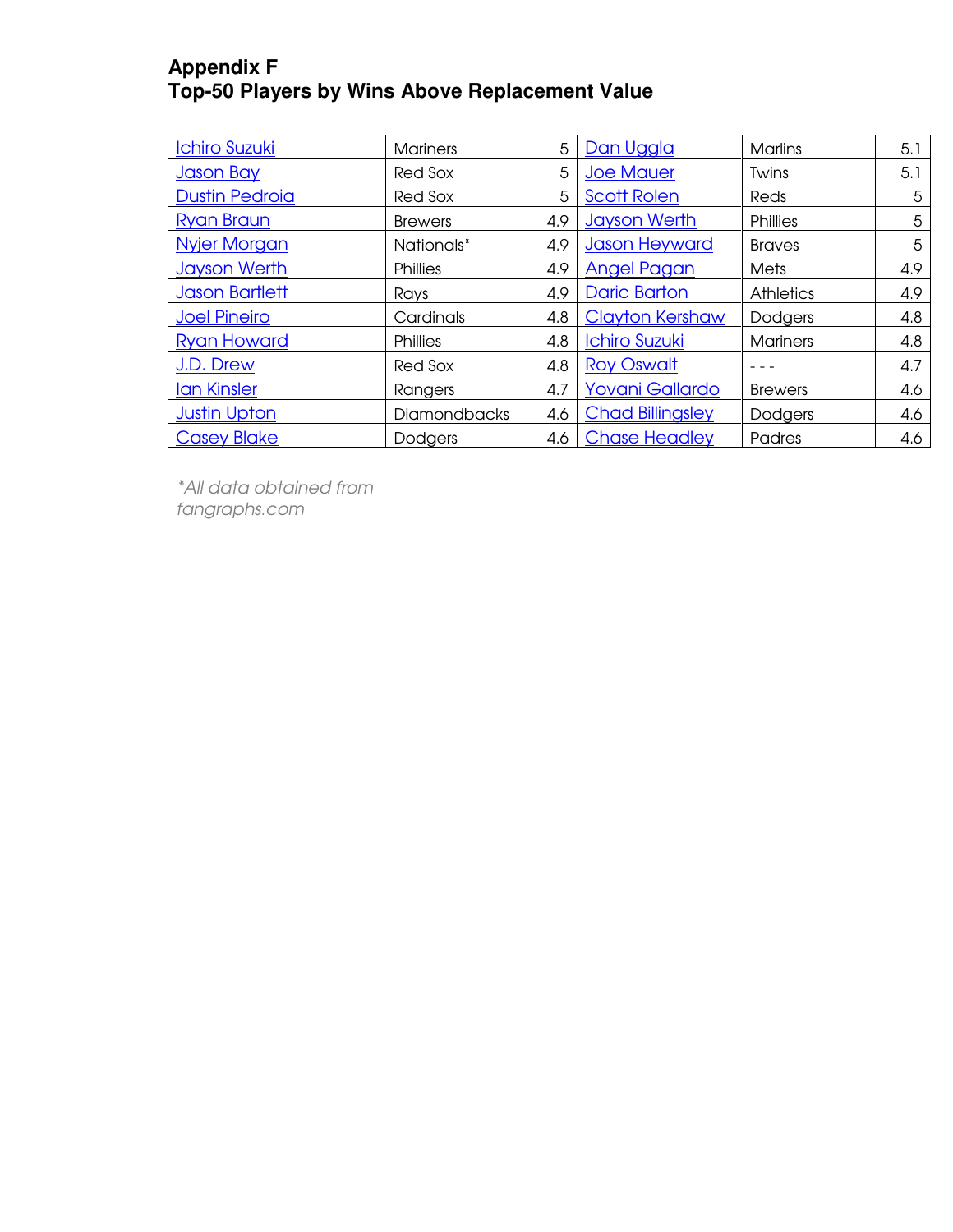## Appendix F
## Top-50 Players by Wins Above Replacement Value

| | | | | | |
|---|---|---|---|---|---|
| Ichiro Suzuki | Mariners | 5 | Dan Uggla | Marlins | 5.1 |
| Jason Bay | Red Sox | 5 | Joe Mauer | Twins | 5.1 |
| Dustin Pedroia | Red Sox | 5 | Scott Rolen | Reds | 5 |
| Ryan Braun | Brewers | 4.9 | Jayson Werth | Phillies | 5 |
| Nyjer Morgan | Nationals* | 4.9 | Jason Heyward | Braves | 5 |
| Jayson Werth | Phillies | 4.9 | Angel Pagan | Mets | 4.9 |
| Jason Bartlett | Rays | 4.9 | Daric Barton | Athletics | 4.9 |
| Joel Pineiro | Cardinals | 4.8 | Clayton Kershaw | Dodgers | 4.8 |
| Ryan Howard | Phillies | 4.8 | Ichiro Suzuki | Mariners | 4.8 |
| J.D. Drew | Red Sox | 4.8 | Roy Oswalt | - - - | 4.7 |
| Ian Kinsler | Rangers | 4.7 | Yovani Gallardo | Brewers | 4.6 |
| Justin Upton | Diamondbacks | 4.6 | Chad Billingsley | Dodgers | 4.6 |
| Casey Blake | Dodgers | 4.6 | Chase Headley | Padres | 4.6 |

*\*All data obtained from fangraphs.com*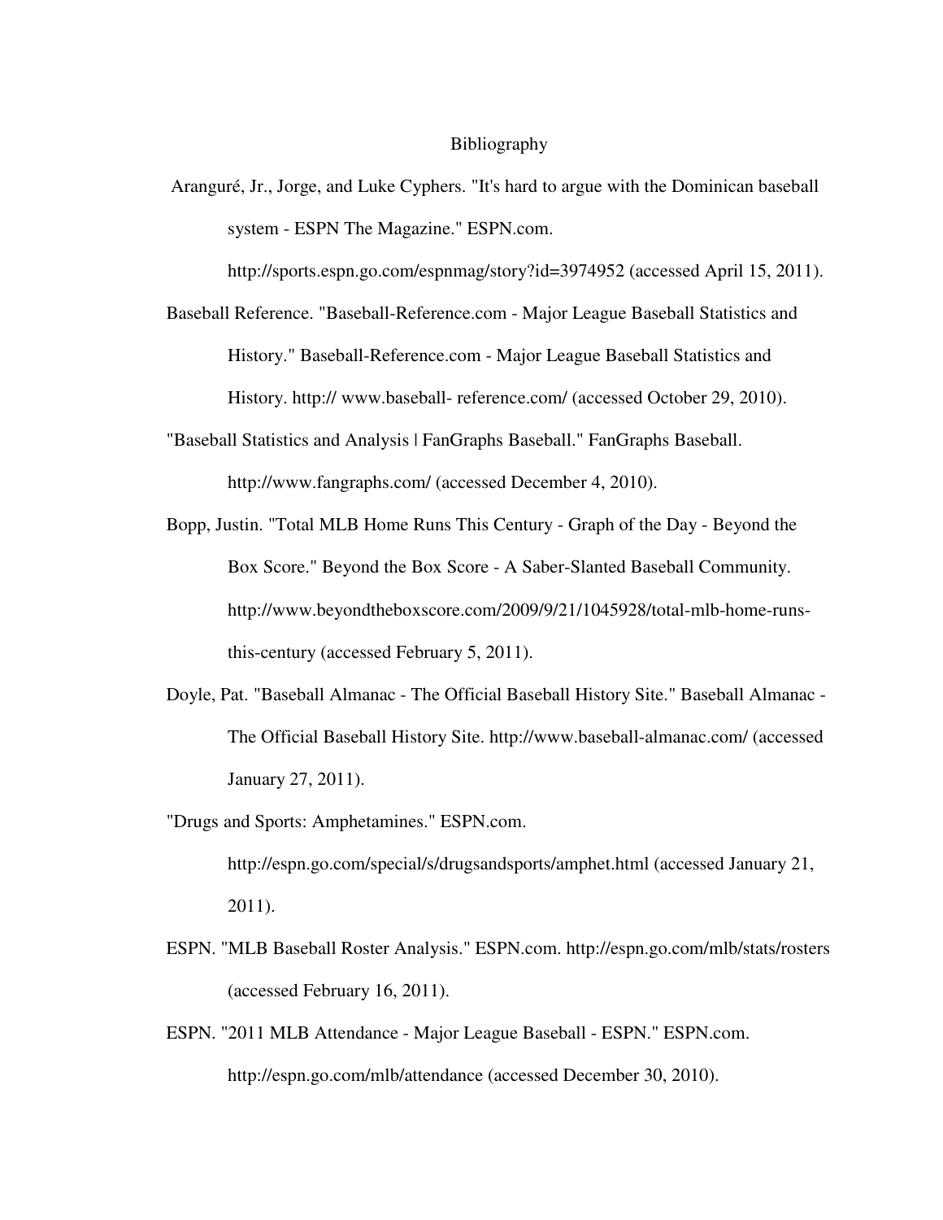# Bibliography

Aranguré, Jr., Jorge, and Luke Cyphers. "It's hard to argue with the Dominican baseball system - ESPN The Magazine." ESPN.com. http://sports.espn.go.com/espnmag/story?id=3974952 (accessed April 15, 2011).

Baseball Reference. "Baseball-Reference.com - Major League Baseball Statistics and History." Baseball-Reference.com - Major League Baseball Statistics and History. http:// www.baseball- reference.com/ (accessed October 29, 2010).

"Baseball Statistics and Analysis | FanGraphs Baseball." FanGraphs Baseball. http://www.fangraphs.com/ (accessed December 4, 2010).

Bopp, Justin. "Total MLB Home Runs This Century - Graph of the Day - Beyond the Box Score." Beyond the Box Score - A Saber-Slanted Baseball Community. http://www.beyondtheboxscore.com/2009/9/21/1045928/total-mlb-home-runs-this-century (accessed February 5, 2011).

Doyle, Pat. "Baseball Almanac - The Official Baseball History Site." Baseball Almanac - The Official Baseball History Site. http://www.baseball-almanac.com/ (accessed January 27, 2011).

"Drugs and Sports: Amphetamines." ESPN.com. http://espn.go.com/special/s/drugsandsports/amphet.html (accessed January 21, 2011).

ESPN. "MLB Baseball Roster Analysis." ESPN.com. http://espn.go.com/mlb/stats/rosters (accessed February 16, 2011).

ESPN. "2011 MLB Attendance - Major League Baseball - ESPN." ESPN.com. http://espn.go.com/mlb/attendance (accessed December 30, 2010).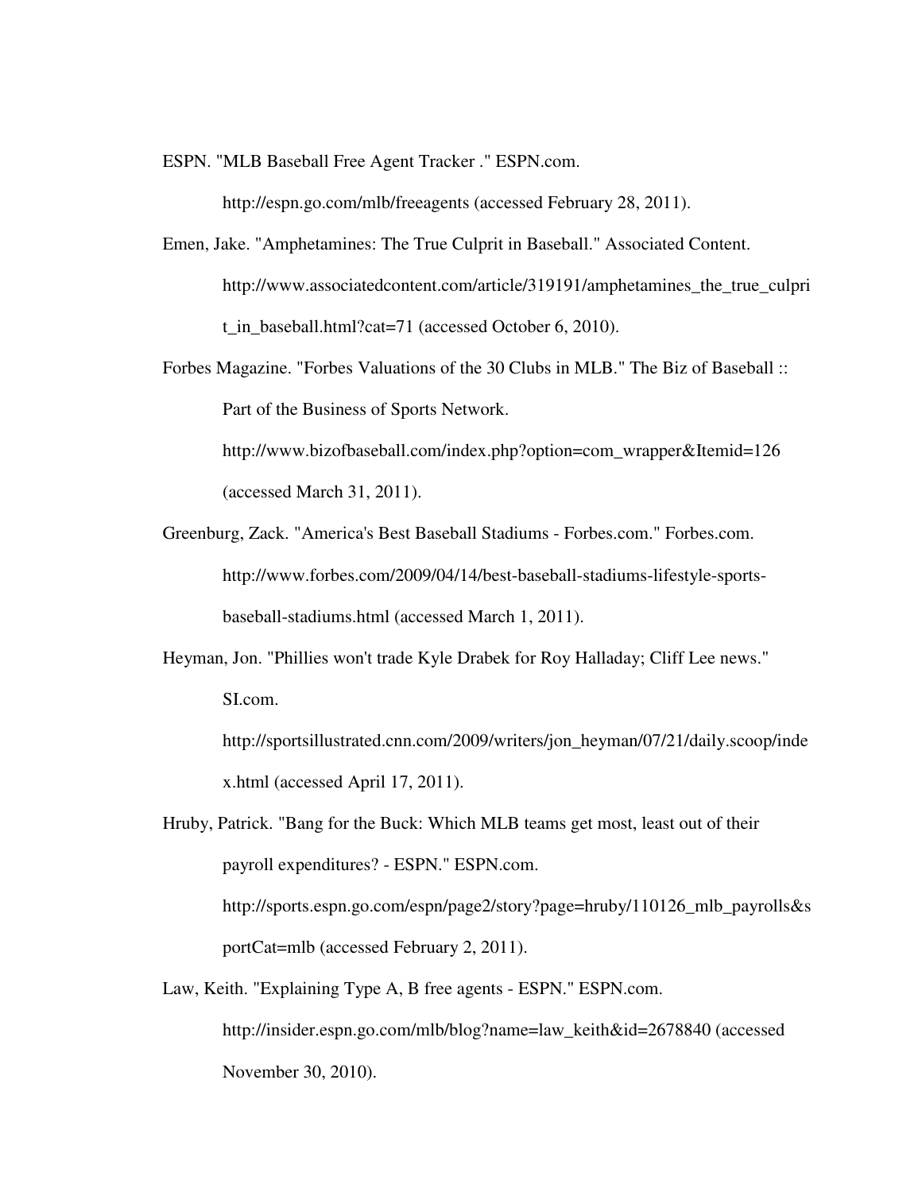ESPN. "MLB Baseball Free Agent Tracker ." ESPN.com. http://espn.go.com/mlb/freeagents (accessed February 28, 2011).

Emen, Jake. "Amphetamines: The True Culprit in Baseball." Associated Content. http://www.associatedcontent.com/article/319191/amphetamines_the_true_culprit_in_baseball.html?cat=71 (accessed October 6, 2010).

Forbes Magazine. "Forbes Valuations of the 30 Clubs in MLB." The Biz of Baseball :: Part of the Business of Sports Network. http://www.bizofbaseball.com/index.php?option=com_wrapper&Itemid=126 (accessed March 31, 2011).

Greenburg, Zack. "America's Best Baseball Stadiums - Forbes.com." Forbes.com. http://www.forbes.com/2009/04/14/best-baseball-stadiums-lifestyle-sports-baseball-stadiums.html (accessed March 1, 2011).

Heyman, Jon. "Phillies won't trade Kyle Drabek for Roy Halladay; Cliff Lee news." SI.com. http://sportsillustrated.cnn.com/2009/writers/jon_heyman/07/21/daily.scoop/index.html (accessed April 17, 2011).

Hruby, Patrick. "Bang for the Buck: Which MLB teams get most, least out of their payroll expenditures? - ESPN." ESPN.com. http://sports.espn.go.com/espn/page2/story?page=hruby/110126_mlb_payrolls&sportCat=mlb (accessed February 2, 2011).

Law, Keith. "Explaining Type A, B free agents - ESPN." ESPN.com. http://insider.espn.go.com/mlb/blog?name=law_keith&id=2678840 (accessed November 30, 2010).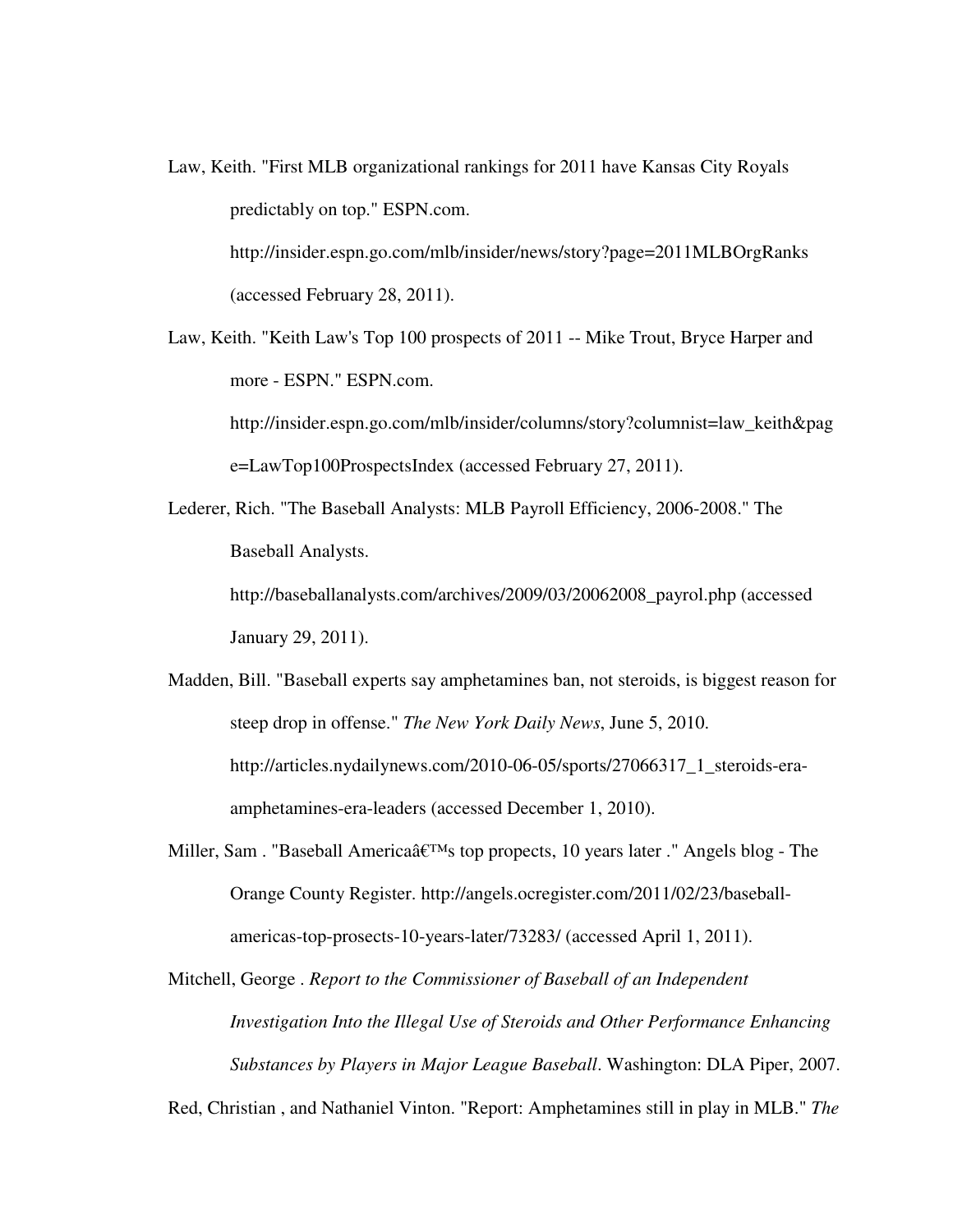Law, Keith. "First MLB organizational rankings for 2011 have Kansas City Royals predictably on top." ESPN.com. http://insider.espn.go.com/mlb/insider/news/story?page=2011MLBOrgRanks (accessed February 28, 2011).

Law, Keith. "Keith Law's Top 100 prospects of 2011 -- Mike Trout, Bryce Harper and more - ESPN." ESPN.com. http://insider.espn.go.com/mlb/insider/columns/story?columnist=law_keith&page=LawTop100ProspectsIndex (accessed February 27, 2011).

Lederer, Rich. "The Baseball Analysts: MLB Payroll Efficiency, 2006-2008." The Baseball Analysts. http://baseballanalysts.com/archives/2009/03/20062008_payrol.php (accessed January 29, 2011).

Madden, Bill. "Baseball experts say amphetamines ban, not steroids, is biggest reason for steep drop in offense." *The New York Daily News*, June 5, 2010. http://articles.nydailynews.com/2010-06-05/sports/27066317_1_steroids-era-amphetamines-era-leaders (accessed December 1, 2010).

Miller, Sam . "Baseball Americaâ€™s top propects, 10 years later ." Angels blog - The Orange County Register. http://angels.ocregister.com/2011/02/23/baseball-americas-top-prosects-10-years-later/73283/ (accessed April 1, 2011).

Mitchell, George . *Report to the Commissioner of Baseball of an Independent Investigation Into the Illegal Use of Steroids and Other Performance Enhancing Substances by Players in Major League Baseball*. Washington: DLA Piper, 2007.

Red, Christian , and Nathaniel Vinton. "Report: Amphetamines still in play in MLB." *The*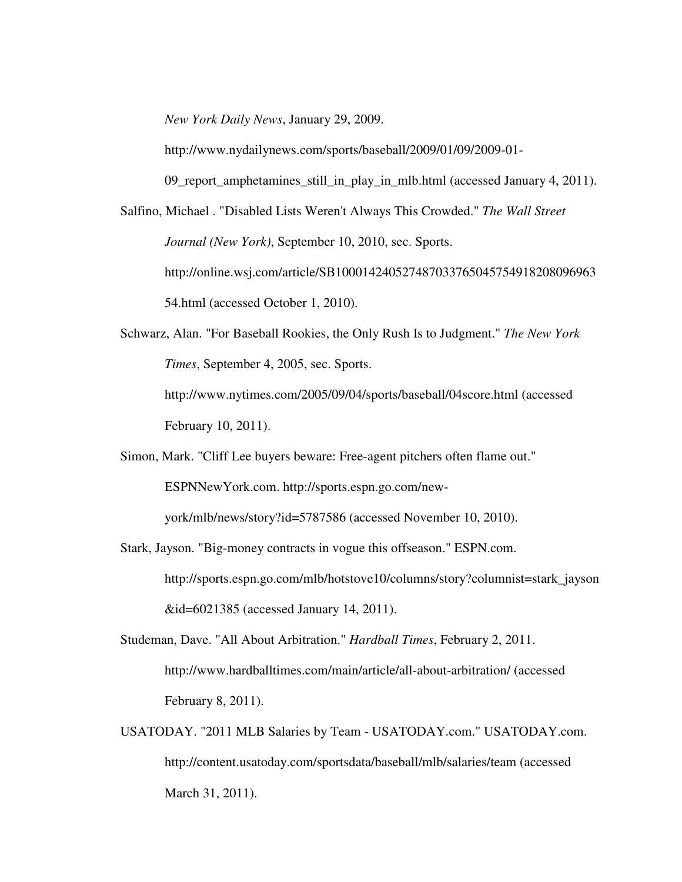*New York Daily News*, January 29, 2009. http://www.nydailynews.com/sports/baseball/2009/01/09/2009-01-09_report_amphetamines_still_in_play_in_mlb.html (accessed January 4, 2011).

Salfino, Michael . "Disabled Lists Weren't Always This Crowded." *The Wall Street Journal (New York)*, September 10, 2010, sec. Sports. http://online.wsj.com/article/SB10001424052748703376504575491820809696354.html (accessed October 1, 2010).

Schwarz, Alan. "For Baseball Rookies, the Only Rush Is to Judgment." *The New York Times*, September 4, 2005, sec. Sports. http://www.nytimes.com/2005/09/04/sports/baseball/04score.html (accessed February 10, 2011).

Simon, Mark. "Cliff Lee buyers beware: Free-agent pitchers often flame out." ESPNNewYork.com. http://sports.espn.go.com/new-york/mlb/news/story?id=5787586 (accessed November 10, 2010).

Stark, Jayson. "Big-money contracts in vogue this offseason." ESPN.com. http://sports.espn.go.com/mlb/hotstove10/columns/story?columnist=stark_jayson&id=6021385 (accessed January 14, 2011).

Studeman, Dave. "All About Arbitration." *Hardball Times*, February 2, 2011. http://www.hardballtimes.com/main/article/all-about-arbitration/ (accessed February 8, 2011).

USATODAY. "2011 MLB Salaries by Team - USATODAY.com." USATODAY.com. http://content.usatoday.com/sportsdata/baseball/mlb/salaries/team (accessed March 31, 2011).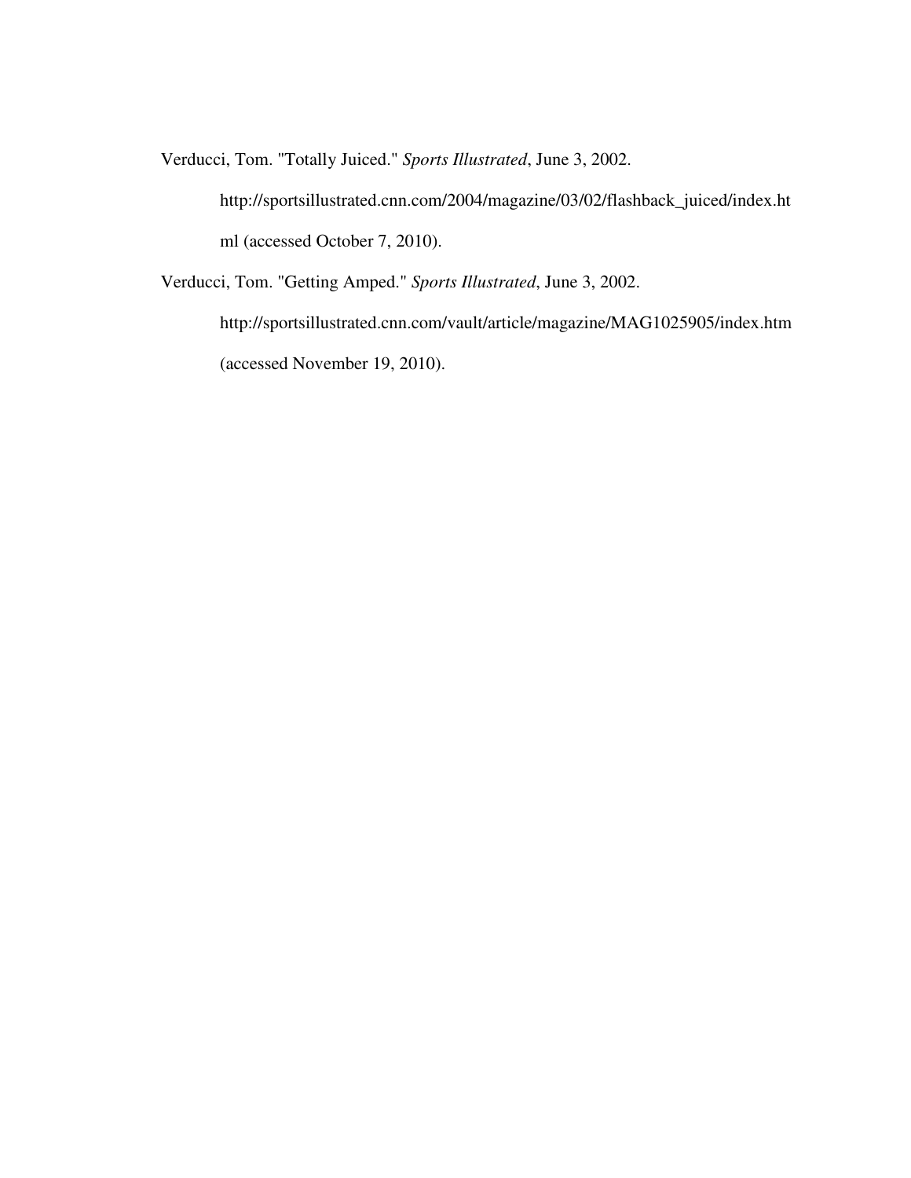Verducci, Tom. "Totally Juiced." *Sports Illustrated*, June 3, 2002. http://sportsillustrated.cnn.com/2004/magazine/03/02/flashback_juiced/index.html (accessed October 7, 2010).

Verducci, Tom. "Getting Amped." *Sports Illustrated*, June 3, 2002. http://sportsillustrated.cnn.com/vault/article/magazine/MAG1025905/index.htm (accessed November 19, 2010).